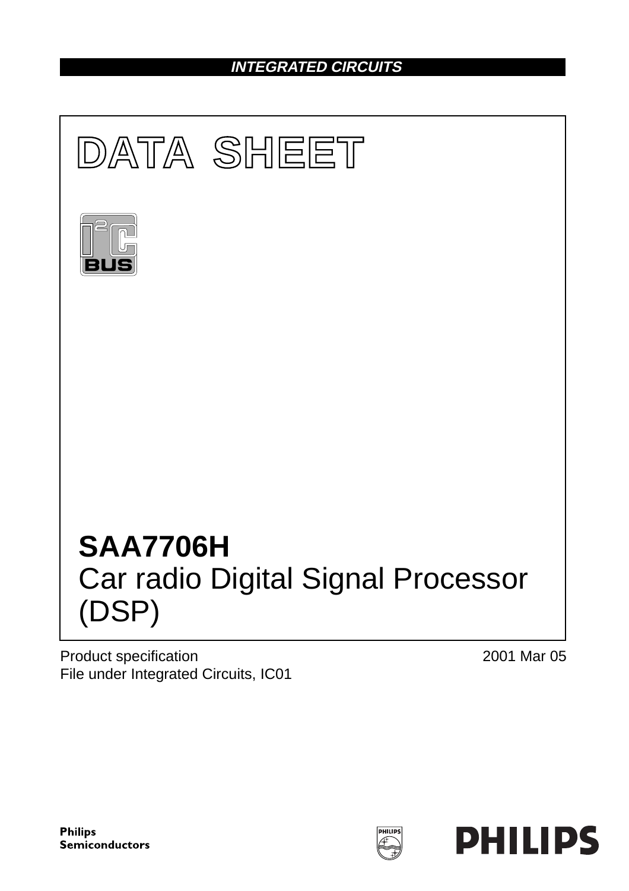**INTEGRATED CIRCUITS**

# DATA SHEET

# SAA7706H
## Car radio Digital Signal Processor (DSP)

Product specification
File under Integrated Circuits, IC01

2001 Mar 05

Philips Semiconductors

PHILIPS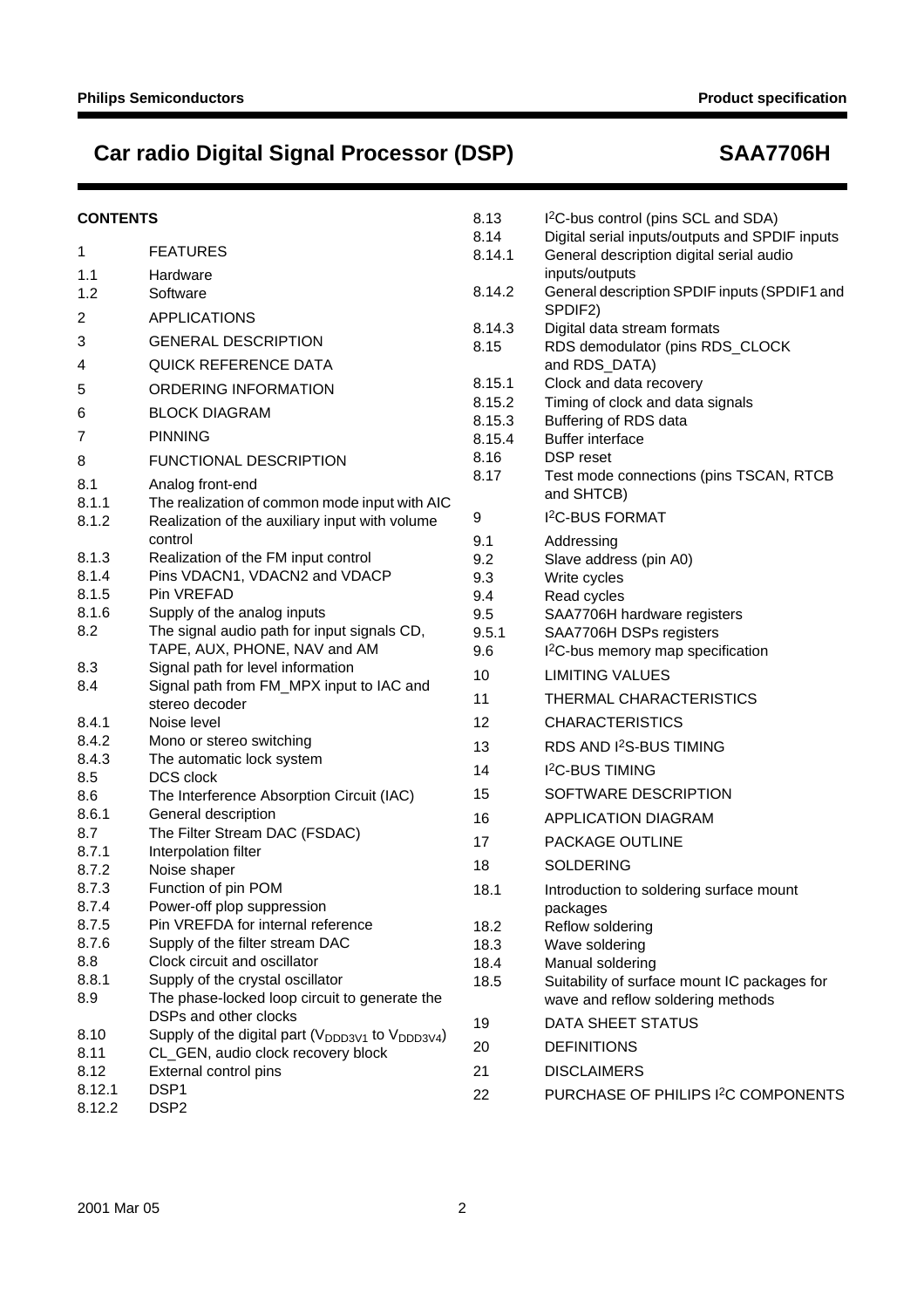## CONTENTS

| | |
|---|---|
| 1 | FEATURES |
| 1.1 | Hardware |
| 1.2 | Software |
| 2 | APPLICATIONS |
| 3 | GENERAL DESCRIPTION |
| 4 | QUICK REFERENCE DATA |
| 5 | ORDERING INFORMATION |
| 6 | BLOCK DIAGRAM |
| 7 | PINNING |
| 8 | FUNCTIONAL DESCRIPTION |
| 8.1 | Analog front-end |
| 8.1.1 | The realization of common mode input with AIC |
| 8.1.2 | Realization of the auxiliary input with volume control |
| 8.1.3 | Realization of the FM input control |
| 8.1.4 | Pins VDACN1, VDACN2 and VDACP |
| 8.1.5 | Pin VREFAD |
| 8.1.6 | Supply of the analog inputs |
| 8.2 | The signal audio path for input signals CD, TAPE, AUX, PHONE, NAV and AM |
| 8.3 | Signal path for level information |
| 8.4 | Signal path from FM_MPX input to IAC and stereo decoder |
| 8.4.1 | Noise level |
| 8.4.2 | Mono or stereo switching |
| 8.4.3 | The automatic lock system |
| 8.5 | DCS clock |
| 8.6 | The Interference Absorption Circuit (IAC) |
| 8.6.1 | General description |
| 8.7 | The Filter Stream DAC (FSDAC) |
| 8.7.1 | Interpolation filter |
| 8.7.2 | Noise shaper |
| 8.7.3 | Function of pin POM |
| 8.7.4 | Power-off plop suppression |
| 8.7.5 | Pin VREFDA for internal reference |
| 8.7.6 | Supply of the filter stream DAC |
| 8.8 | Clock circuit and oscillator |
| 8.8.1 | Supply of the crystal oscillator |
| 8.9 | The phase-locked loop circuit to generate the DSPs and other clocks |
| 8.10 | Supply of the digital part ($V_{DDD3V1}$ to $V_{DDD3V4}$) |
| 8.11 | CL_GEN, audio clock recovery block |
| 8.12 | External control pins |
| 8.12.1 | DSP1 |
| 8.12.2 | DSP2 |
| 8.13 | I$^2$C-bus control (pins SCL and SDA) |
| 8.14 | Digital serial inputs/outputs and SPDIF inputs |
| 8.14.1 | General description digital serial audio inputs/outputs |
| 8.14.2 | General description SPDIF inputs (SPDIF1 and SPDIF2) |
| 8.14.3 | Digital data stream formats |
| 8.15 | RDS demodulator (pins RDS_CLOCK and RDS_DATA) |
| 8.15.1 | Clock and data recovery |
| 8.15.2 | Timing of clock and data signals |
| 8.15.3 | Buffering of RDS data |
| 8.15.4 | Buffer interface |
| 8.16 | DSP reset |
| 8.17 | Test mode connections (pins TSCAN, RTCB and SHTCB) |
| 9 | I$^2$C-BUS FORMAT |
| 9.1 | Addressing |
| 9.2 | Slave address (pin A0) |
| 9.3 | Write cycles |
| 9.4 | Read cycles |
| 9.5 | SAA7706H hardware registers |
| 9.5.1 | SAA7706H DSPs registers |
| 9.6 | I$^2$C-bus memory map specification |
| 10 | LIMITING VALUES |
| 11 | THERMAL CHARACTERISTICS |
| 12 | CHARACTERISTICS |
| 13 | RDS AND I$^2$S-BUS TIMING |
| 14 | I$^2$C-BUS TIMING |
| 15 | SOFTWARE DESCRIPTION |
| 16 | APPLICATION DIAGRAM |
| 17 | PACKAGE OUTLINE |
| 18 | SOLDERING |
| 18.1 | Introduction to soldering surface mount packages |
| 18.2 | Reflow soldering |
| 18.3 | Wave soldering |
| 18.4 | Manual soldering |
| 18.5 | Suitability of surface mount IC packages for wave and reflow soldering methods |
| 19 | DATA SHEET STATUS |
| 20 | DEFINITIONS |
| 21 | DISCLAIMERS |
| 22 | PURCHASE OF PHILIPS I$^2$C COMPONENTS |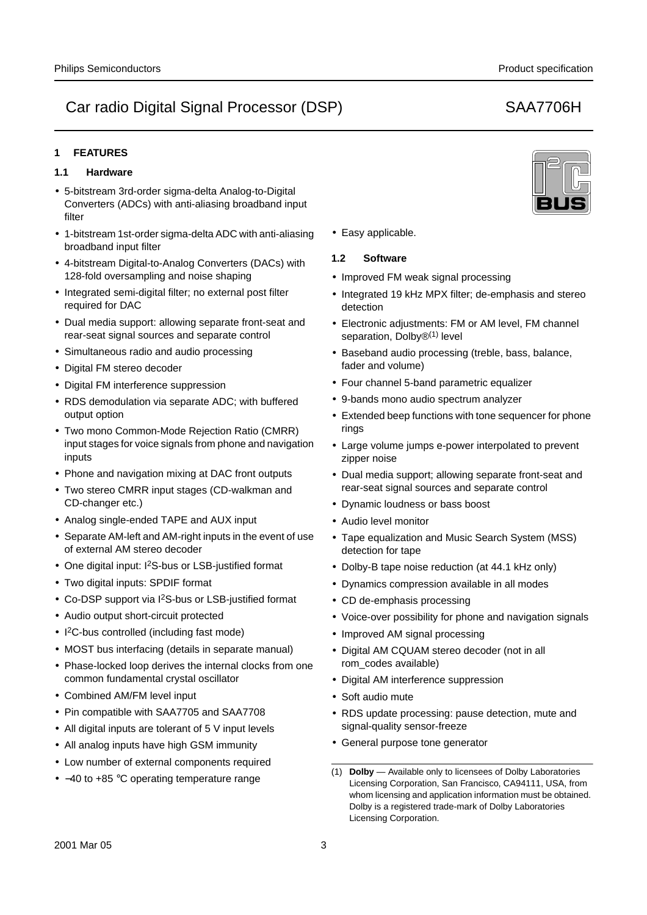# Car radio Digital Signal Processor (DSP) — SAA7706H

## 1 FEATURES

### 1.1 Hardware

- 5-bitstream 3rd-order sigma-delta Analog-to-Digital Converters (ADCs) with anti-aliasing broadband input filter
- 1-bitstream 1st-order sigma-delta ADC with anti-aliasing broadband input filter
- 4-bitstream Digital-to-Analog Converters (DACs) with 128-fold oversampling and noise shaping
- Integrated semi-digital filter; no external post filter required for DAC
- Dual media support: allowing separate front-seat and rear-seat signal sources and separate control
- Simultaneous radio and audio processing
- Digital FM stereo decoder
- Digital FM interference suppression
- RDS demodulation via separate ADC; with buffered output option
- Two mono Common-Mode Rejection Ratio (CMRR) input stages for voice signals from phone and navigation inputs
- Phone and navigation mixing at DAC front outputs
- Two stereo CMRR input stages (CD-walkman and CD-changer etc.)
- Analog single-ended TAPE and AUX input
- Separate AM-left and AM-right inputs in the event of use of external AM stereo decoder
- One digital input: $I^2S$-bus or LSB-justified format
- Two digital inputs: SPDIF format
- Co-DSP support via $I^2S$-bus or LSB-justified format
- Audio output short-circuit protected
- $I^2C$-bus controlled (including fast mode)
- MOST bus interfacing (details in separate manual)
- Phase-locked loop derives the internal clocks from one common fundamental crystal oscillator
- Combined AM/FM level input
- Pin compatible with SAA7705 and SAA7708
- All digital inputs are tolerant of 5 V input levels
- All analog inputs have high GSM immunity
- Low number of external components required
- −40 to +85 °C operating temperature range
- Easy applicable.

### 1.2 Software

- Improved FM weak signal processing
- Integrated 19 kHz MPX filter; de-emphasis and stereo detection
- Electronic adjustments: FM or AM level, FM channel separation, Dolby®(1) level
- Baseband audio processing (treble, bass, balance, fader and volume)
- Four channel 5-band parametric equalizer
- 9-bands mono audio spectrum analyzer
- Extended beep functions with tone sequencer for phone rings
- Large volume jumps e-power interpolated to prevent zipper noise
- Dual media support; allowing separate front-seat and rear-seat signal sources and separate control
- Dynamic loudness or bass boost
- Audio level monitor
- Tape equalization and Music Search System (MSS) detection for tape
- Dolby-B tape noise reduction (at 44.1 kHz only)
- Dynamics compression available in all modes
- CD de-emphasis processing
- Voice-over possibility for phone and navigation signals
- Improved AM signal processing
- Digital AM CQUAM stereo decoder (not in all rom_codes available)
- Digital AM interference suppression
- Soft audio mute
- RDS update processing: pause detection, mute and signal-quality sensor-freeze
- General purpose tone generator

(1) **Dolby** — Available only to licensees of Dolby Laboratories Licensing Corporation, San Francisco, CA94111, USA, from whom licensing and application information must be obtained. Dolby is a registered trade-mark of Dolby Laboratories Licensing Corporation.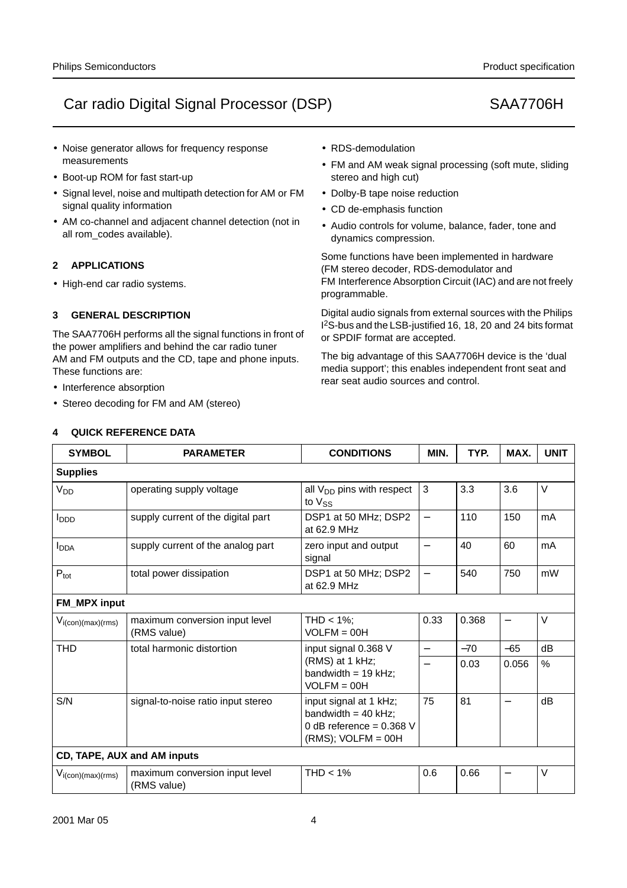- Noise generator allows for frequency response measurements
- Boot-up ROM for fast start-up
- Signal level, noise and multipath detection for AM or FM signal quality information
- AM co-channel and adjacent channel detection (not in all rom_codes available).

## 2 APPLICATIONS

- High-end car radio systems.

## 3 GENERAL DESCRIPTION

The SAA7706H performs all the signal functions in front of the power amplifiers and behind the car radio tuner AM and FM outputs and the CD, tape and phone inputs. These functions are:

- Interference absorption
- Stereo decoding for FM and AM (stereo)
- RDS-demodulation
- FM and AM weak signal processing (soft mute, sliding stereo and high cut)
- Dolby-B tape noise reduction
- CD de-emphasis function
- Audio controls for volume, balance, fader, tone and dynamics compression.

Some functions have been implemented in hardware (FM stereo decoder, RDS-demodulator and FM Interference Absorption Circuit (IAC) and are not freely programmable.

Digital audio signals from external sources with the Philips $I^2S$-bus and the LSB-justified 16, 18, 20 and 24 bits format or SPDIF format are accepted.

The big advantage of this SAA7706H device is the 'dual media support'; this enables independent front seat and rear seat audio sources and control.

## 4 QUICK REFERENCE DATA

| SYMBOL | PARAMETER | CONDITIONS | MIN. | TYP. | MAX. | UNIT |
|---|---|---|---|---|---|---|
| **Supplies** | | | | | | |
| $V_{DD}$ | operating supply voltage | all $V_{DD}$ pins with respect to $V_{SS}$ | 3 | 3.3 | 3.6 | V |
| $I_{DDD}$ | supply current of the digital part | DSP1 at 50 MHz; DSP2 at 62.9 MHz | – | 110 | 150 | mA |
| $I_{DDA}$ | supply current of the analog part | zero input and output signal | – | 40 | 60 | mA |
| $P_{tot}$ | total power dissipation | DSP1 at 50 MHz; DSP2 at 62.9 MHz | – | 540 | 750 | mW |
| **FM_MPX input** | | | | | | |
| $V_{i(con)(max)(rms)}$ | maximum conversion input level (RMS value) | THD < 1%; VOLFM = 00H | 0.33 | 0.368 | – | V |
| THD | total harmonic distortion | input signal 0.368 V (RMS) at 1 kHz; bandwidth = 19 kHz; VOLFM = 00H | – | −70 | −65 | dB |
| | | | – | 0.03 | 0.056 | % |
| S/N | signal-to-noise ratio input stereo | input signal at 1 kHz; bandwidth = 40 kHz; 0 dB reference = 0.368 V (RMS); VOLFM = 00H | 75 | 81 | – | dB |
| **CD, TAPE, AUX and AM inputs** | | | | | | |
| $V_{i(con)(max)(rms)}$ | maximum conversion input level (RMS value) | THD < 1% | 0.6 | 0.66 | – | V |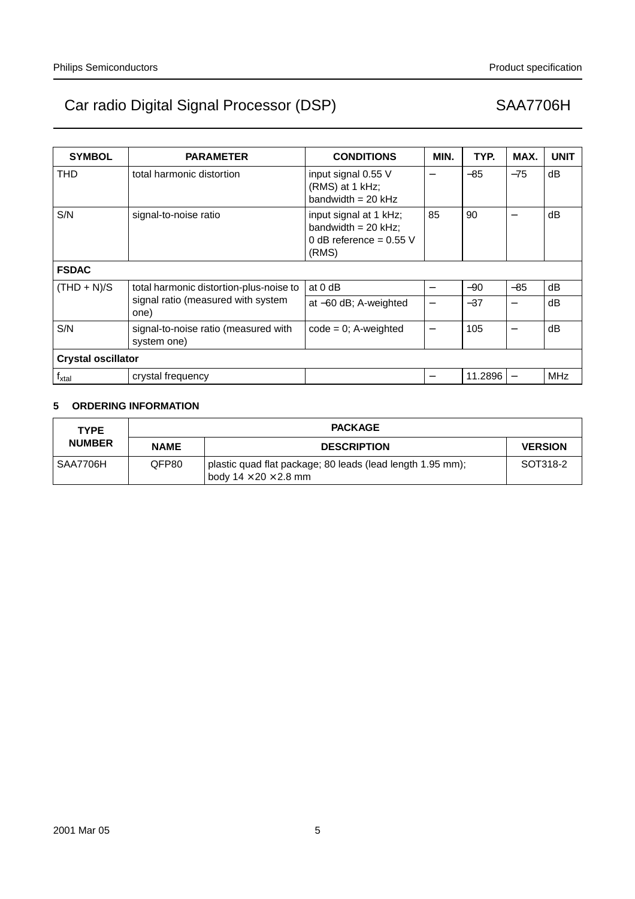| SYMBOL | PARAMETER | CONDITIONS | MIN. | TYP. | MAX. | UNIT |
|---|---|---|---|---|---|---|
| THD | total harmonic distortion | input signal 0.55 V (RMS) at 1 kHz; bandwidth = 20 kHz | − | −85 | −75 | dB |
| S/N | signal-to-noise ratio | input signal at 1 kHz; bandwidth = 20 kHz; 0 dB reference = 0.55 V (RMS) | 85 | 90 | − | dB |
| **FSDAC** | | | | | | |
| (THD + N)/S | total harmonic distortion-plus-noise to signal ratio (measured with system one) | at 0 dB | − | −90 | −85 | dB |
| | | at −60 dB; A-weighted | − | −37 | − | dB |
| S/N | signal-to-noise ratio (measured with system one) | code = 0; A-weighted | − | 105 | − | dB |
| **Crystal oscillator** | | | | | | |
| $f_{xtal}$ | crystal frequency | | − | 11.2896 | − | MHz |

## 5 ORDERING INFORMATION

| TYPE NUMBER | PACKAGE | | |
|---|---|---|---|
| | NAME | DESCRIPTION | VERSION |
| SAA7706H | QFP80 | plastic quad flat package; 80 leads (lead length 1.95 mm); body 14 × 20 × 2.8 mm | SOT318-2 |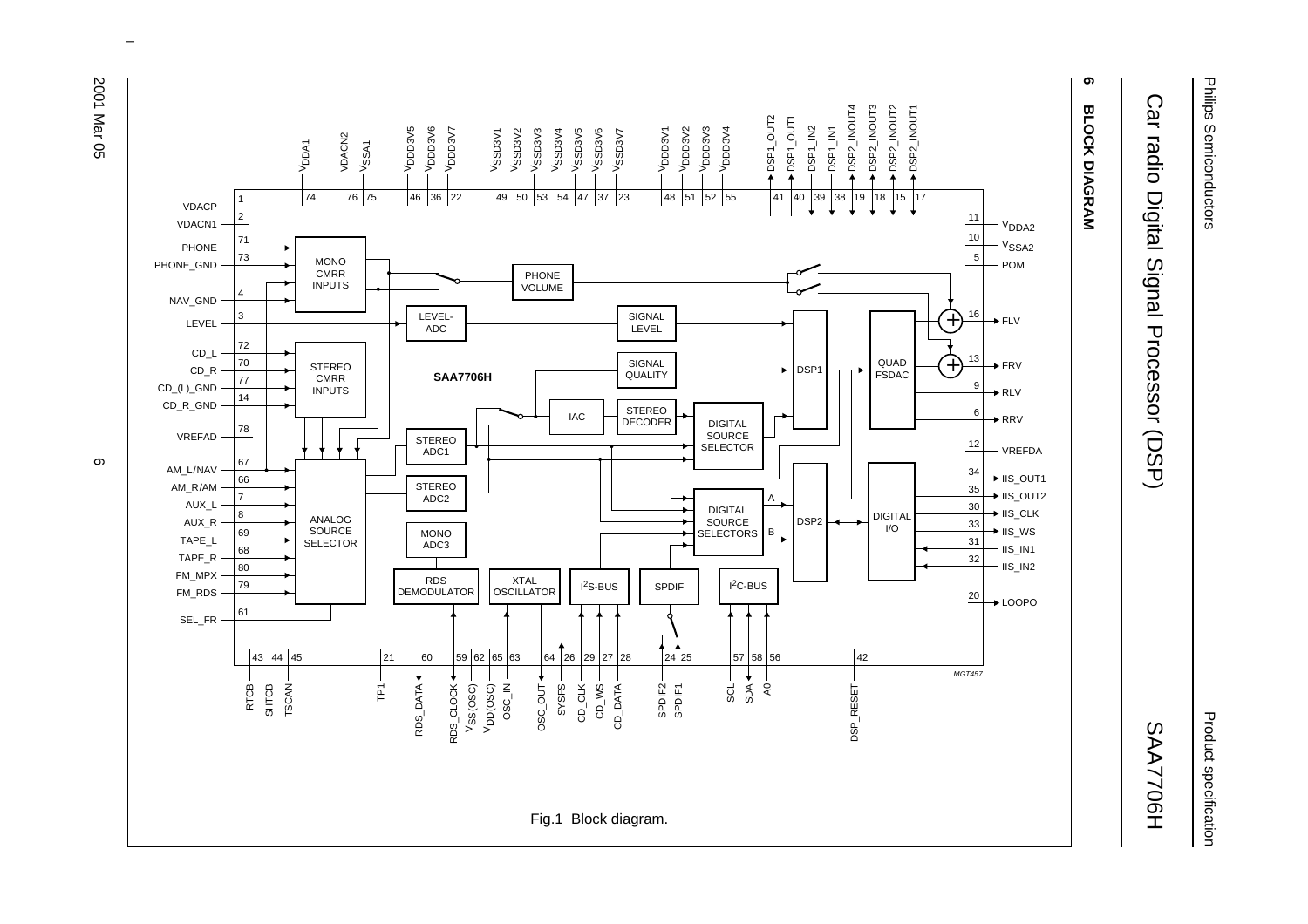## 6 BLOCK DIAGRAM

Fig.1 Block diagram.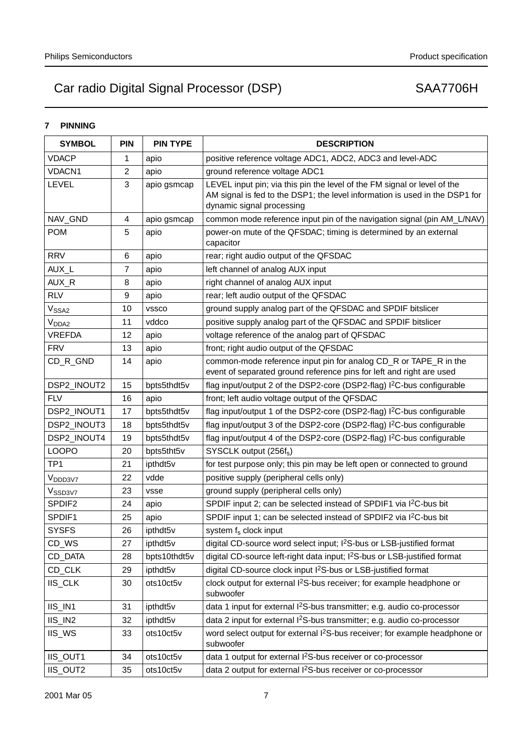## 7 PINNING

| SYMBOL | PIN | PIN TYPE | DESCRIPTION |
|---|---|---|---|
| VDACP | 1 | apio | positive reference voltage ADC1, ADC2, ADC3 and level-ADC |
| VDACN1 | 2 | apio | ground reference voltage ADC1 |
| LEVEL | 3 | apio gsmcap | LEVEL input pin; via this pin the level of the FM signal or level of the AM signal is fed to the DSP1; the level information is used in the DSP1 for dynamic signal processing |
| NAV_GND | 4 | apio gsmcap | common mode reference input pin of the navigation signal (pin AM_L/NAV) |
| POM | 5 | apio | power-on mute of the QFSDAC; timing is determined by an external capacitor |
| RRV | 6 | apio | rear; right audio output of the QFSDAC |
| AUX_L | 7 | apio | left channel of analog AUX input |
| AUX_R | 8 | apio | right channel of analog AUX input |
| RLV | 9 | apio | rear; left audio output of the QFSDAC |
| $V_{SSA2}$ | 10 | vssco | ground supply analog part of the QFSDAC and SPDIF bitslicer |
| $V_{DDA2}$ | 11 | vddco | positive supply analog part of the QFSDAC and SPDIF bitslicer |
| VREFDA | 12 | apio | voltage reference of the analog part of QFSDAC |
| FRV | 13 | apio | front; right audio output of the QFSDAC |
| CD_R_GND | 14 | apio | common-mode reference input pin for analog CD_R or TAPE_R in the event of separated ground reference pins for left and right are used |
| DSP2_INOUT2 | 15 | bpts5thdt5v | flag input/output 2 of the DSP2-core (DSP2-flag) I²C-bus configurable |
| FLV | 16 | apio | front; left audio voltage output of the QFSDAC |
| DSP2_INOUT1 | 17 | bpts5thdt5v | flag input/output 1 of the DSP2-core (DSP2-flag) I²C-bus configurable |
| DSP2_INOUT3 | 18 | bpts5thdt5v | flag input/output 3 of the DSP2-core (DSP2-flag) I²C-bus configurable |
| DSP2_INOUT4 | 19 | bpts5thdt5v | flag input/output 4 of the DSP2-core (DSP2-flag) I²C-bus configurable |
| LOOPO | 20 | bpts5tht5v | SYSCLK output (256$f_s$) |
| TP1 | 21 | ipthdt5v | for test purpose only; this pin may be left open or connected to ground |
| $V_{DDD3V7}$ | 22 | vdde | positive supply (peripheral cells only) |
| $V_{SSD3V7}$ | 23 | vsse | ground supply (peripheral cells only) |
| SPDIF2 | 24 | apio | SPDIF input 2; can be selected instead of SPDIF1 via I²C-bus bit |
| SPDIF1 | 25 | apio | SPDIF input 1; can be selected instead of SPDIF2 via I²C-bus bit |
| SYSFS | 26 | ipthdt5v | system $f_s$ clock input |
| CD_WS | 27 | ipthdt5v | digital CD-source word select input; I²S-bus or LSB-justified format |
| CD_DATA | 28 | bpts10thdt5v | digital CD-source left-right data input; I²S-bus or LSB-justified format |
| CD_CLK | 29 | ipthdt5v | digital CD-source clock input I²S-bus or LSB-justified format |
| IIS_CLK | 30 | ots10ct5v | clock output for external I²S-bus receiver; for example headphone or subwoofer |
| IIS_IN1 | 31 | ipthdt5v | data 1 input for external I²S-bus transmitter; e.g. audio co-processor |
| IIS_IN2 | 32 | ipthdt5v | data 2 input for external I²S-bus transmitter; e.g. audio co-processor |
| IIS_WS | 33 | ots10ct5v | word select output for external I²S-bus receiver; for example headphone or subwoofer |
| IIS_OUT1 | 34 | ots10ct5v | data 1 output for external I²S-bus receiver or co-processor |
| IIS_OUT2 | 35 | ots10ct5v | data 2 output for external I²S-bus receiver or co-processor |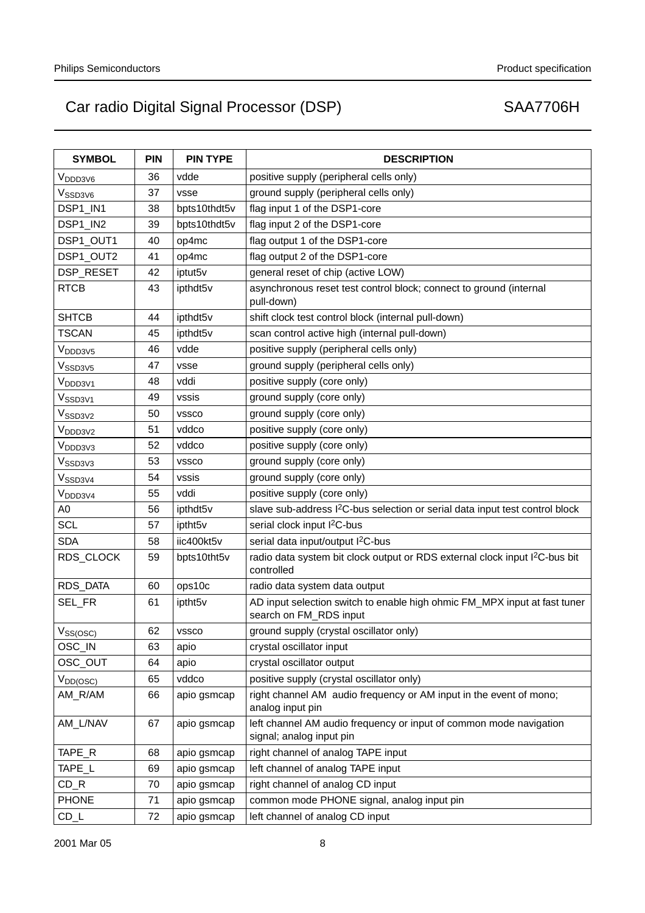| SYMBOL | PIN | PIN TYPE | DESCRIPTION |
|---|---|---|---|
| $V_{DDD3V6}$ | 36 | vdde | positive supply (peripheral cells only) |
| $V_{SSD3V6}$ | 37 | vsse | ground supply (peripheral cells only) |
| DSP1_IN1 | 38 | bpts10thdt5v | flag input 1 of the DSP1-core |
| DSP1_IN2 | 39 | bpts10thdt5v | flag input 2 of the DSP1-core |
| DSP1_OUT1 | 40 | op4mc | flag output 1 of the DSP1-core |
| DSP1_OUT2 | 41 | op4mc | flag output 2 of the DSP1-core |
| DSP_RESET | 42 | iptut5v | general reset of chip (active LOW) |
| RTCB | 43 | ipthdt5v | asynchronous reset test control block; connect to ground (internal pull-down) |
| SHTCB | 44 | ipthdt5v | shift clock test control block (internal pull-down) |
| TSCAN | 45 | ipthdt5v | scan control active high (internal pull-down) |
| $V_{DDD3V5}$ | 46 | vdde | positive supply (peripheral cells only) |
| $V_{SSD3V5}$ | 47 | vsse | ground supply (peripheral cells only) |
| $V_{DDD3V1}$ | 48 | vddi | positive supply (core only) |
| $V_{SSD3V1}$ | 49 | vssis | ground supply (core only) |
| $V_{SSD3V2}$ | 50 | vssco | ground supply (core only) |
| $V_{DDD3V2}$ | 51 | vddco | positive supply (core only) |
| $V_{DDD3V3}$ | 52 | vddco | positive supply (core only) |
| $V_{SSD3V3}$ | 53 | vssco | ground supply (core only) |
| $V_{SSD3V4}$ | 54 | vssis | ground supply (core only) |
| $V_{DDD3V4}$ | 55 | vddi | positive supply (core only) |
| A0 | 56 | ipthdt5v | slave sub-address I2C-bus selection or serial data input test control block |
| SCL | 57 | iptht5v | serial clock input I2C-bus |
| SDA | 58 | iic400kt5v | serial data input/output I2C-bus |
| RDS_CLOCK | 59 | bpts10tht5v | radio data system bit clock output or RDS external clock input I2C-bus bit controlled |
| RDS_DATA | 60 | ops10c | radio data system data output |
| SEL_FR | 61 | iptht5v | AD input selection switch to enable high ohmic FM_MPX input at fast tuner search on FM_RDS input |
| $V_{SS(OSC)}$ | 62 | vssco | ground supply (crystal oscillator only) |
| OSC_IN | 63 | apio | crystal oscillator input |
| OSC_OUT | 64 | apio | crystal oscillator output |
| $V_{DD(OSC)}$ | 65 | vddco | positive supply (crystal oscillator only) |
| AM_R/AM | 66 | apio gsmcap | right channel AM audio frequency or AM input in the event of mono; analog input pin |
| AM_L/NAV | 67 | apio gsmcap | left channel AM audio frequency or input of common mode navigation signal; analog input pin |
| TAPE_R | 68 | apio gsmcap | right channel of analog TAPE input |
| TAPE_L | 69 | apio gsmcap | left channel of analog TAPE input |
| CD_R | 70 | apio gsmcap | right channel of analog CD input |
| PHONE | 71 | apio gsmcap | common mode PHONE signal, analog input pin |
| CD_L | 72 | apio gsmcap | left channel of analog CD input |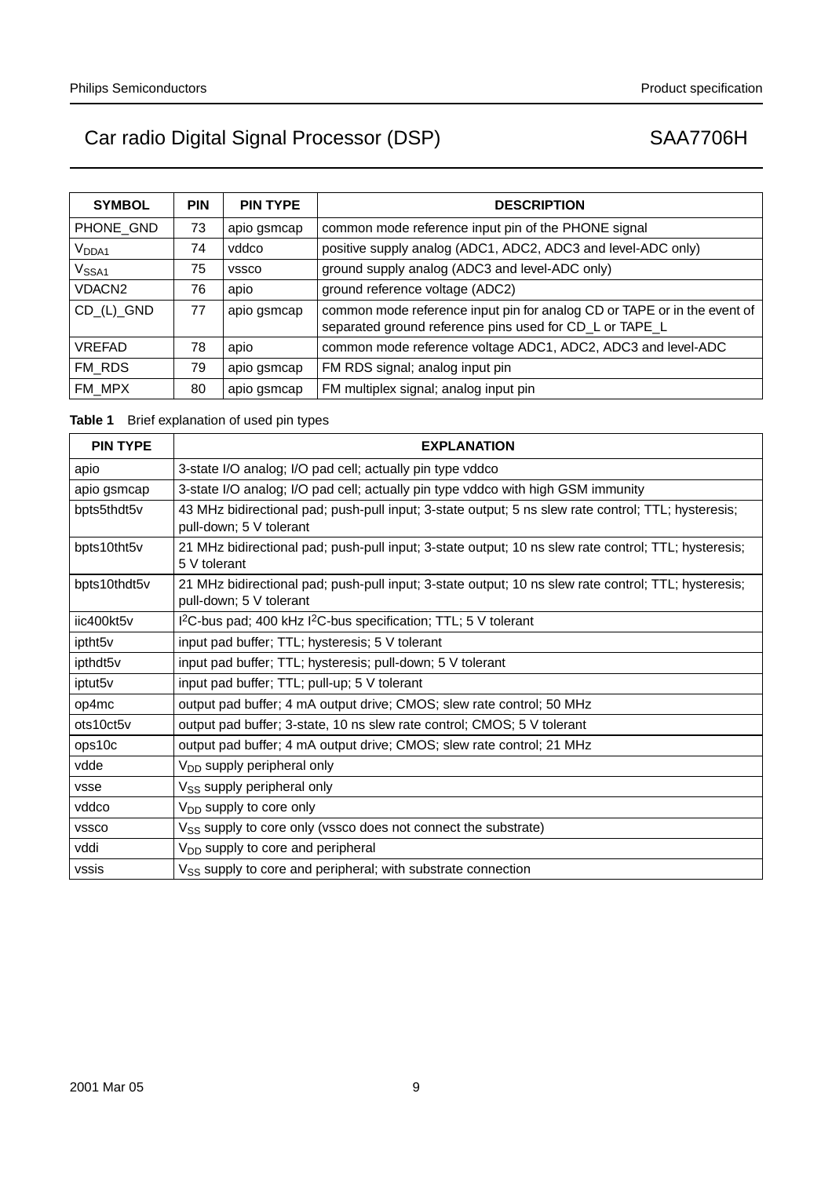| SYMBOL | PIN | PIN TYPE | DESCRIPTION |
|---|---|---|---|
| PHONE_GND | 73 | apio gsmcap | common mode reference input pin of the PHONE signal |
| $V_{DDA1}$ | 74 | vddco | positive supply analog (ADC1, ADC2, ADC3 and level-ADC only) |
| $V_{SSA1}$ | 75 | vssco | ground supply analog (ADC3 and level-ADC only) |
| VDACN2 | 76 | apio | ground reference voltage (ADC2) |
| CD_(L)_GND | 77 | apio gsmcap | common mode reference input pin for analog CD or TAPE or in the event of separated ground reference pins used for CD_L or TAPE_L |
| VREFAD | 78 | apio | common mode reference voltage ADC1, ADC2, ADC3 and level-ADC |
| FM_RDS | 79 | apio gsmcap | FM RDS signal; analog input pin |
| FM_MPX | 80 | apio gsmcap | FM multiplex signal; analog input pin |

**Table 1** Brief explanation of used pin types

| PIN TYPE | EXPLANATION |
|---|---|
| apio | 3-state I/O analog; I/O pad cell; actually pin type vddco |
| apio gsmcap | 3-state I/O analog; I/O pad cell; actually pin type vddco with high GSM immunity |
| bpts5thdt5v | 43 MHz bidirectional pad; push-pull input; 3-state output; 5 ns slew rate control; TTL; hysteresis; pull-down; 5 V tolerant |
| bpts10tht5v | 21 MHz bidirectional pad; push-pull input; 3-state output; 10 ns slew rate control; TTL; hysteresis; 5 V tolerant |
| bpts10thdt5v | 21 MHz bidirectional pad; push-pull input; 3-state output; 10 ns slew rate control; TTL; hysteresis; pull-down; 5 V tolerant |
| iic400kt5v | $I^2C$-bus pad; 400 kHz $I^2C$-bus specification; TTL; 5 V tolerant |
| iptht5v | input pad buffer; TTL; hysteresis; 5 V tolerant |
| ipthdt5v | input pad buffer; TTL; hysteresis; pull-down; 5 V tolerant |
| iptut5v | input pad buffer; TTL; pull-up; 5 V tolerant |
| op4mc | output pad buffer; 4 mA output drive; CMOS; slew rate control; 50 MHz |
| ots10ct5v | output pad buffer; 3-state, 10 ns slew rate control; CMOS; 5 V tolerant |
| ops10c | output pad buffer; 4 mA output drive; CMOS; slew rate control; 21 MHz |
| vdde | $V_{DD}$ supply peripheral only |
| vsse | $V_{SS}$ supply peripheral only |
| vddco | $V_{DD}$ supply to core only |
| vssco | $V_{SS}$ supply to core only (vssco does not connect the substrate) |
| vddi | $V_{DD}$ supply to core and peripheral |
| vssis | $V_{SS}$ supply to core and peripheral; with substrate connection |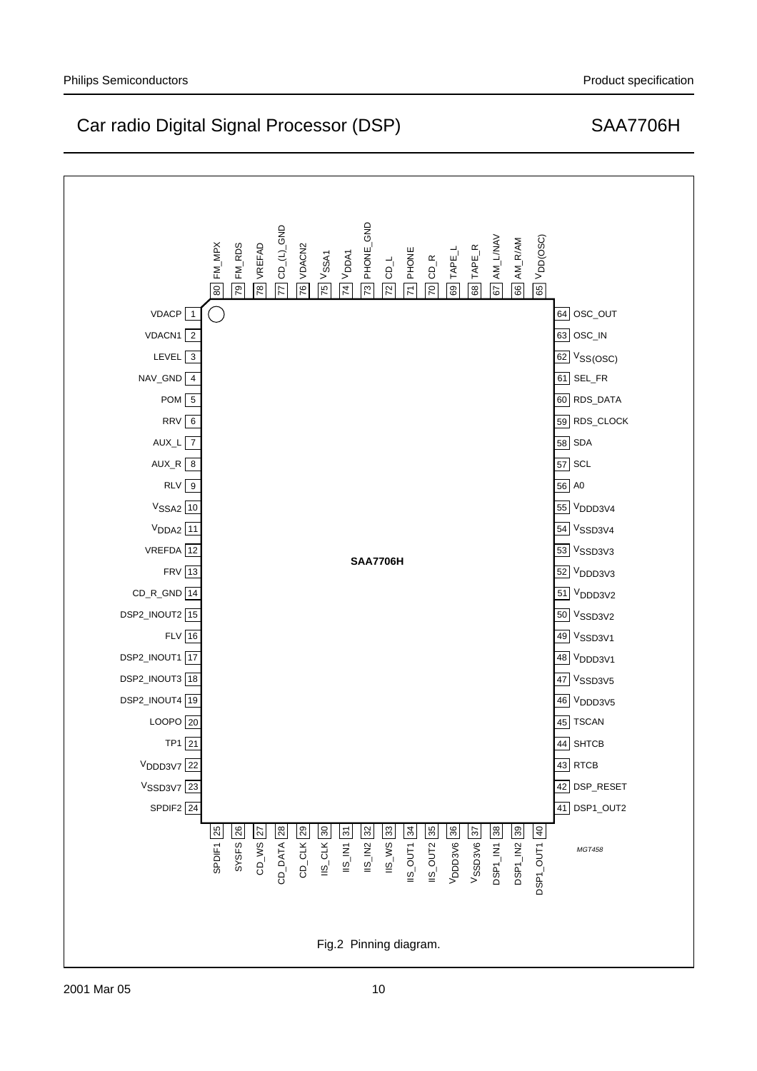| Pin | Name | Pin | Name |
|---|---|---|---|
| 1 | VDACP | 64 | OSC_OUT |
| 2 | VDACN1 | 63 | OSC_IN |
| 3 | LEVEL | 62 | $V_{SS(OSC)}$ |
| 4 | NAV_GND | 61 | SEL_FR |
| 5 | POM | 60 | RDS_DATA |
| 6 | RRV | 59 | RDS_CLOCK |
| 7 | AUX_L | 58 | SDA |
| 8 | AUX_R | 57 | SCL |
| 9 | RLV | 56 | A0 |
| 10 | $V_{SSA2}$ | 55 | $V_{DDD3V4}$ |
| 11 | $V_{DDA2}$ | 54 | $V_{SSD3V4}$ |
| 12 | VREFDA | 53 | $V_{SSD3V3}$ |
| 13 | FRV | 52 | $V_{DDD3V3}$ |
| 14 | CD_R_GND | 51 | $V_{DDD3V2}$ |
| 15 | DSP2_INOUT2 | 50 | $V_{SSD3V2}$ |
| 16 | FLV | 49 | $V_{SSD3V1}$ |
| 17 | DSP2_INOUT1 | 48 | $V_{DDD3V1}$ |
| 18 | DSP2_INOUT3 | 47 | $V_{SSD3V5}$ |
| 19 | DSP2_INOUT4 | 46 | $V_{DDD3V5}$ |
| 20 | LOOPO | 45 | TSCAN |
| 21 | TP1 | 44 | SHTCB |
| 22 | $V_{DDD3V7}$ | 43 | RTCB |
| 23 | $V_{SSD3V7}$ | 42 | DSP_RESET |
| 24 | SPDIF2 | 41 | DSP1_OUT2 |
| 25 | SPDIF1 | 80 | FM_MPX |
| 26 | SYSFS | 79 | FM_RDS |
| 27 | CD_WS | 78 | VREFAD |
| 28 | CD_DATA | 77 | CD_(L)_GND |
| 29 | CD_CLK | 76 | VDACN2 |
| 30 | IIS_CLK | 75 | $V_{SSA1}$ |
| 31 | IIS_IN1 | 74 | $V_{DDA1}$ |
| 32 | IIS_IN2 | 73 | PHONE_GND |
| 33 | IIS_WS | 72 | CD_L |
| 34 | IIS_OUT1 | 71 | PHONE |
| 35 | IIS_OUT2 | 70 | CD_R |
| 36 | $V_{DDD3V6}$ | 69 | TAPE_L |
| 37 | $V_{SSD3V6}$ | 68 | TAPE_R |
| 38 | DSP1_IN1 | 67 | AM_L/NAV |
| 39 | DSP1_IN2 | 66 | AM_R/AM |
| 40 | DSP1_OUT1 | 65 | $V_{DD(OSC)}$ |

SAA7706H

MGT458

Fig.2 Pinning diagram.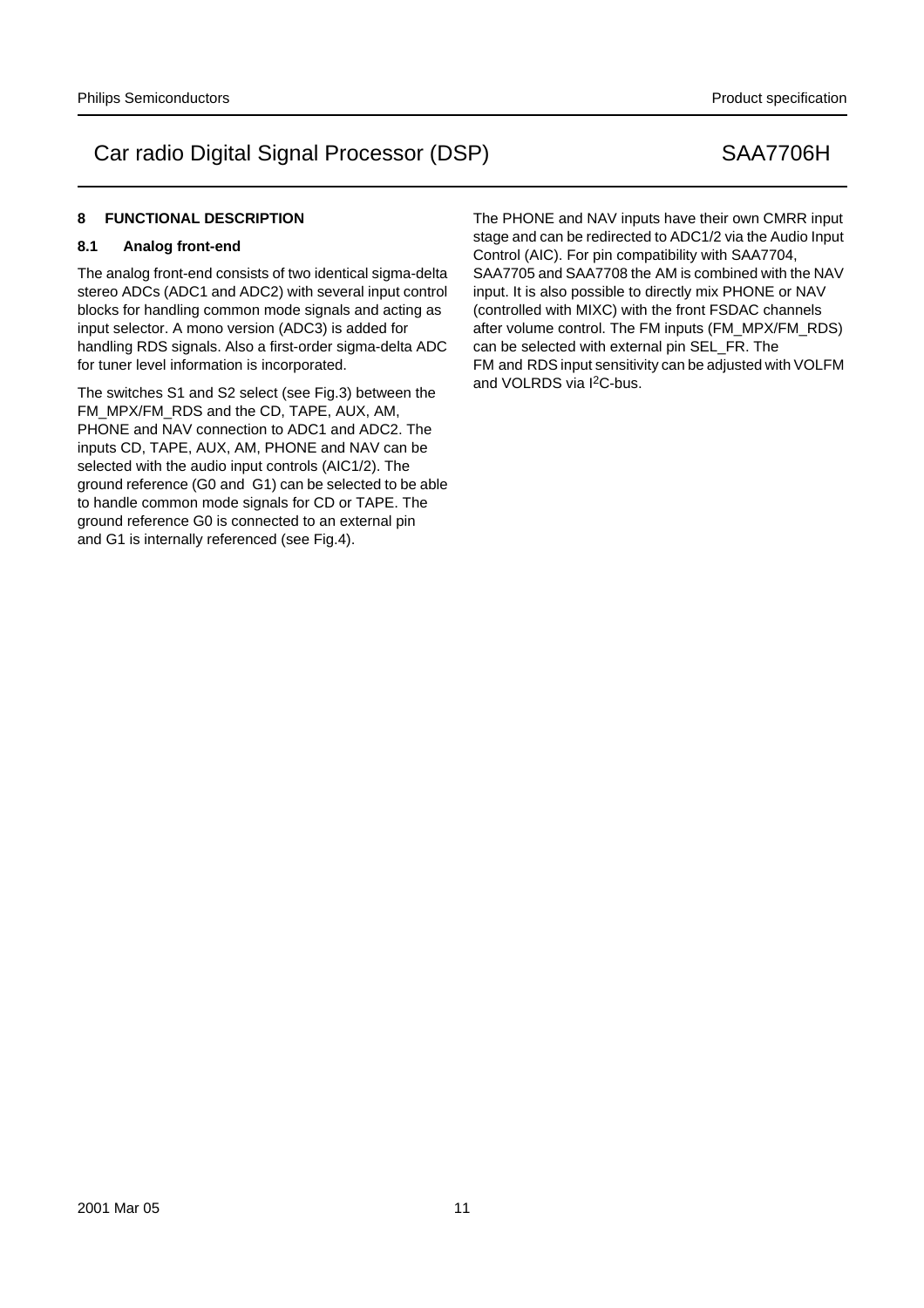## 8 FUNCTIONAL DESCRIPTION

### 8.1 Analog front-end

The analog front-end consists of two identical sigma-delta stereo ADCs (ADC1 and ADC2) with several input control blocks for handling common mode signals and acting as input selector. A mono version (ADC3) is added for handling RDS signals. Also a first-order sigma-delta ADC for tuner level information is incorporated.

The switches S1 and S2 select (see Fig.3) between the FM_MPX/FM_RDS and the CD, TAPE, AUX, AM, PHONE and NAV connection to ADC1 and ADC2. The inputs CD, TAPE, AUX, AM, PHONE and NAV can be selected with the audio input controls (AIC1/2). The ground reference (G0 and G1) can be selected to be able to handle common mode signals for CD or TAPE. The ground reference G0 is connected to an external pin and G1 is internally referenced (see Fig.4).

The PHONE and NAV inputs have their own CMRR input stage and can be redirected to ADC1/2 via the Audio Input Control (AIC). For pin compatibility with SAA7704, SAA7705 and SAA7708 the AM is combined with the NAV input. It is also possible to directly mix PHONE or NAV (controlled with MIXC) with the front FSDAC channels after volume control. The FM inputs (FM_MPX/FM_RDS) can be selected with external pin SEL_FR. The FM and RDS input sensitivity can be adjusted with VOLFM and VOLRDS via I$^2$C-bus.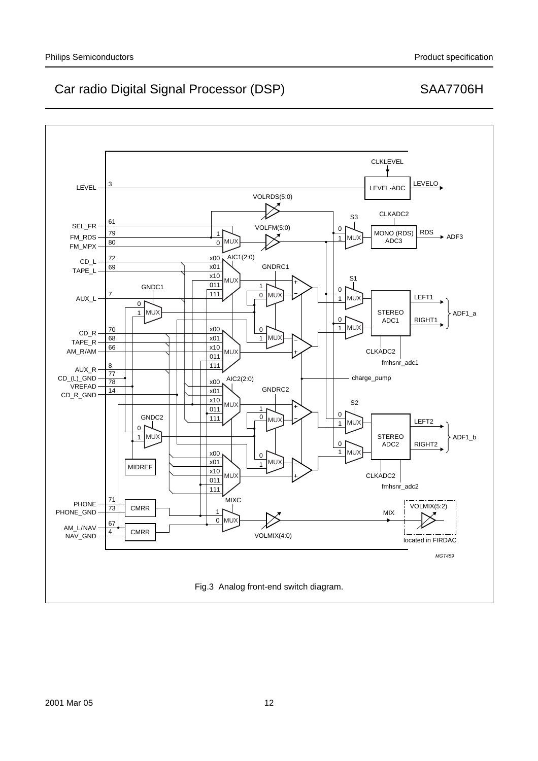Fig.3 Analog front-end switch diagram.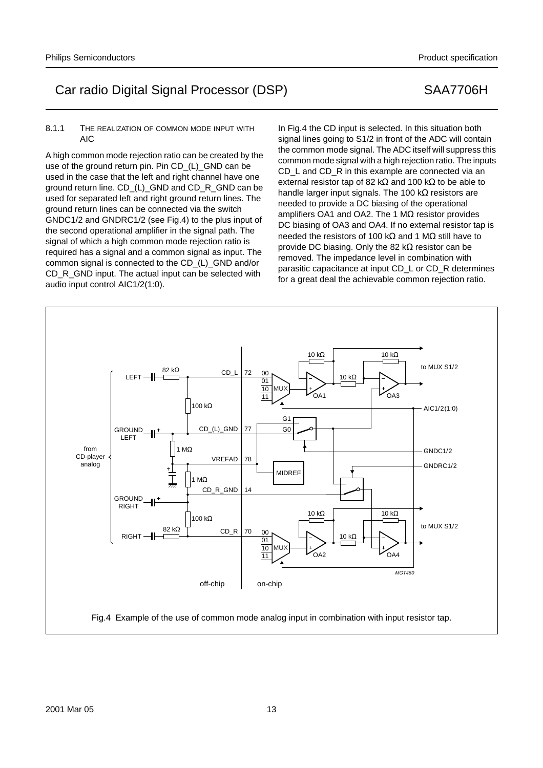#### 8.1.1 THE REALIZATION OF COMMON MODE INPUT WITH AIC

A high common mode rejection ratio can be created by the use of the ground return pin. Pin CD_(L)_GND can be used in the case that the left and right channel have one ground return line. CD_(L)_GND and CD_R_GND can be used for separated left and right ground return lines. The ground return lines can be connected via the switch GNDC1/2 and GNDRC1/2 (see Fig.4) to the plus input of the second operational amplifier in the signal path. The signal of which a high common mode rejection ratio is required has a signal and a common signal as input. The common signal is connected to the CD_(L)_GND and/or CD_R_GND input. The actual input can be selected with audio input control AIC1/2(1:0).

In Fig.4 the CD input is selected. In this situation both signal lines going to S1/2 in front of the ADC will contain the common mode signal. The ADC itself will suppress this common mode signal with a high rejection ratio. The inputs CD_L and CD_R in this example are connected via an external resistor tap of 82 kΩ and 100 kΩ to be able to handle larger input signals. The 100 kΩ resistors are needed to provide a DC biasing of the operational amplifiers OA1 and OA2. The 1 MΩ resistor provides DC biasing of OA3 and OA4. If no external resistor tap is needed the resistors of 100 kΩ and 1 MΩ still have to provide DC biasing. Only the 82 kΩ resistor can be removed. The impedance level in combination with parasitic capacitance at input CD_L or CD_R determines for a great deal the achievable common rejection ratio.

Fig.4 Example of the use of common mode analog input in combination with input resistor tap.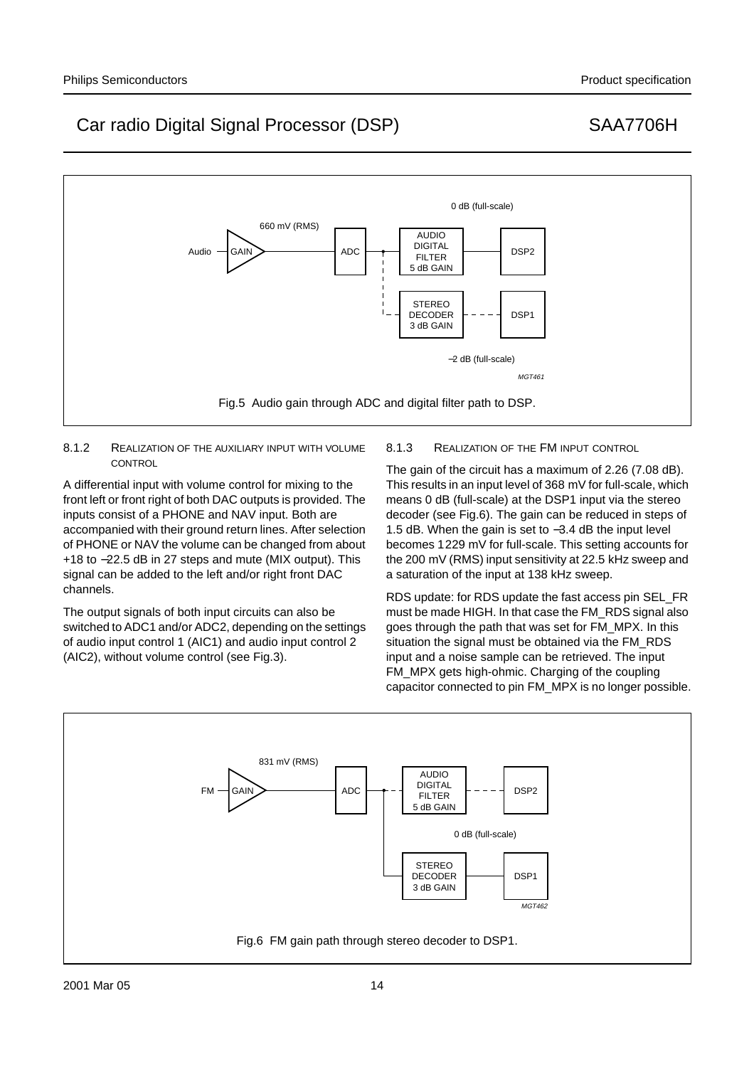Fig.5 Audio gain through ADC and digital filter path to DSP.

#### 8.1.2 REALIZATION OF THE AUXILIARY INPUT WITH VOLUME CONTROL

A differential input with volume control for mixing to the front left or front right of both DAC outputs is provided. The inputs consist of a PHONE and NAV input. Both are accompanied with their ground return lines. After selection of PHONE or NAV the volume can be changed from about +18 to −22.5 dB in 27 steps and mute (MIX output). This signal can be added to the left and/or right front DAC channels.

The output signals of both input circuits can also be switched to ADC1 and/or ADC2, depending on the settings of audio input control 1 (AIC1) and audio input control 2 (AIC2), without volume control (see Fig.3).

#### 8.1.3 REALIZATION OF THE FM INPUT CONTROL

The gain of the circuit has a maximum of 2.26 (7.08 dB). This results in an input level of 368 mV for full-scale, which means 0 dB (full-scale) at the DSP1 input via the stereo decoder (see Fig.6). The gain can be reduced in steps of 1.5 dB. When the gain is set to −3.4 dB the input level becomes 1229 mV for full-scale. This setting accounts for the 200 mV (RMS) input sensitivity at 22.5 kHz sweep and a saturation of the input at 138 kHz sweep.

RDS update: for RDS update the fast access pin SEL_FR must be made HIGH. In that case the FM_RDS signal also goes through the path that was set for FM_MPX. In this situation the signal must be obtained via the FM_RDS input and a noise sample can be retrieved. The input FM_MPX gets high-ohmic. Charging of the coupling capacitor connected to pin FM_MPX is no longer possible.

Fig.6 FM gain path through stereo decoder to DSP1.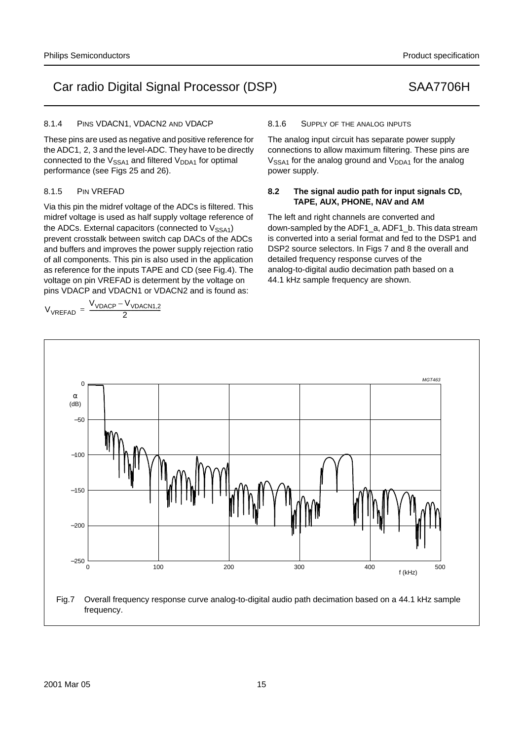#### 8.1.4 PINS VDACN1, VDACN2 AND VDACP

These pins are used as negative and positive reference for the ADC1, 2, 3 and the level-ADC. They have to be directly connected to the $V_{SSA1}$ and filtered $V_{DDA1}$ for optimal performance (see Figs 25 and 26).

#### 8.1.5 PIN VREFAD

Via this pin the midref voltage of the ADCs is filtered. This midref voltage is used as half supply voltage reference of the ADCs. External capacitors (connected to $V_{SSA1}$) prevent crosstalk between switch cap DACs of the ADCs and buffers and improves the power supply rejection ratio of all components. This pin is also used in the application as reference for the inputs TAPE and CD (see Fig.4). The voltage on pin VREFAD is determent by the voltage on pins VDACP and VDACN1 or VDACN2 and is found as:

$$V_{VREFAD} = \frac{V_{VDACP} - V_{VDACN1,2}}{2}$$

#### 8.1.6 SUPPLY OF THE ANALOG INPUTS

The analog input circuit has separate power supply connections to allow maximum filtering. These pins are $V_{SSA1}$ for the analog ground and $V_{DDA1}$ for the analog power supply.

### 8.2 The signal audio path for input signals CD, TAPE, AUX, PHONE, NAV and AM

The left and right channels are converted and down-sampled by the ADF1_a, ADF1_b. This data stream is converted into a serial format and fed to the DSP1 and DSP2 source selectors. In Figs 7 and 8 the overall and detailed frequency response curves of the analog-to-digital audio decimation path based on a 44.1 kHz sample frequency are shown.

Fig.7 Overall frequency response curve analog-to-digital audio path decimation based on a 44.1 kHz sample frequency.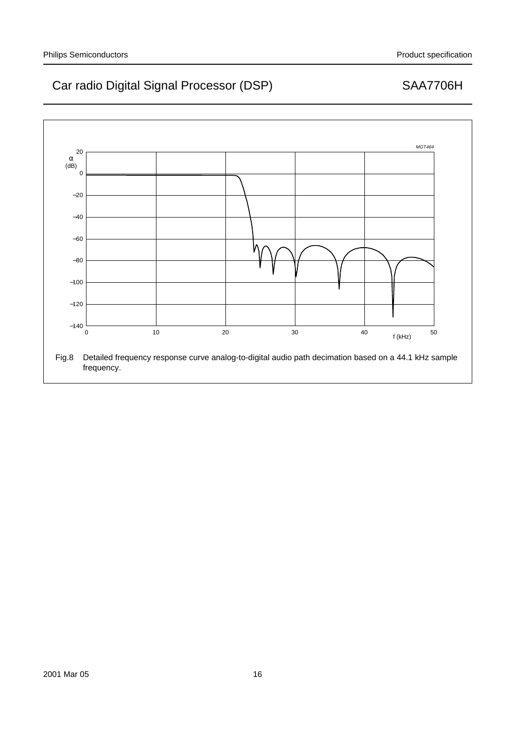Fig.8 Detailed frequency response curve analog-to-digital audio path decimation based on a 44.1 kHz sample frequency.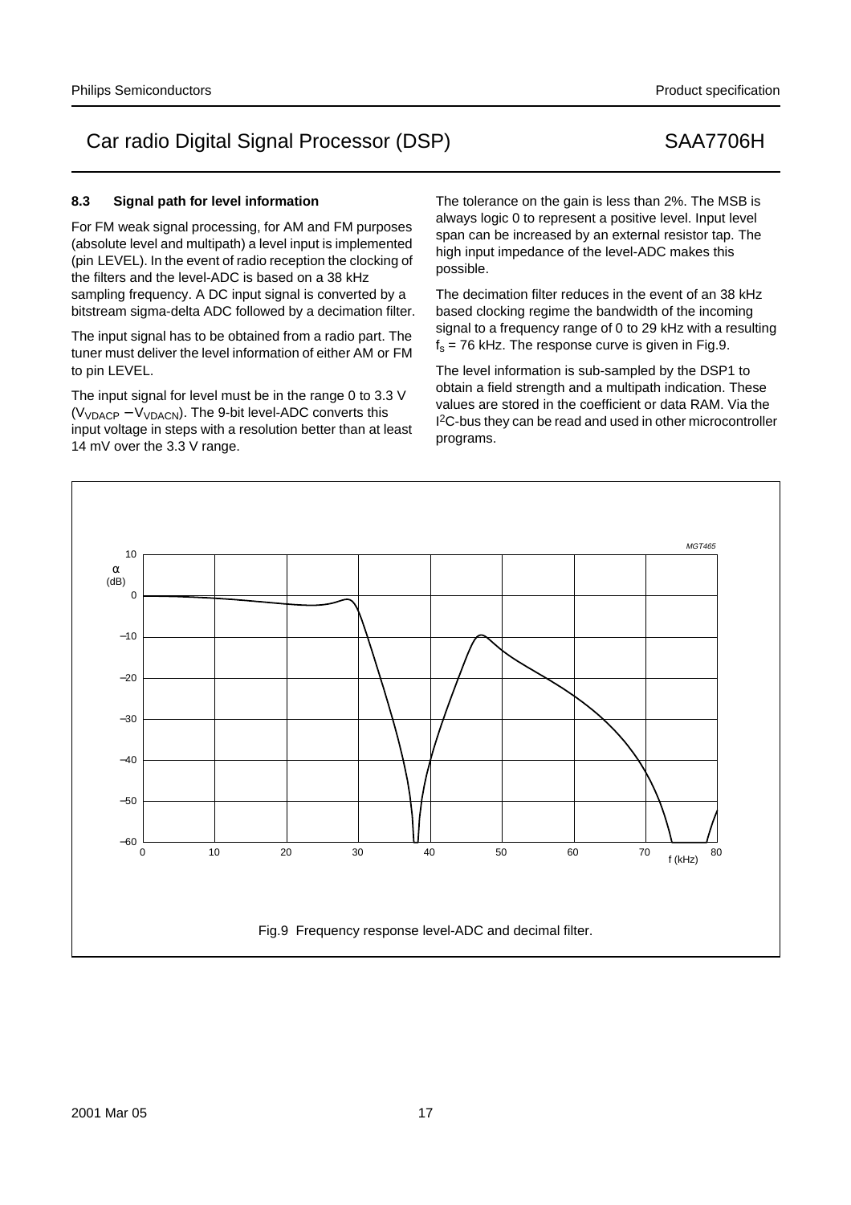### 8.3 Signal path for level information

For FM weak signal processing, for AM and FM purposes (absolute level and multipath) a level input is implemented (pin LEVEL). In the event of radio reception the clocking of the filters and the level-ADC is based on a 38 kHz sampling frequency. A DC input signal is converted by a bitstream sigma-delta ADC followed by a decimation filter.

The input signal has to be obtained from a radio part. The tuner must deliver the level information of either AM or FM to pin LEVEL.

The input signal for level must be in the range 0 to 3.3 V ($V_{VDACP} - V_{VDACN}$). The 9-bit level-ADC converts this input voltage in steps with a resolution better than at least 14 mV over the 3.3 V range.

The tolerance on the gain is less than 2%. The MSB is always logic 0 to represent a positive level. Input level span can be increased by an external resistor tap. The high input impedance of the level-ADC makes this possible.

The decimation filter reduces in the event of an 38 kHz based clocking regime the bandwidth of the incoming signal to a frequency range of 0 to 29 kHz with a resulting $f_s$ = 76 kHz. The response curve is given in Fig.9.

The level information is sub-sampled by the DSP1 to obtain a field strength and a multipath indication. These values are stored in the coefficient or data RAM. Via the I²C-bus they can be read and used in other microcontroller programs.

Fig.9 Frequency response level-ADC and decimal filter.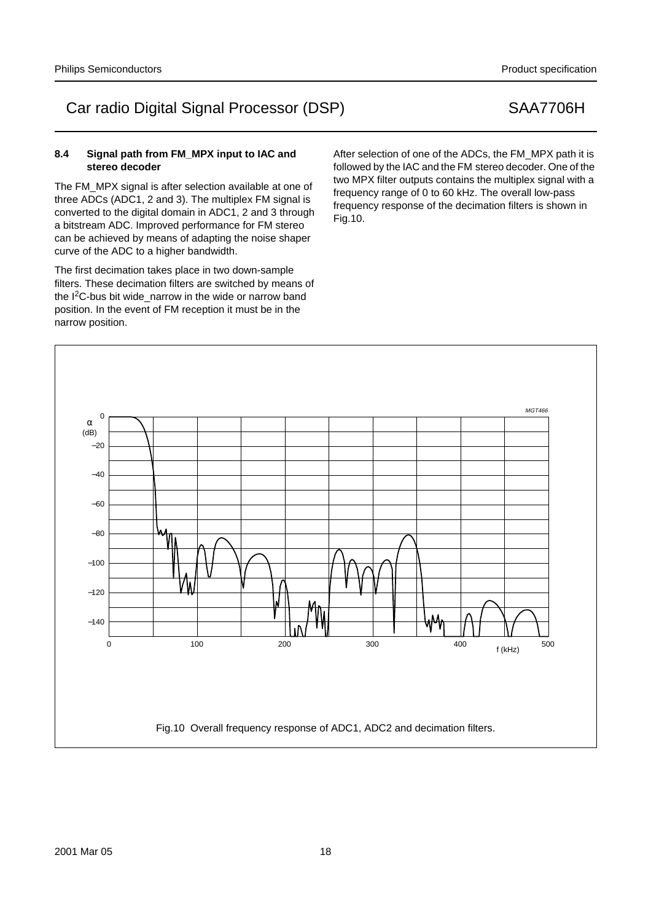### 8.4 Signal path from FM_MPX input to IAC and stereo decoder

The FM_MPX signal is after selection available at one of three ADCs (ADC1, 2 and 3). The multiplex FM signal is converted to the digital domain in ADC1, 2 and 3 through a bitstream ADC. Improved performance for FM stereo can be achieved by means of adapting the noise shaper curve of the ADC to a higher bandwidth.

The first decimation takes place in two down-sample filters. These decimation filters are switched by means of the I$^2$C-bus bit wide_narrow in the wide or narrow band position. In the event of FM reception it must be in the narrow position.

After selection of one of the ADCs, the FM_MPX path it is followed by the IAC and the FM stereo decoder. One of the two MPX filter outputs contains the multiplex signal with a frequency range of 0 to 60 kHz. The overall low-pass frequency response of the decimation filters is shown in Fig.10.

Fig.10 Overall frequency response of ADC1, ADC2 and decimation filters.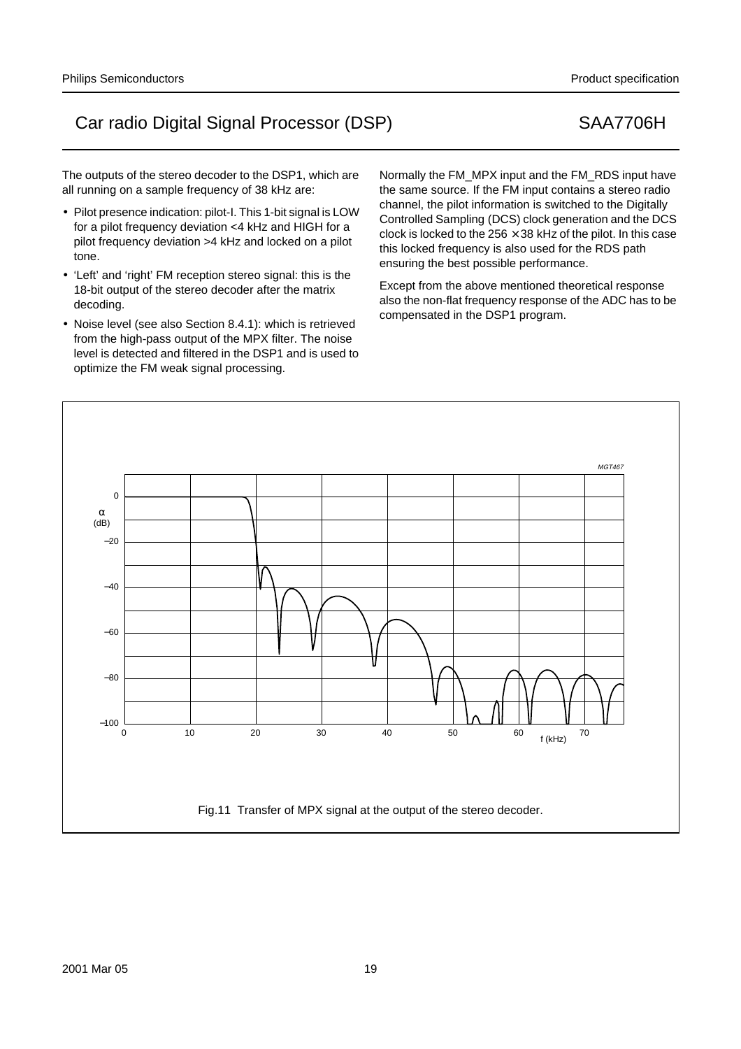The outputs of the stereo decoder to the DSP1, which are all running on a sample frequency of 38 kHz are:

- Pilot presence indication: pilot-I. This 1-bit signal is LOW for a pilot frequency deviation <4 kHz and HIGH for a pilot frequency deviation >4 kHz and locked on a pilot tone.
- 'Left' and 'right' FM reception stereo signal: this is the 18-bit output of the stereo decoder after the matrix decoding.
- Noise level (see also Section 8.4.1): which is retrieved from the high-pass output of the MPX filter. The noise level is detected and filtered in the DSP1 and is used to optimize the FM weak signal processing.

Normally the FM_MPX input and the FM_RDS input have the same source. If the FM input contains a stereo radio channel, the pilot information is switched to the Digitally Controlled Sampling (DCS) clock generation and the DCS clock is locked to the 256 × 38 kHz of the pilot. In this case this locked frequency is also used for the RDS path ensuring the best possible performance.

Except from the above mentioned theoretical response also the non-flat frequency response of the ADC has to be compensated in the DSP1 program.

Fig.11 Transfer of MPX signal at the output of the stereo decoder.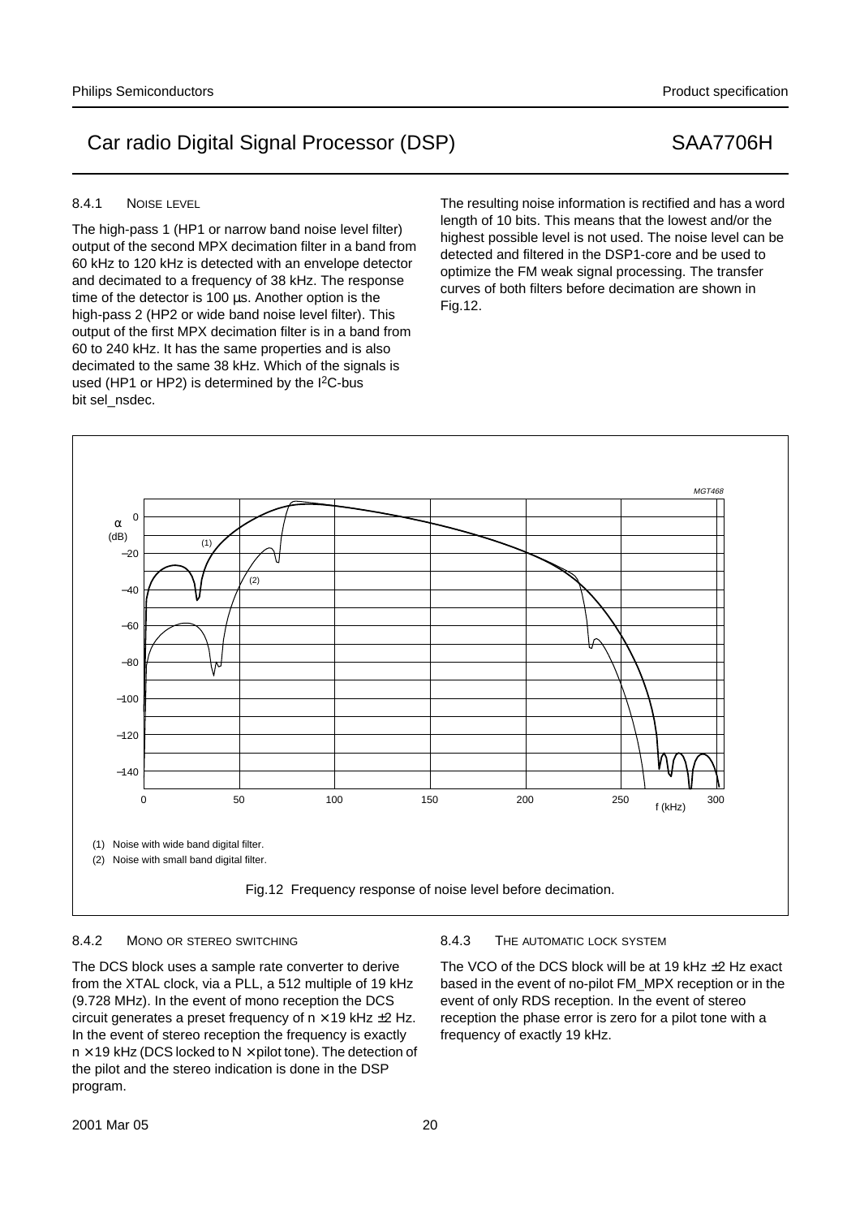#### 8.4.1 NOISE LEVEL

The high-pass 1 (HP1 or narrow band noise level filter) output of the second MPX decimation filter in a band from 60 kHz to 120 kHz is detected with an envelope detector and decimated to a frequency of 38 kHz. The response time of the detector is 100 µs. Another option is the high-pass 2 (HP2 or wide band noise level filter). This output of the first MPX decimation filter is in a band from 60 to 240 kHz. It has the same properties and is also decimated to the same 38 kHz. Which of the signals is used (HP1 or HP2) is determined by the $I^2C$-bus bit sel_nsdec.

The resulting noise information is rectified and has a word length of 10 bits. This means that the lowest and/or the highest possible level is not used. The noise level can be detected and filtered in the DSP1-core and be used to optimize the FM weak signal processing. The transfer curves of both filters before decimation are shown in Fig.12.

(1) Noise with wide band digital filter.

(2) Noise with small band digital filter.

Fig.12 Frequency response of noise level before decimation.

#### 8.4.2 MONO OR STEREO SWITCHING

The DCS block uses a sample rate converter to derive from the XTAL clock, via a PLL, a 512 multiple of 19 kHz (9.728 MHz). In the event of mono reception the DCS circuit generates a preset frequency of n × 19 kHz ±2 Hz. In the event of stereo reception the frequency is exactly n × 19 kHz (DCS locked to N × pilot tone). The detection of the pilot and the stereo indication is done in the DSP program.

#### 8.4.3 THE AUTOMATIC LOCK SYSTEM

The VCO of the DCS block will be at 19 kHz ±2 Hz exact based in the event of no-pilot FM_MPX reception or in the event of only RDS reception. In the event of stereo reception the phase error is zero for a pilot tone with a frequency of exactly 19 kHz.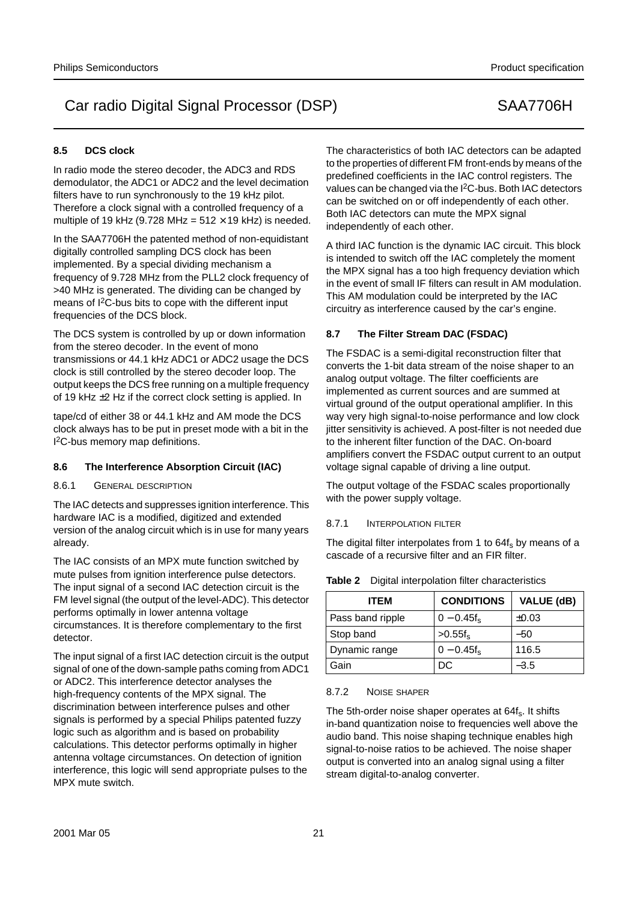## 8.5 DCS clock

In radio mode the stereo decoder, the ADC3 and RDS demodulator, the ADC1 or ADC2 and the level decimation filters have to run synchronously to the 19 kHz pilot. Therefore a clock signal with a controlled frequency of a multiple of 19 kHz (9.728 MHz = 512 × 19 kHz) is needed.

In the SAA7706H the patented method of non-equidistant digitally controlled sampling DCS clock has been implemented. By a special dividing mechanism a frequency of 9.728 MHz from the PLL2 clock frequency of >40 MHz is generated. The dividing can be changed by means of I2C-bus bits to cope with the different input frequencies of the DCS block.

The DCS system is controlled by up or down information from the stereo decoder. In the event of mono transmissions or 44.1 kHz ADC1 or ADC2 usage the DCS clock is still controlled by the stereo decoder loop. The output keeps the DCS free running on a multiple frequency of 19 kHz ±2 Hz if the correct clock setting is applied. In tape/cd of either 38 or 44.1 kHz and AM mode the DCS clock always has to be put in preset mode with a bit in the I2C-bus memory map definitions.

## 8.6 The Interference Absorption Circuit (IAC)

### 8.6.1 General description

The IAC detects and suppresses ignition interference. This hardware IAC is a modified, digitized and extended version of the analog circuit which is in use for many years already.

The IAC consists of an MPX mute function switched by mute pulses from ignition interference pulse detectors. The input signal of a second IAC detection circuit is the FM level signal (the output of the level-ADC). This detector performs optimally in lower antenna voltage circumstances. It is therefore complementary to the first detector.

The input signal of a first IAC detection circuit is the output signal of one of the down-sample paths coming from ADC1 or ADC2. This interference detector analyses the high-frequency contents of the MPX signal. The discrimination between interference pulses and other signals is performed by a special Philips patented fuzzy logic such as algorithm and is based on probability calculations. This detector performs optimally in higher antenna voltage circumstances. On detection of ignition interference, this logic will send appropriate pulses to the MPX mute switch.

The characteristics of both IAC detectors can be adapted to the properties of different FM front-ends by means of the predefined coefficients in the IAC control registers. The values can be changed via the I2C-bus. Both IAC detectors can be switched on or off independently of each other. Both IAC detectors can mute the MPX signal independently of each other.

A third IAC function is the dynamic IAC circuit. This block is intended to switch off the IAC completely the moment the MPX signal has a too high frequency deviation which in the event of small IF filters can result in AM modulation. This AM modulation could be interpreted by the IAC circuitry as interference caused by the car's engine.

## 8.7 The Filter Stream DAC (FSDAC)

The FSDAC is a semi-digital reconstruction filter that converts the 1-bit data stream of the noise shaper to an analog output voltage. The filter coefficients are implemented as current sources and are summed at virtual ground of the output operational amplifier. In this way very high signal-to-noise performance and low clock jitter sensitivity is achieved. A post-filter is not needed due to the inherent filter function of the DAC. On-board amplifiers convert the FSDAC output current to an output voltage signal capable of driving a line output.

The output voltage of the FSDAC scales proportionally with the power supply voltage.

### 8.7.1 Interpolation filter

The digital filter interpolates from 1 to $64f_s$ by means of a cascade of a recursive filter and an FIR filter.

**Table 2** Digital interpolation filter characteristics

| ITEM | CONDITIONS | VALUE (dB) |
|---|---|---|
| Pass band ripple | $0 - 0.45f_s$ | ±0.03 |
| Stop band | $>0.55f_s$ | −50 |
| Dynamic range | $0 - 0.45f_s$ | 116.5 |
| Gain | DC | −3.5 |

### 8.7.2 Noise shaper

The 5th-order noise shaper operates at $64f_s$. It shifts in-band quantization noise to frequencies well above the audio band. This noise shaping technique enables high signal-to-noise ratios to be achieved. The noise shaper output is converted into an analog signal using a filter stream digital-to-analog converter.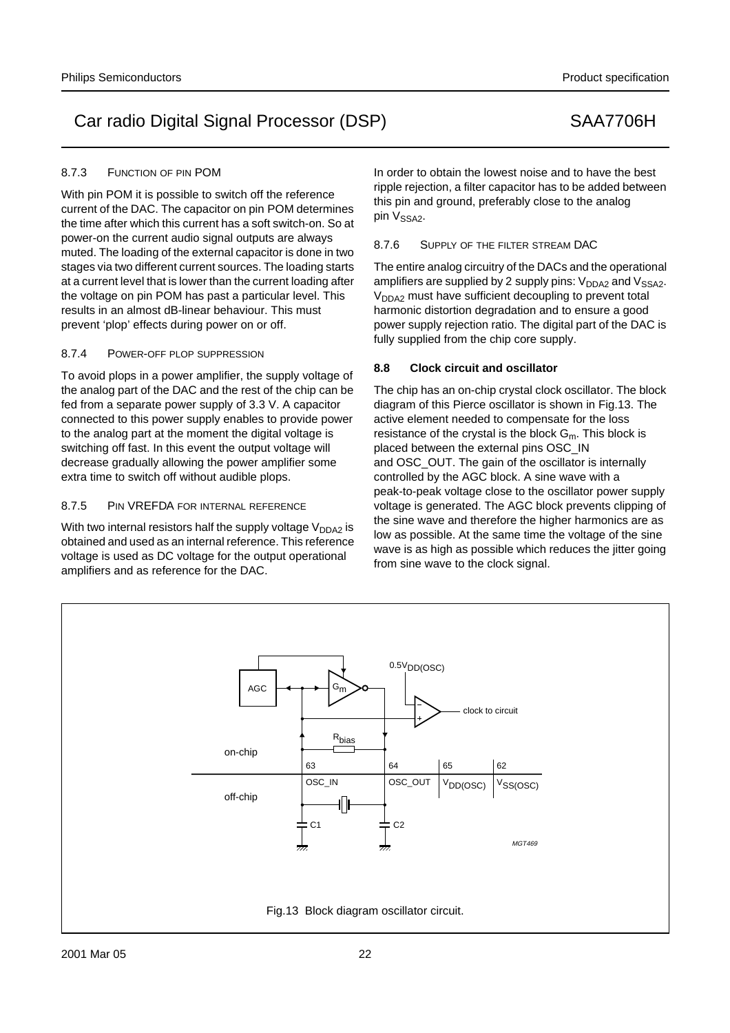#### 8.7.3 FUNCTION OF PIN POM

With pin POM it is possible to switch off the reference current of the DAC. The capacitor on pin POM determines the time after which this current has a soft switch-on. So at power-on the current audio signal outputs are always muted. The loading of the external capacitor is done in two stages via two different current sources. The loading starts at a current level that is lower than the current loading after the voltage on pin POM has past a particular level. This results in an almost dB-linear behaviour. This must prevent 'plop' effects during power on or off.

#### 8.7.4 POWER-OFF PLOP SUPPRESSION

To avoid plops in a power amplifier, the supply voltage of the analog part of the DAC and the rest of the chip can be fed from a separate power supply of 3.3 V. A capacitor connected to this power supply enables to provide power to the analog part at the moment the digital voltage is switching off fast. In this event the output voltage will decrease gradually allowing the power amplifier some extra time to switch off without audible plops.

#### 8.7.5 PIN VREFDA FOR INTERNAL REFERENCE

With two internal resistors half the supply voltage $V_{DDA2}$ is obtained and used as an internal reference. This reference voltage is used as DC voltage for the output operational amplifiers and as reference for the DAC.

In order to obtain the lowest noise and to have the best ripple rejection, a filter capacitor has to be added between this pin and ground, preferably close to the analog pin $V_{SSA2}$.

#### 8.7.6 SUPPLY OF THE FILTER STREAM DAC

The entire analog circuitry of the DACs and the operational amplifiers are supplied by 2 supply pins: $V_{DDA2}$ and $V_{SSA2}$. $V_{DDA2}$ must have sufficient decoupling to prevent total harmonic distortion degradation and to ensure a good power supply rejection ratio. The digital part of the DAC is fully supplied from the chip core supply.

### 8.8 Clock circuit and oscillator

The chip has an on-chip crystal clock oscillator. The block diagram of this Pierce oscillator is shown in Fig.13. The active element needed to compensate for the loss resistance of the crystal is the block $G_m$. This block is placed between the external pins OSC_IN and OSC_OUT. The gain of the oscillator is internally controlled by the AGC block. A sine wave with a peak-to-peak voltage close to the oscillator power supply voltage is generated. The AGC block prevents clipping of the sine wave and therefore the higher harmonics are as low as possible. At the same time the voltage of the sine wave is as high as possible which reduces the jitter going from sine wave to the clock signal.

Fig.13 Block diagram oscillator circuit.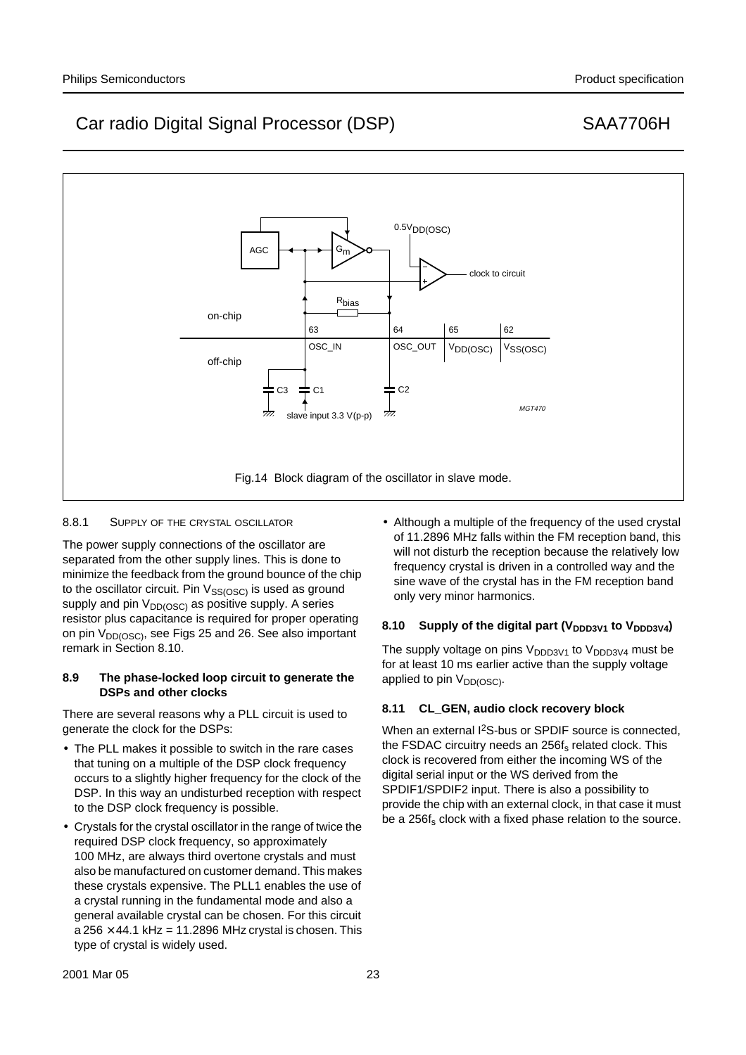Fig.14 Block diagram of the oscillator in slave mode.

#### 8.8.1 SUPPLY OF THE CRYSTAL OSCILLATOR

The power supply connections of the oscillator are separated from the other supply lines. This is done to minimize the feedback from the ground bounce of the chip to the oscillator circuit. Pin $V_{SS(OSC)}$ is used as ground supply and pin $V_{DD(OSC)}$ as positive supply. A series resistor plus capacitance is required for proper operating on pin $V_{DD(OSC)}$, see Figs 25 and 26. See also important remark in Section 8.10.

### 8.9 The phase-locked loop circuit to generate the DSPs and other clocks

There are several reasons why a PLL circuit is used to generate the clock for the DSPs:

- The PLL makes it possible to switch in the rare cases that tuning on a multiple of the DSP clock frequency occurs to a slightly higher frequency for the clock of the DSP. In this way an undisturbed reception with respect to the DSP clock frequency is possible.
- Crystals for the crystal oscillator in the range of twice the required DSP clock frequency, so approximately 100 MHz, are always third overtone crystals and must also be manufactured on customer demand. This makes these crystals expensive. The PLL1 enables the use of a crystal running in the fundamental mode and also a general available crystal can be chosen. For this circuit a $256 \times 44.1$ kHz = 11.2896 MHz crystal is chosen. This type of crystal is widely used.
- Although a multiple of the frequency of the used crystal of 11.2896 MHz falls within the FM reception band, this will not disturb the reception because the relatively low frequency crystal is driven in a controlled way and the sine wave of the crystal has in the FM reception band only very minor harmonics.

### 8.10 Supply of the digital part ($V_{DDD3V1}$ to $V_{DDD3V4}$)

The supply voltage on pins $V_{DDD3V1}$ to $V_{DDD3V4}$ must be for at least 10 ms earlier active than the supply voltage applied to pin $V_{DD(OSC)}$.

### 8.11 CL_GEN, audio clock recovery block

When an external I[2]S-bus or SPDIF source is connected, the FSDAC circuitry needs an $256f_s$ related clock. This clock is recovered from either the incoming WS of the digital serial input or the WS derived from the SPDIF1/SPDIF2 input. There is also a possibility to provide the chip with an external clock, in that case it must be a $256f_s$ clock with a fixed phase relation to the source.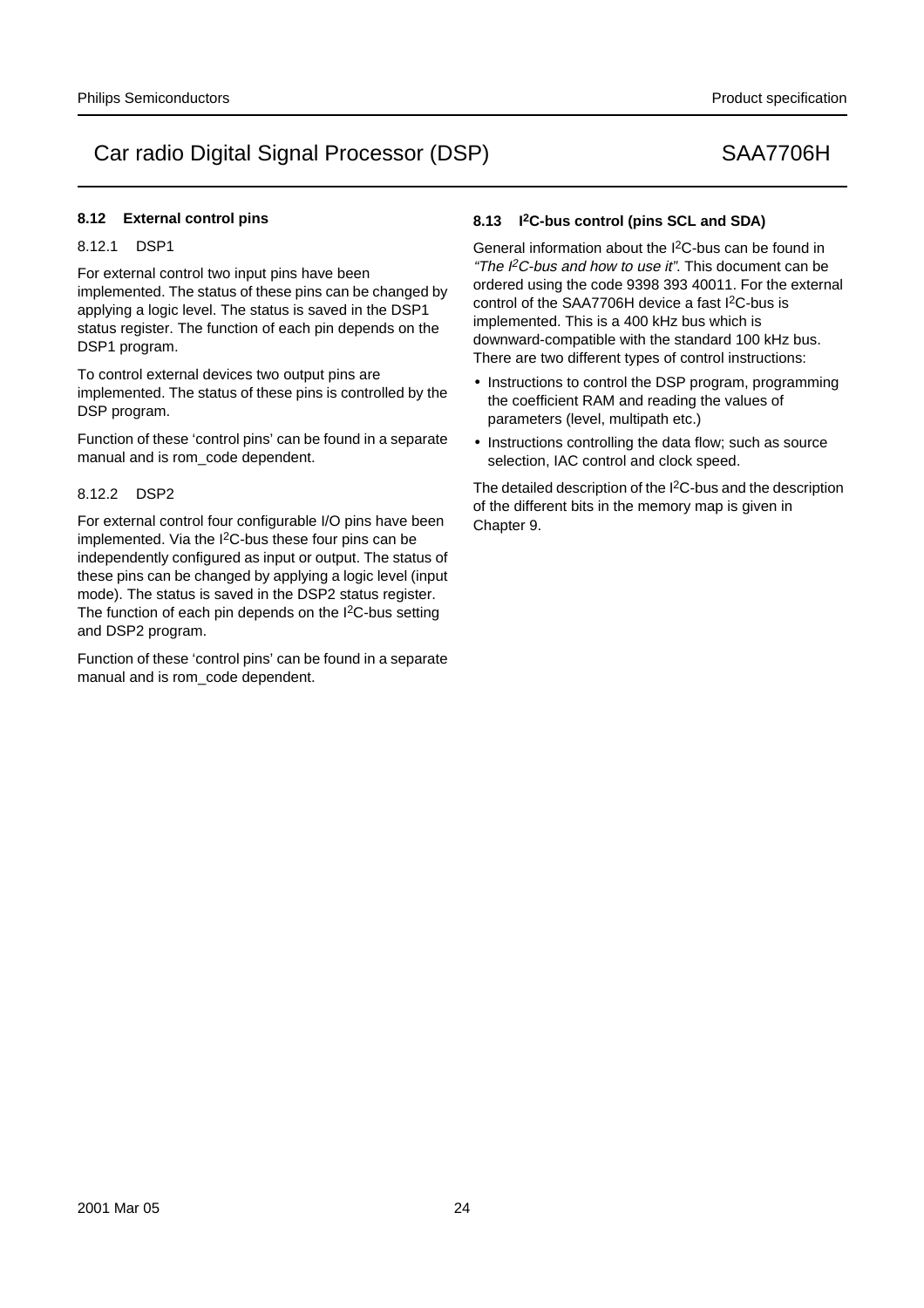### 8.12 External control pins

#### 8.12.1 DSP1

For external control two input pins have been implemented. The status of these pins can be changed by applying a logic level. The status is saved in the DSP1 status register. The function of each pin depends on the DSP1 program.

To control external devices two output pins are implemented. The status of these pins is controlled by the DSP program.

Function of these 'control pins' can be found in a separate manual and is rom_code dependent.

#### 8.12.2 DSP2

For external control four configurable I/O pins have been implemented. Via the I$^2$C-bus these four pins can be independently configured as input or output. The status of these pins can be changed by applying a logic level (input mode). The status is saved in the DSP2 status register. The function of each pin depends on the I$^2$C-bus setting and DSP2 program.

Function of these 'control pins' can be found in a separate manual and is rom_code dependent.

### 8.13 I$^2$C-bus control (pins SCL and SDA)

General information about the I$^2$C-bus can be found in *"The I$^2$C-bus and how to use it"*. This document can be ordered using the code 9398 393 40011. For the external control of the SAA7706H device a fast I$^2$C-bus is implemented. This is a 400 kHz bus which is downward-compatible with the standard 100 kHz bus. There are two different types of control instructions:

- Instructions to control the DSP program, programming the coefficient RAM and reading the values of parameters (level, multipath etc.)
- Instructions controlling the data flow; such as source selection, IAC control and clock speed.

The detailed description of the I$^2$C-bus and the description of the different bits in the memory map is given in Chapter 9.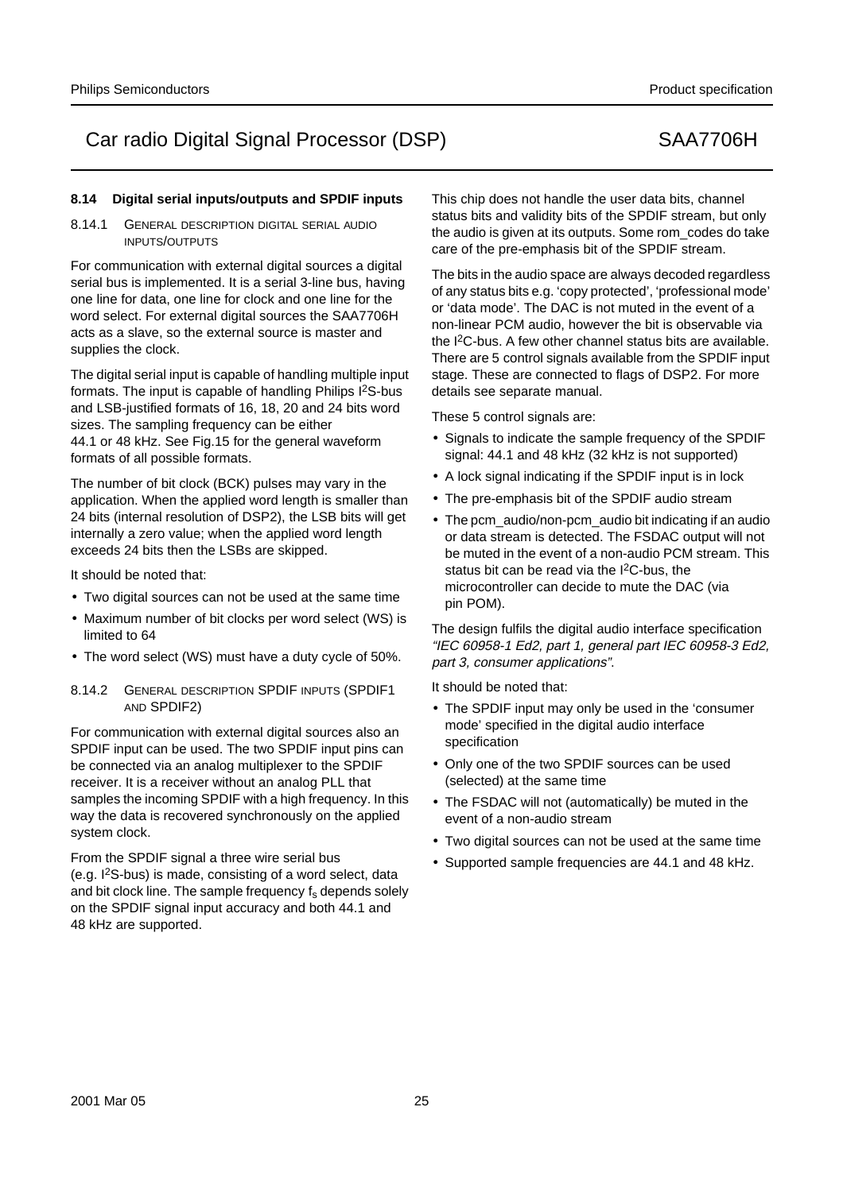### 8.14 Digital serial inputs/outputs and SPDIF inputs

#### 8.14.1 General description digital serial audio inputs/outputs

For communication with external digital sources a digital serial bus is implemented. It is a serial 3-line bus, having one line for data, one line for clock and one line for the word select. For external digital sources the SAA7706H acts as a slave, so the external source is master and supplies the clock.

The digital serial input is capable of handling multiple input formats. The input is capable of handling Philips I$^2$S-bus and LSB-justified formats of 16, 18, 20 and 24 bits word sizes. The sampling frequency can be either 44.1 or 48 kHz. See Fig.15 for the general waveform formats of all possible formats.

The number of bit clock (BCK) pulses may vary in the application. When the applied word length is smaller than 24 bits (internal resolution of DSP2), the LSB bits will get internally a zero value; when the applied word length exceeds 24 bits then the LSBs are skipped.

It should be noted that:

- Two digital sources can not be used at the same time
- Maximum number of bit clocks per word select (WS) is limited to 64
- The word select (WS) must have a duty cycle of 50%.

#### 8.14.2 General description SPDIF inputs (SPDIF1 and SPDIF2)

For communication with external digital sources also an SPDIF input can be used. The two SPDIF input pins can be connected via an analog multiplexer to the SPDIF receiver. It is a receiver without an analog PLL that samples the incoming SPDIF with a high frequency. In this way the data is recovered synchronously on the applied system clock.

From the SPDIF signal a three wire serial bus (e.g. I$^2$S-bus) is made, consisting of a word select, data and bit clock line. The sample frequency $f_s$ depends solely on the SPDIF signal input accuracy and both 44.1 and 48 kHz are supported.

This chip does not handle the user data bits, channel status bits and validity bits of the SPDIF stream, but only the audio is given at its outputs. Some rom_codes do take care of the pre-emphasis bit of the SPDIF stream.

The bits in the audio space are always decoded regardless of any status bits e.g. 'copy protected', 'professional mode' or 'data mode'. The DAC is not muted in the event of a non-linear PCM audio, however the bit is observable via the I$^2$C-bus. A few other channel status bits are available. There are 5 control signals available from the SPDIF input stage. These are connected to flags of DSP2. For more details see separate manual.

These 5 control signals are:

- Signals to indicate the sample frequency of the SPDIF signal: 44.1 and 48 kHz (32 kHz is not supported)
- A lock signal indicating if the SPDIF input is in lock
- The pre-emphasis bit of the SPDIF audio stream
- The pcm_audio/non-pcm_audio bit indicating if an audio or data stream is detected. The FSDAC output will not be muted in the event of a non-audio PCM stream. This status bit can be read via the I$^2$C-bus, the microcontroller can decide to mute the DAC (via pin POM).

The design fulfils the digital audio interface specification *"IEC 60958-1 Ed2, part 1, general part IEC 60958-3 Ed2, part 3, consumer applications"*.

It should be noted that:

- The SPDIF input may only be used in the 'consumer mode' specified in the digital audio interface specification
- Only one of the two SPDIF sources can be used (selected) at the same time
- The FSDAC will not (automatically) be muted in the event of a non-audio stream
- Two digital sources can not be used at the same time
- Supported sample frequencies are 44.1 and 48 kHz.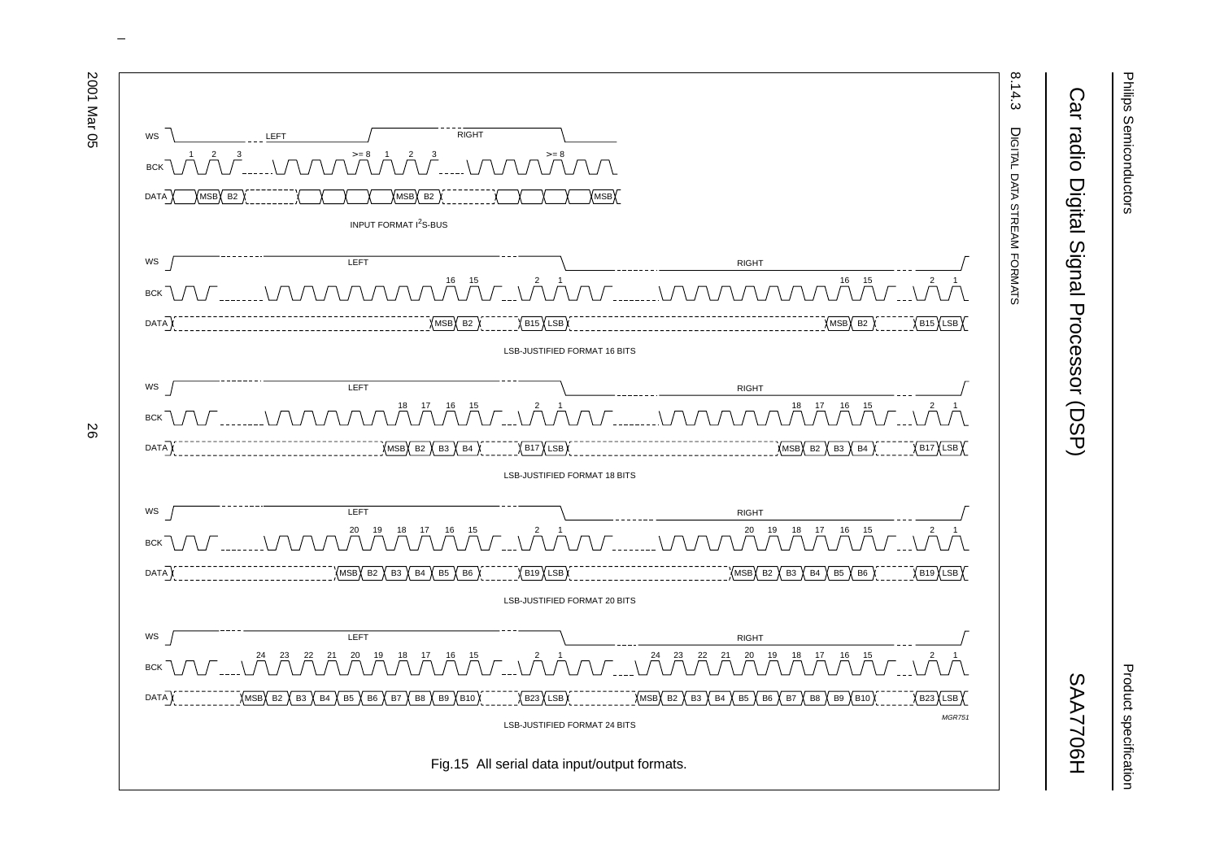### 8.14.3 DIGITAL DATA STREAM FORMATS

INPUT FORMAT I$^2$S-BUS

LSB-JUSTIFIED FORMAT 16 BITS

LSB-JUSTIFIED FORMAT 18 BITS

LSB-JUSTIFIED FORMAT 20 BITS

LSB-JUSTIFIED FORMAT 24 BITS

MGR751

Fig.15 All serial data input/output formats.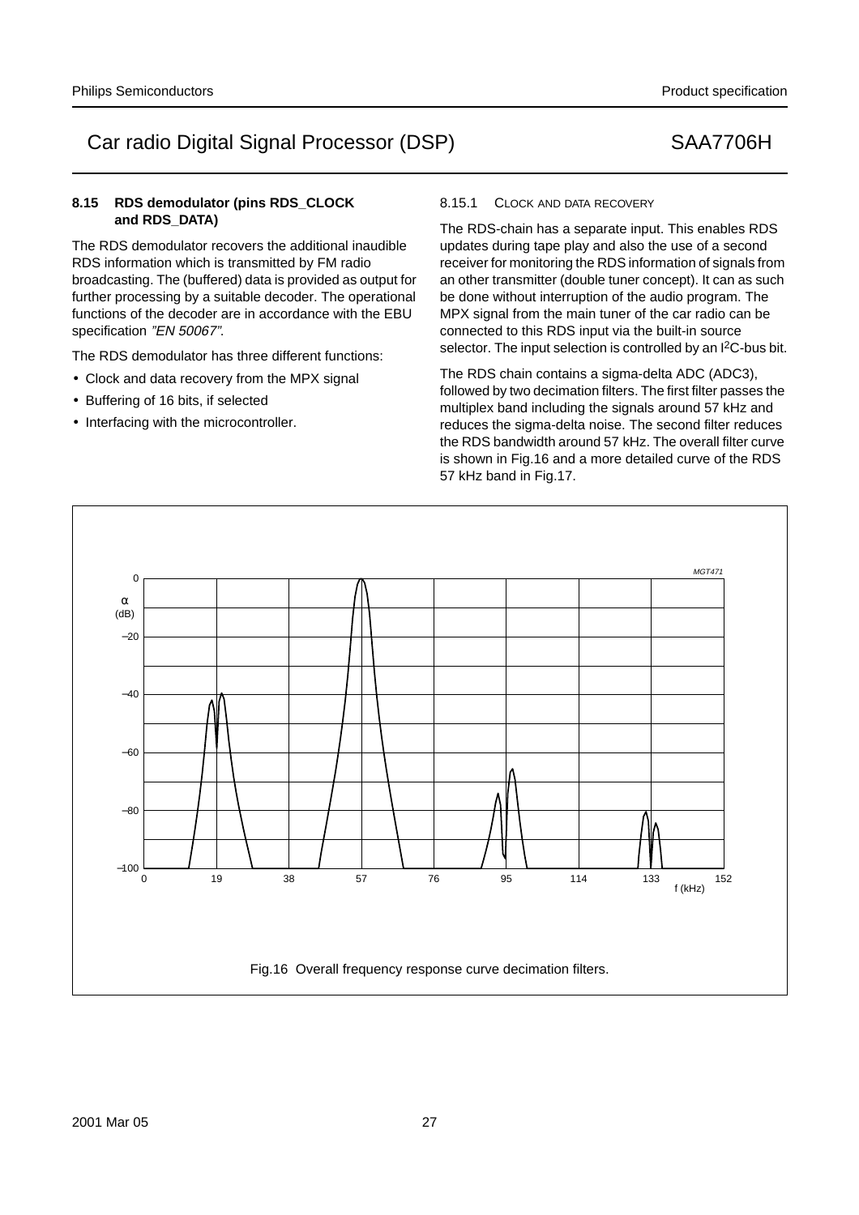### 8.15 RDS demodulator (pins RDS_CLOCK and RDS_DATA)

The RDS demodulator recovers the additional inaudible RDS information which is transmitted by FM radio broadcasting. The (buffered) data is provided as output for further processing by a suitable decoder. The operational functions of the decoder are in accordance with the EBU specification *"EN 50067"*.

The RDS demodulator has three different functions:

- Clock and data recovery from the MPX signal
- Buffering of 16 bits, if selected
- Interfacing with the microcontroller.

#### 8.15.1 CLOCK AND DATA RECOVERY

The RDS-chain has a separate input. This enables RDS updates during tape play and also the use of a second receiver for monitoring the RDS information of signals from an other transmitter (double tuner concept). It can as such be done without interruption of the audio program. The MPX signal from the main tuner of the car radio can be connected to this RDS input via the built-in source selector. The input selection is controlled by an I²C-bus bit.

The RDS chain contains a sigma-delta ADC (ADC3), followed by two decimation filters. The first filter passes the multiplex band including the signals around 57 kHz and reduces the sigma-delta noise. The second filter reduces the RDS bandwidth around 57 kHz. The overall filter curve is shown in Fig.16 and a more detailed curve of the RDS 57 kHz band in Fig.17.

Fig.16 Overall frequency response curve decimation filters.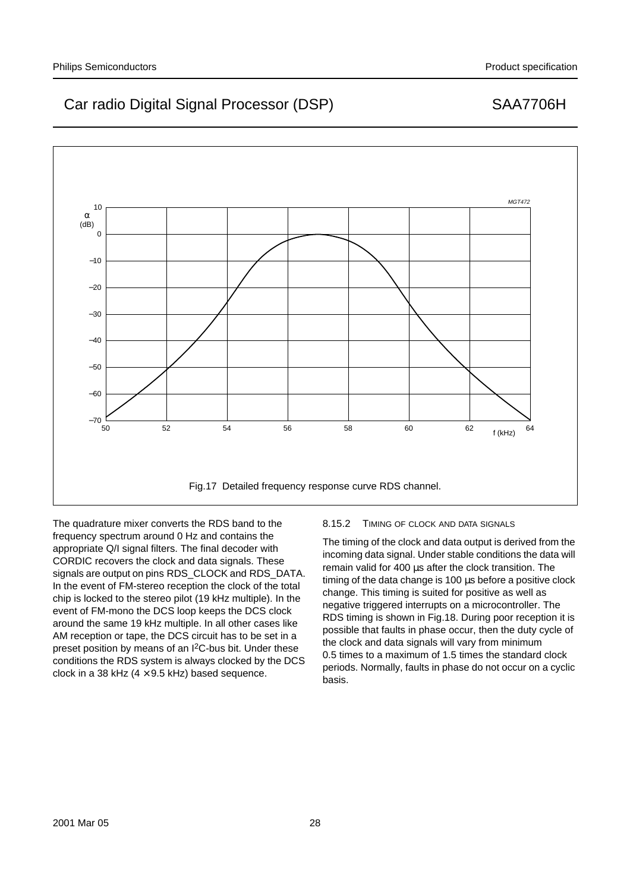Fig.17  Detailed frequency response curve RDS channel.

The quadrature mixer converts the RDS band to the frequency spectrum around 0 Hz and contains the appropriate Q/I signal filters. The final decoder with CORDIC recovers the clock and data signals. These signals are output on pins RDS_CLOCK and RDS_DATA. In the event of FM-stereo reception the clock of the total chip is locked to the stereo pilot (19 kHz multiple). In the event of FM-mono the DCS loop keeps the DCS clock around the same 19 kHz multiple. In all other cases like AM reception or tape, the DCS circuit has to be set in a preset position by means of an I$^2$C-bus bit. Under these conditions the RDS system is always clocked by the DCS clock in a 38 kHz (4 × 9.5 kHz) based sequence.

#### 8.15.2 TIMING OF CLOCK AND DATA SIGNALS

The timing of the clock and data output is derived from the incoming data signal. Under stable conditions the data will remain valid for 400 µs after the clock transition. The timing of the data change is 100 µs before a positive clock change. This timing is suited for positive as well as negative triggered interrupts on a microcontroller. The RDS timing is shown in Fig.18. During poor reception it is possible that faults in phase occur, then the duty cycle of the clock and data signals will vary from minimum 0.5 times to a maximum of 1.5 times the standard clock periods. Normally, faults in phase do not occur on a cyclic basis.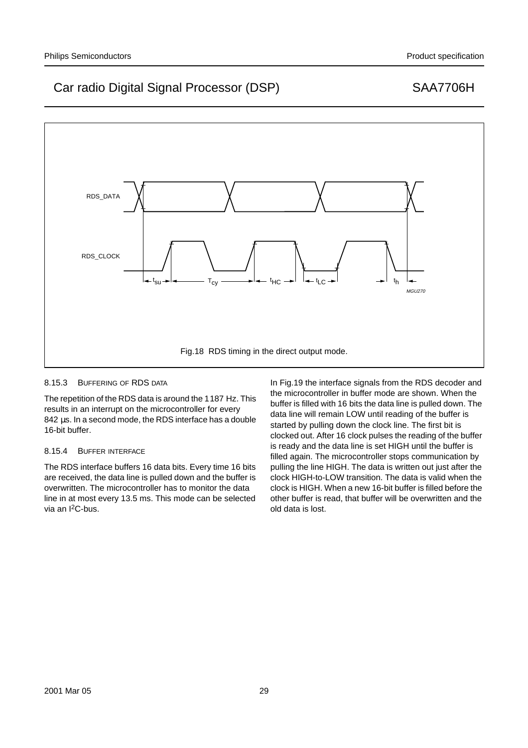Fig.18 RDS timing in the direct output mode.

#### 8.15.3 BUFFERING OF RDS DATA

The repetition of the RDS data is around the 1187 Hz. This results in an interrupt on the microcontroller for every 842 μs. In a second mode, the RDS interface has a double 16-bit buffer.

#### 8.15.4 BUFFER INTERFACE

The RDS interface buffers 16 data bits. Every time 16 bits are received, the data line is pulled down and the buffer is overwritten. The microcontroller has to monitor the data line in at most every 13.5 ms. This mode can be selected via an $I^2C$-bus.

In Fig.19 the interface signals from the RDS decoder and the microcontroller in buffer mode are shown. When the buffer is filled with 16 bits the data line is pulled down. The data line will remain LOW until reading of the buffer is started by pulling down the clock line. The first bit is clocked out. After 16 clock pulses the reading of the buffer is ready and the data line is set HIGH until the buffer is filled again. The microcontroller stops communication by pulling the line HIGH. The data is written out just after the clock HIGH-to-LOW transition. The data is valid when the clock is HIGH. When a new 16-bit buffer is filled before the other buffer is read, that buffer will be overwritten and the old data is lost.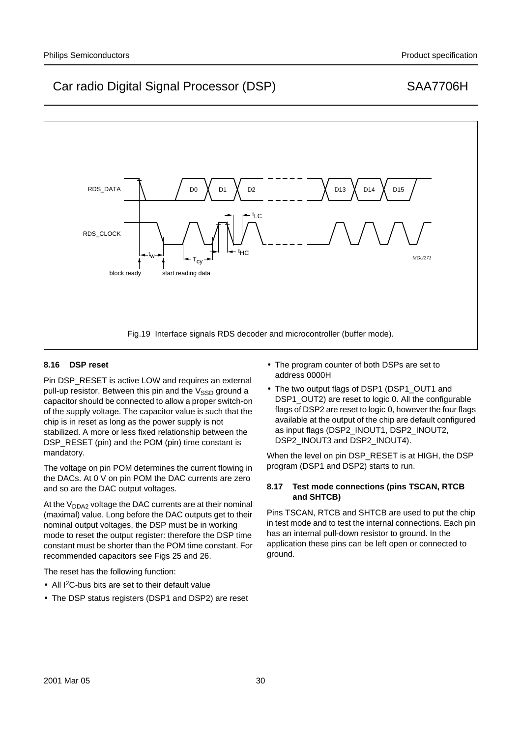Fig.19 Interface signals RDS decoder and microcontroller (buffer mode).

### 8.16 DSP reset

Pin DSP_RESET is active LOW and requires an external pull-up resistor. Between this pin and the $V_{SSD}$ ground a capacitor should be connected to allow a proper switch-on of the supply voltage. The capacitor value is such that the chip is in reset as long as the power supply is not stabilized. A more or less fixed relationship between the DSP_RESET (pin) and the POM (pin) time constant is mandatory.

The voltage on pin POM determines the current flowing in the DACs. At 0 V on pin POM the DAC currents are zero and so are the DAC output voltages.

At the $V_{DDA2}$ voltage the DAC currents are at their nominal (maximal) value. Long before the DAC outputs get to their nominal output voltages, the DSP must be in working mode to reset the output register: therefore the DSP time constant must be shorter than the POM time constant. For recommended capacitors see Figs 25 and 26.

The reset has the following function:

- All $I^2C$-bus bits are set to their default value
- The DSP status registers (DSP1 and DSP2) are reset
- The program counter of both DSPs are set to address 0000H
- The two output flags of DSP1 (DSP1_OUT1 and DSP1_OUT2) are reset to logic 0. All the configurable flags of DSP2 are reset to logic 0, however the four flags available at the output of the chip are default configured as input flags (DSP2_INOUT1, DSP2_INOUT2, DSP2_INOUT3 and DSP2_INOUT4).

When the level on pin DSP_RESET is at HIGH, the DSP program (DSP1 and DSP2) starts to run.

### 8.17 Test mode connections (pins TSCAN, RTCB and SHTCB)

Pins TSCAN, RTCB and SHTCB are used to put the chip in test mode and to test the internal connections. Each pin has an internal pull-down resistor to ground. In the application these pins can be left open or connected to ground.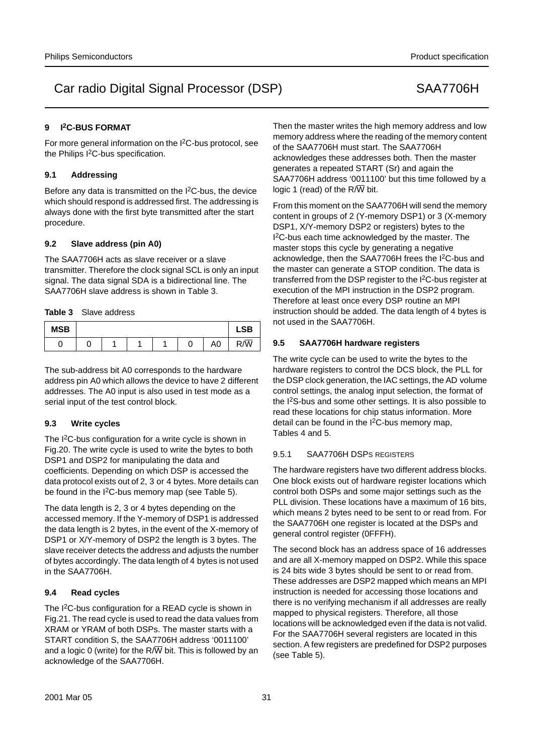## 9 I²C-BUS FORMAT

For more general information on the I²C-bus protocol, see the Philips I²C-bus specification.

### 9.1 Addressing

Before any data is transmitted on the I²C-bus, the device which should respond is addressed first. The addressing is always done with the first byte transmitted after the start procedure.

### 9.2 Slave address (pin A0)

The SAA7706H acts as slave receiver or a slave transmitter. Therefore the clock signal SCL is only an input signal. The data signal SDA is a bidirectional line. The SAA7706H slave address is shown in Table 3.

**Table 3** Slave address

| MSB | | | | | | | LSB |
|---|---|---|---|---|---|---|---|
| 0 | 0 | 1 | 1 | 1 | 0 | A0 | R/$\overline{W}$ |

The sub-address bit A0 corresponds to the hardware address pin A0 which allows the device to have 2 different addresses. The A0 input is also used in test mode as a serial input of the test control block.

### 9.3 Write cycles

The I²C-bus configuration for a write cycle is shown in Fig.20. The write cycle is used to write the bytes to both DSP1 and DSP2 for manipulating the data and coefficients. Depending on which DSP is accessed the data protocol exists out of 2, 3 or 4 bytes. More details can be found in the I²C-bus memory map (see Table 5).

The data length is 2, 3 or 4 bytes depending on the accessed memory. If the Y-memory of DSP1 is addressed the data length is 2 bytes, in the event of the X-memory of DSP1 or X/Y-memory of DSP2 the length is 3 bytes. The slave receiver detects the address and adjusts the number of bytes accordingly. The data length of 4 bytes is not used in the SAA7706H.

### 9.4 Read cycles

The I²C-bus configuration for a READ cycle is shown in Fig.21. The read cycle is used to read the data values from XRAM or YRAM of both DSPs. The master starts with a START condition S, the SAA7706H address '0011100' and a logic 0 (write) for the R/$\overline{W}$ bit. This is followed by an acknowledge of the SAA7706H.

Then the master writes the high memory address and low memory address where the reading of the memory content of the SAA7706H must start. The SAA7706H acknowledges these addresses both. Then the master generates a repeated START (Sr) and again the SAA7706H address '0011100' but this time followed by a logic 1 (read) of the R/$\overline{W}$ bit.

From this moment on the SAA7706H will send the memory content in groups of 2 (Y-memory DSP1) or 3 (X-memory DSP1, X/Y-memory DSP2 or registers) bytes to the I²C-bus each time acknowledged by the master. The master stops this cycle by generating a negative acknowledge, then the SAA7706H frees the I²C-bus and the master can generate a STOP condition. The data is transferred from the DSP register to the I²C-bus register at execution of the MPI instruction in the DSP2 program. Therefore at least once every DSP routine an MPI instruction should be added. The data length of 4 bytes is not used in the SAA7706H.

### 9.5 SAA7706H hardware registers

The write cycle can be used to write the bytes to the hardware registers to control the DCS block, the PLL for the DSP clock generation, the IAC settings, the AD volume control settings, the analog input selection, the format of the I²S-bus and some other settings. It is also possible to read these locations for chip status information. More detail can be found in the I²C-bus memory map, Tables 4 and 5.

#### 9.5.1 SAA7706H DSPs REGISTERS

The hardware registers have two different address blocks. One block exists out of hardware register locations which control both DSPs and some major settings such as the PLL division. These locations have a maximum of 16 bits, which means 2 bytes need to be sent to or read from. For the SAA7706H one register is located at the DSPs and general control register (0FFFH).

The second block has an address space of 16 addresses and are all X-memory mapped on DSP2. While this space is 24 bits wide 3 bytes should be sent to or read from. These addresses are DSP2 mapped which means an MPI instruction is needed for accessing those locations and there is no verifying mechanism if all addresses are really mapped to physical registers. Therefore, all those locations will be acknowledged even if the data is not valid. For the SAA7706H several registers are located in this section. A few registers are predefined for DSP2 purposes (see Table 5).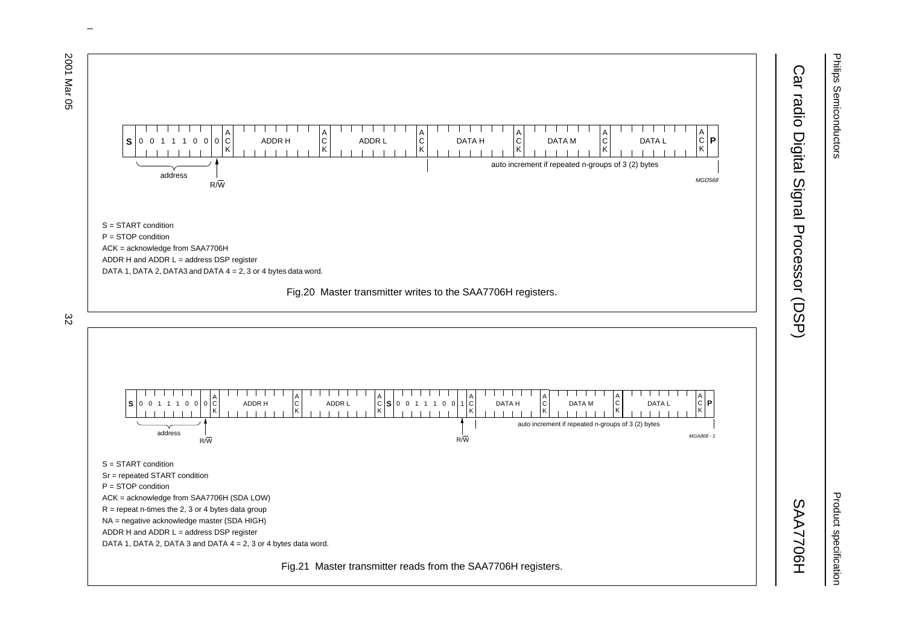| S | 0 | 0 | 1 | 1 | 1 | 0 | 0 | 0 | ACK | ADDR H | ACK | ADDR L | ACK | DATA H | ACK | DATA M | ACK | DATA L | ACK | P |
|---|---|---|---|---|---|---|---|---|---|---|---|---|---|---|---|---|---|---|---|---|

address; R/W̄; auto increment if repeated n-groups of 3 (2) bytes

MGD568

S = START condition

P = STOP condition

ACK = acknowledge from SAA7706H

ADDR H and ADDR L = address DSP register

DATA 1, DATA 2, DATA3 and DATA 4 = 2, 3 or 4 bytes data word.

Fig.20 Master transmitter writes to the SAA7706H registers.

| S | 0 | 0 | 1 | 1 | 1 | 0 | 0 | 0 | ACK | ADDR H | ACK | ADDR L | ACK | S | 0 | 0 | 1 | 1 | 1 | 0 | 0 | 1 | ACK | DATA H | ACK | DATA M | ACK | DATA L | ACK | P |
|---|---|---|---|---|---|---|---|---|---|---|---|---|---|---|---|---|---|---|---|---|---|---|---|---|---|---|---|---|---|---|

address; R/W̄; R/W̄; auto increment if repeated n-groups of 3 (2) bytes

MGA808 - 1

S = START condition

Sr = repeated START condition

P = STOP condition

ACK = acknowledge from SAA7706H (SDA LOW)

R = repeat n-times the 2, 3 or 4 bytes data group

NA = negative acknowledge master (SDA HIGH)

ADDR H and ADDR L = address DSP register

DATA 1, DATA 2, DATA 3 and DATA 4 = 2, 3 or 4 bytes data word.

Fig.21 Master transmitter reads from the SAA7706H registers.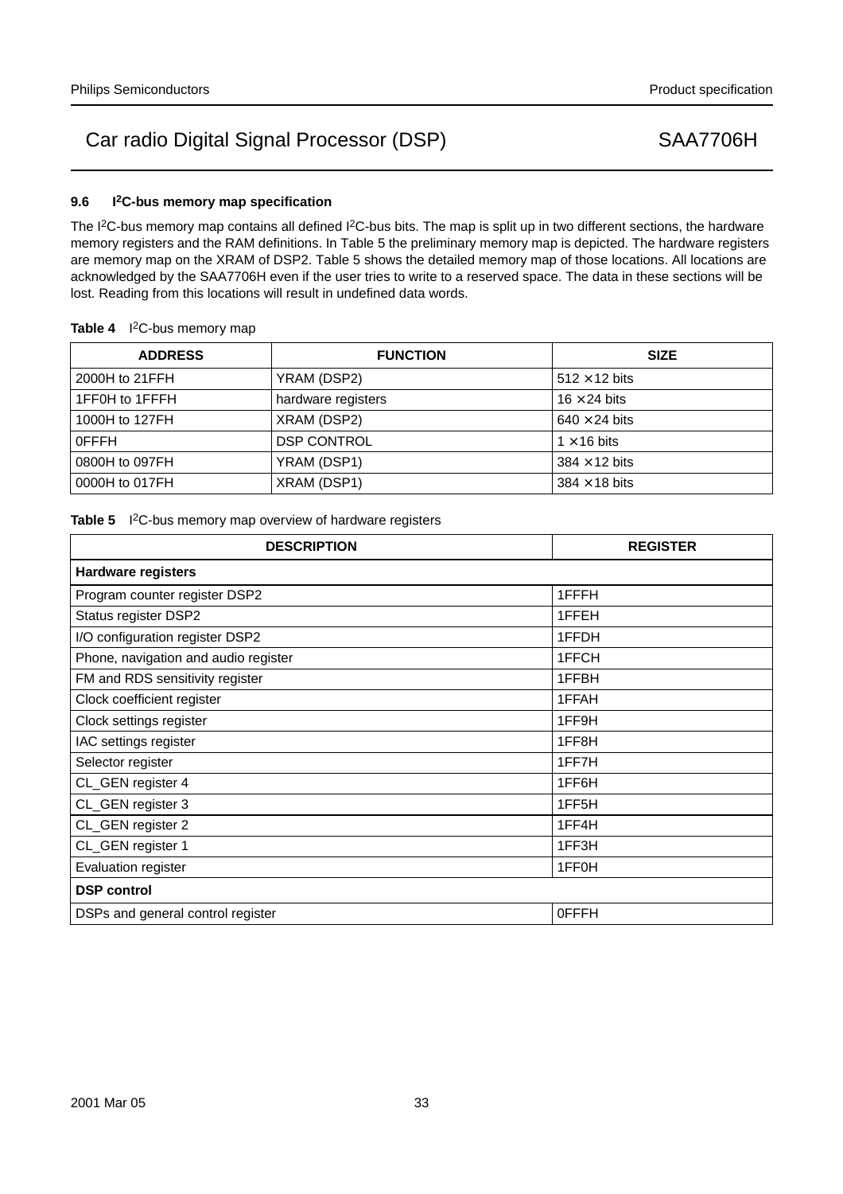### 9.6 I²C-bus memory map specification

The I²C-bus memory map contains all defined I²C-bus bits. The map is split up in two different sections, the hardware memory registers and the RAM definitions. In Table 5 the preliminary memory map is depicted. The hardware registers are memory map on the XRAM of DSP2. Table 5 shows the detailed memory map of those locations. All locations are acknowledged by the SAA7706H even if the user tries to write to a reserved space. The data in these sections will be lost. Reading from this locations will result in undefined data words.

**Table 4** I²C-bus memory map

| ADDRESS | FUNCTION | SIZE |
|---|---|---|
| 2000H to 21FFH | YRAM (DSP2) | 512 × 12 bits |
| 1FF0H to 1FFFH | hardware registers | 16 × 24 bits |
| 1000H to 127FH | XRAM (DSP2) | 640 × 24 bits |
| 0FFFH | DSP CONTROL | 1 × 16 bits |
| 0800H to 097FH | YRAM (DSP1) | 384 × 12 bits |
| 0000H to 017FH | XRAM (DSP1) | 384 × 18 bits |

**Table 5** I²C-bus memory map overview of hardware registers

| DESCRIPTION | REGISTER |
|---|---|
| **Hardware registers** | |
| Program counter register DSP2 | 1FFFH |
| Status register DSP2 | 1FFEH |
| I/O configuration register DSP2 | 1FFDH |
| Phone, navigation and audio register | 1FFCH |
| FM and RDS sensitivity register | 1FFBH |
| Clock coefficient register | 1FFAH |
| Clock settings register | 1FF9H |
| IAC settings register | 1FF8H |
| Selector register | 1FF7H |
| CL_GEN register 4 | 1FF6H |
| CL_GEN register 3 | 1FF5H |
| CL_GEN register 2 | 1FF4H |
| CL_GEN register 1 | 1FF3H |
| Evaluation register | 1FF0H |
| **DSP control** | |
| DSPs and general control register | 0FFFH |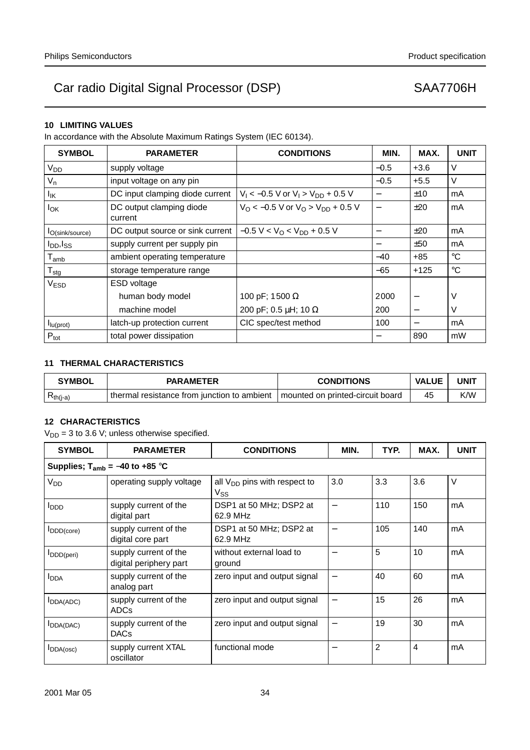## 10 LIMITING VALUES

In accordance with the Absolute Maximum Ratings System (IEC 60134).

| SYMBOL | PARAMETER | CONDITIONS | MIN. | MAX. | UNIT |
|---|---|---|---|---|---|
| $V_{DD}$ | supply voltage | | −0.5 | +3.6 | V |
| $V_n$ | input voltage on any pin | | −0.5 | +5.5 | V |
| $I_{IK}$ | DC input clamping diode current | $V_I < -0.5$ V or $V_I > V_{DD} + 0.5$ V | − | ±10 | mA |
| $I_{OK}$ | DC output clamping diode current | $V_O < -0.5$ V or $V_O > V_{DD} + 0.5$ V | − | ±20 | mA |
| $I_{O(sink/source)}$ | DC output source or sink current | $-0.5\ V < V_O < V_{DD} + 0.5$ V | − | ±20 | mA |
| $I_{DD}$,$I_{SS}$ | supply current per supply pin | | − | ±50 | mA |
| $T_{amb}$ | ambient operating temperature | | −40 | +85 | °C |
| $T_{stg}$ | storage temperature range | | −65 | +125 | °C |
| $V_{ESD}$ | ESD voltage | | | | |
| | human body model | 100 pF; 1500 Ω | 2000 | − | V |
| | machine model | 200 pF; 0.5 μH; 10 Ω | 200 | − | V |
| $I_{lu(prot)}$ | latch-up protection current | CIC spec/test method | 100 | − | mA |
| $P_{tot}$ | total power dissipation | | − | 890 | mW |

## 11 THERMAL CHARACTERISTICS

| SYMBOL | PARAMETER | CONDITIONS | VALUE | UNIT |
|---|---|---|---|---|
| $R_{th(j-a)}$ | thermal resistance from junction to ambient | mounted on printed-circuit board | 45 | K/W |

## 12 CHARACTERISTICS

$V_{DD}$ = 3 to 3.6 V; unless otherwise specified.

| SYMBOL | PARAMETER | CONDITIONS | MIN. | TYP. | MAX. | UNIT |
|---|---|---|---|---|---|---|
| **Supplies; $T_{amb}$ = −40 to +85 °C** | | | | | | |
| $V_{DD}$ | operating supply voltage | all $V_{DD}$ pins with respect to $V_{SS}$ | 3.0 | 3.3 | 3.6 | V |
| $I_{DDD}$ | supply current of the digital part | DSP1 at 50 MHz; DSP2 at 62.9 MHz | − | 110 | 150 | mA |
| $I_{DDD(core)}$ | supply current of the digital core part | DSP1 at 50 MHz; DSP2 at 62.9 MHz | − | 105 | 140 | mA |
| $I_{DDD(peri)}$ | supply current of the digital periphery part | without external load to ground | − | 5 | 10 | mA |
| $I_{DDA}$ | supply current of the analog part | zero input and output signal | − | 40 | 60 | mA |
| $I_{DDA(ADC)}$ | supply current of the ADCs | zero input and output signal | − | 15 | 26 | mA |
| $I_{DDA(DAC)}$ | supply current of the DACs | zero input and output signal | − | 19 | 30 | mA |
| $I_{DDA(osc)}$ | supply current XTAL oscillator | functional mode | − | 2 | 4 | mA |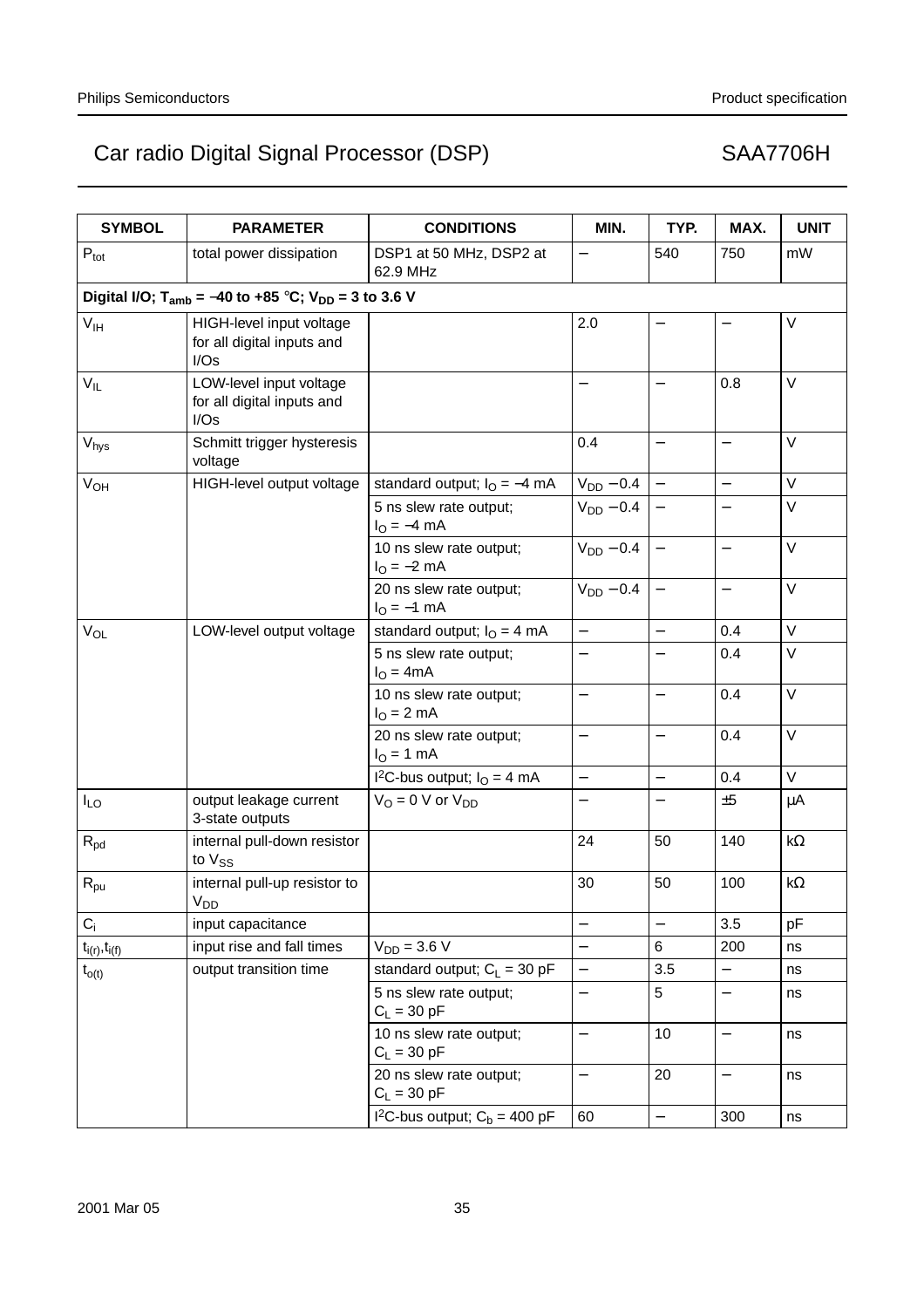| SYMBOL | PARAMETER | CONDITIONS | MIN. | TYP. | MAX. | UNIT |
|---|---|---|---|---|---|---|
| $P_{tot}$ | total power dissipation | DSP1 at 50 MHz, DSP2 at 62.9 MHz | − | 540 | 750 | mW |
| **Digital I/O; $T_{amb}$ = −40 to +85 °C; $V_{DD}$ = 3 to 3.6 V** | | | | | | |
| $V_{IH}$ | HIGH-level input voltage for all digital inputs and I/Os | | 2.0 | − | − | V |
| $V_{IL}$ | LOW-level input voltage for all digital inputs and I/Os | | − | − | 0.8 | V |
| $V_{hys}$ | Schmitt trigger hysteresis voltage | | 0.4 | − | − | V |
| $V_{OH}$ | HIGH-level output voltage | standard output; $I_O$ = −4 mA | $V_{DD}$ − 0.4 | − | − | V |
| | | 5 ns slew rate output; $I_O$ = −4 mA | $V_{DD}$ − 0.4 | − | − | V |
| | | 10 ns slew rate output; $I_O$ = −2 mA | $V_{DD}$ − 0.4 | − | − | V |
| | | 20 ns slew rate output; $I_O$ = −1 mA | $V_{DD}$ − 0.4 | − | − | V |
| $V_{OL}$ | LOW-level output voltage | standard output; $I_O$ = 4 mA | − | − | 0.4 | V |
| | | 5 ns slew rate output; $I_O$ = 4mA | − | − | 0.4 | V |
| | | 10 ns slew rate output; $I_O$ = 2 mA | − | − | 0.4 | V |
| | | 20 ns slew rate output; $I_O$ = 1 mA | − | − | 0.4 | V |
| | | $I^2C$-bus output; $I_O$ = 4 mA | − | − | 0.4 | V |
| $I_{LO}$ | output leakage current 3-state outputs | $V_O$ = 0 V or $V_{DD}$ | − | − | ±5 | μA |
| $R_{pd}$ | internal pull-down resistor to $V_{SS}$ | | 24 | 50 | 140 | kΩ |
| $R_{pu}$ | internal pull-up resistor to $V_{DD}$ | | 30 | 50 | 100 | kΩ |
| $C_i$ | input capacitance | | − | − | 3.5 | pF |
| $t_{i(r)}$,$t_{i(f)}$ | input rise and fall times | $V_{DD}$ = 3.6 V | − | 6 | 200 | ns |
| $t_{o(t)}$ | output transition time | standard output; $C_L$ = 30 pF | − | 3.5 | − | ns |
| | | 5 ns slew rate output; $C_L$ = 30 pF | − | 5 | − | ns |
| | | 10 ns slew rate output; $C_L$ = 30 pF | − | 10 | − | ns |
| | | 20 ns slew rate output; $C_L$ = 30 pF | − | 20 | − | ns |
| | | $I^2C$-bus output; $C_b$ = 400 pF | 60 | − | 300 | ns |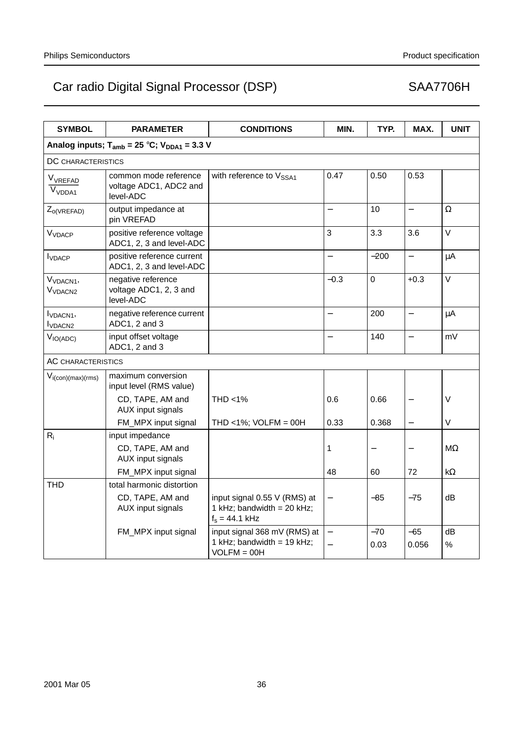| SYMBOL | PARAMETER | CONDITIONS | MIN. | TYP. | MAX. | UNIT |
|---|---|---|---|---|---|---|
| **Analog inputs; $T_{amb}$ = 25 °C; $V_{DDA1}$ = 3.3 V** | | | | | | |
| DC CHARACTERISTICS | | | | | | |
| $\frac{V_{VREFAD}}{V_{VDDA1}}$ | common mode reference voltage ADC1, ADC2 and level-ADC | with reference to $V_{SSA1}$ | 0.47 | 0.50 | 0.53 | |
| $Z_{o(VREFAD)}$ | output impedance at pin VREFAD | | − | 10 | − | Ω |
| $V_{VDACP}$ | positive reference voltage ADC1, 2, 3 and level-ADC | | 3 | 3.3 | 3.6 | V |
| $I_{VDACP}$ | positive reference current ADC1, 2, 3 and level-ADC | | − | −200 | − | μA |
| $V_{VDACN1}$, $V_{VDACN2}$ | negative reference voltage ADC1, 2, 3 and level-ADC | | −0.3 | 0 | +0.3 | V |
| $I_{VDACN1}$, $I_{VDACN2}$ | negative reference current ADC1, 2 and 3 | | − | 200 | − | μA |
| $V_{IO(ADC)}$ | input offset voltage ADC1, 2 and 3 | | − | 140 | − | mV |
| AC CHARACTERISTICS | | | | | | |
| $V_{i(con)(max)(rms)}$ | maximum conversion input level (RMS value) | | | | | |
| | CD, TAPE, AM and AUX input signals | THD <1% | 0.6 | 0.66 | − | V |
| | FM_MPX input signal | THD <1%; VOLFM = 00H | 0.33 | 0.368 | − | V |
| $R_i$ | input impedance | | | | | |
| | CD, TAPE, AM and AUX input signals | | 1 | − | − | MΩ |
| | FM_MPX input signal | | 48 | 60 | 72 | kΩ |
| THD | total harmonic distortion | | | | | |
| | CD, TAPE, AM and AUX input signals | input signal 0.55 V (RMS) at 1 kHz; bandwidth = 20 kHz; $f_s$ = 44.1 kHz | − | −85 | −75 | dB |
| | FM_MPX input signal | input signal 368 mV (RMS) at 1 kHz; bandwidth = 19 kHz; VOLFM = 00H | − | −70 | −65 | dB |
| | | | − | 0.03 | 0.056 | % |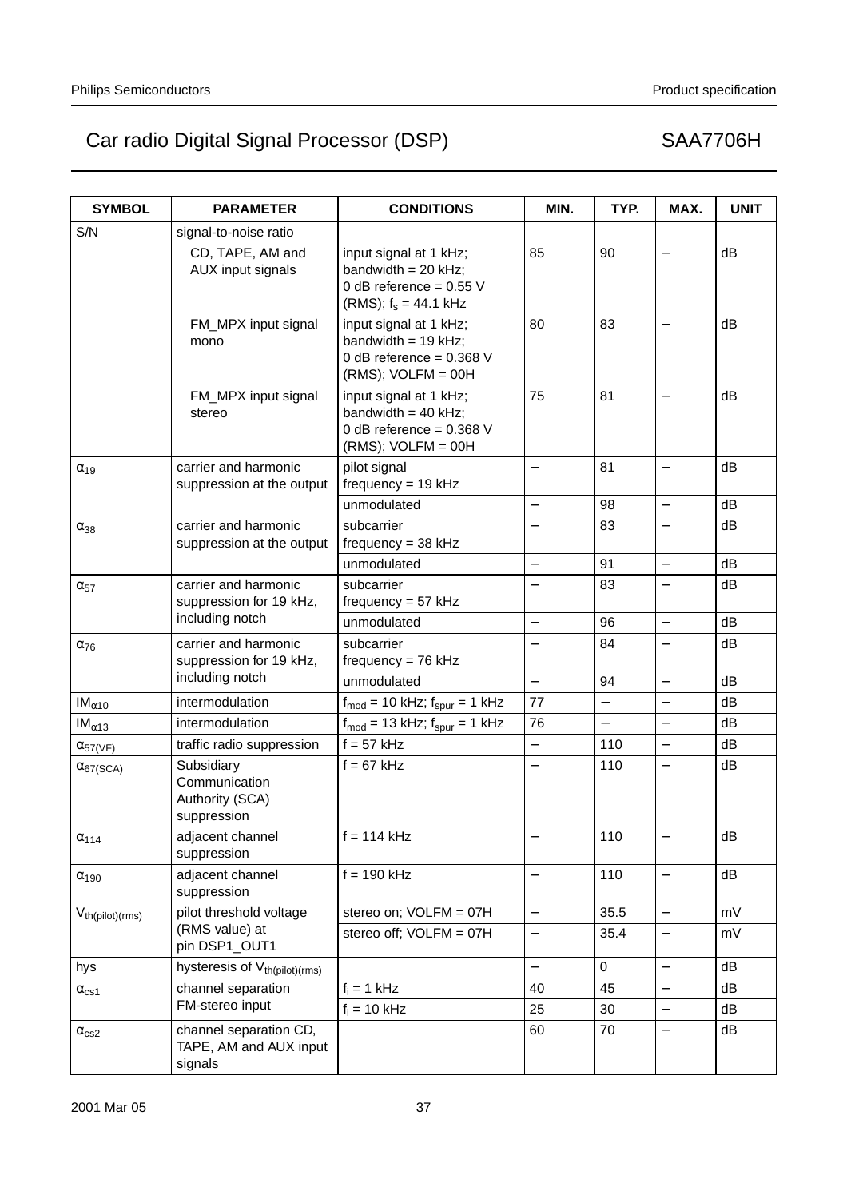| SYMBOL | PARAMETER | CONDITIONS | MIN. | TYP. | MAX. | UNIT |
|---|---|---|---|---|---|---|
| S/N | signal-to-noise ratio | | | | | |
| | CD, TAPE, AM and AUX input signals | input signal at 1 kHz; bandwidth = 20 kHz; 0 dB reference = 0.55 V (RMS); $f_s$ = 44.1 kHz | 85 | 90 | – | dB |
| | FM_MPX input signal mono | input signal at 1 kHz; bandwidth = 19 kHz; 0 dB reference = 0.368 V (RMS); VOLFM = 00H | 80 | 83 | – | dB |
| | FM_MPX input signal stereo | input signal at 1 kHz; bandwidth = 40 kHz; 0 dB reference = 0.368 V (RMS); VOLFM = 00H | 75 | 81 | – | dB |
| $\alpha_{19}$ | carrier and harmonic suppression at the output | pilot signal frequency = 19 kHz | – | 81 | – | dB |
| | | unmodulated | – | 98 | – | dB |
| $\alpha_{38}$ | carrier and harmonic suppression at the output | subcarrier frequency = 38 kHz | – | 83 | – | dB |
| | | unmodulated | – | 91 | – | dB |
| $\alpha_{57}$ | carrier and harmonic suppression for 19 kHz, including notch | subcarrier frequency = 57 kHz | – | 83 | – | dB |
| | | unmodulated | – | 96 | – | dB |
| $\alpha_{76}$ | carrier and harmonic suppression for 19 kHz, including notch | subcarrier frequency = 76 kHz | – | 84 | – | dB |
| | | unmodulated | – | 94 | – | dB |
| $IM_{\alpha10}$ | intermodulation | $f_{mod}$ = 10 kHz; $f_{spur}$ = 1 kHz | 77 | – | – | dB |
| $IM_{\alpha13}$ | intermodulation | $f_{mod}$ = 13 kHz; $f_{spur}$ = 1 kHz | 76 | – | – | dB |
| $\alpha_{57(VF)}$ | traffic radio suppression | f = 57 kHz | – | 110 | – | dB |
| $\alpha_{67(SCA)}$ | Subsidiary Communication Authority (SCA) suppression | f = 67 kHz | – | 110 | – | dB |
| $\alpha_{114}$ | adjacent channel suppression | f = 114 kHz | – | 110 | – | dB |
| $\alpha_{190}$ | adjacent channel suppression | f = 190 kHz | – | 110 | – | dB |
| $V_{th(pilot)(rms)}$ | pilot threshold voltage (RMS value) at pin DSP1_OUT1 | stereo on; VOLFM = 07H | – | 35.5 | – | mV |
| | | stereo off; VOLFM = 07H | – | 35.4 | – | mV |
| hys | hysteresis of $V_{th(pilot)(rms)}$ | | – | 0 | – | dB |
| $\alpha_{cs1}$ | channel separation FM-stereo input | $f_i$ = 1 kHz | 40 | 45 | – | dB |
| | | $f_i$ = 10 kHz | 25 | 30 | – | dB |
| $\alpha_{cs2}$ | channel separation CD, TAPE, AM and AUX input signals | | 60 | 70 | – | dB |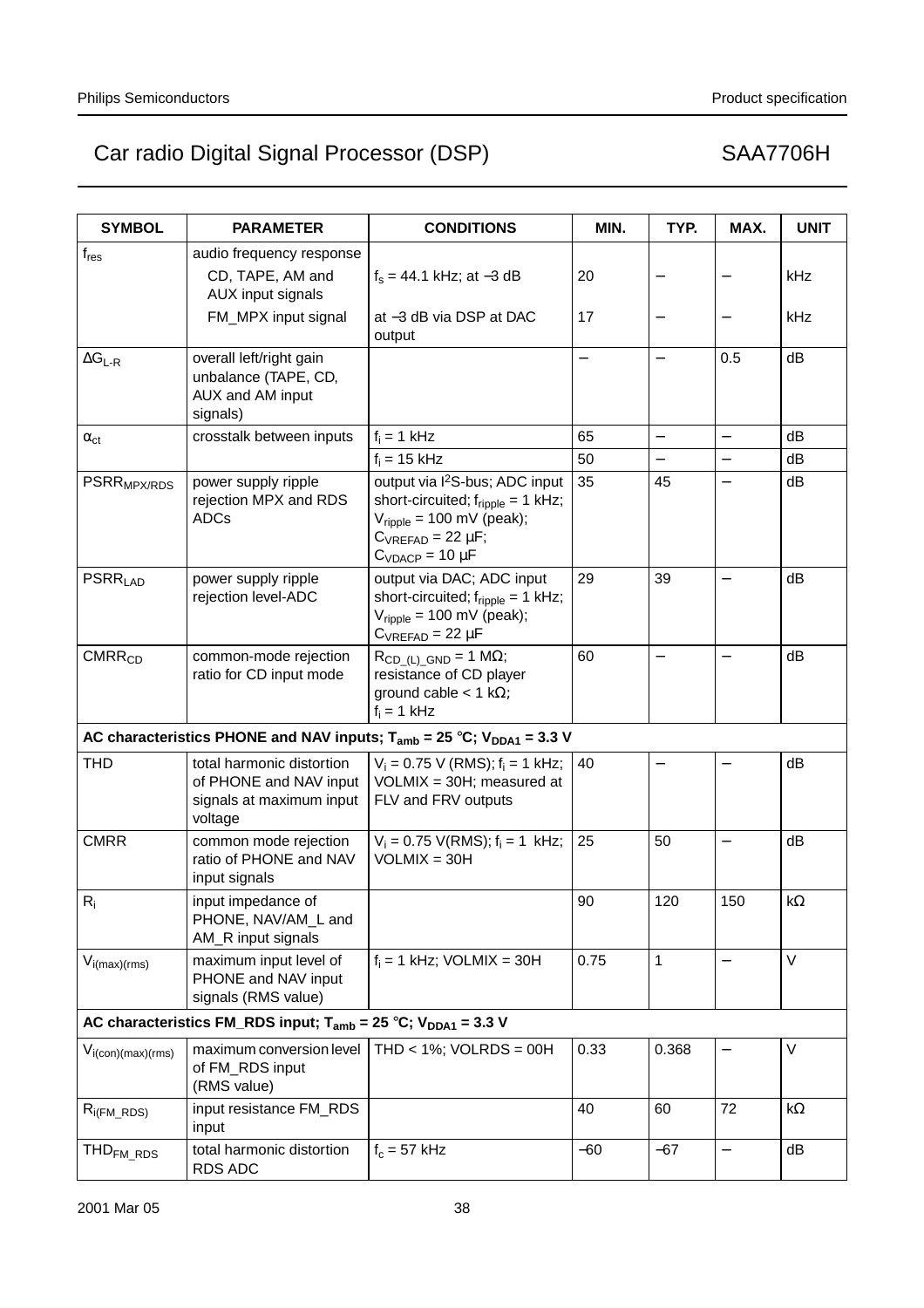# Car radio Digital Signal Processor (DSP) — SAA7706H

| SYMBOL | PARAMETER | CONDITIONS | MIN. | TYP. | MAX. | UNIT |
|---|---|---|---|---|---|---|
| $f_{res}$ | audio frequency response | | | | | |
| | CD, TAPE, AM and AUX input signals | $f_s$ = 44.1 kHz; at −3 dB | 20 | − | − | kHz |
| | FM_MPX input signal | at −3 dB via DSP at DAC output | 17 | − | − | kHz |
| $\Delta G_{L-R}$ | overall left/right gain unbalance (TAPE, CD, AUX and AM input signals) | | − | − | 0.5 | dB |
| $\alpha_{ct}$ | crosstalk between inputs | $f_i$ = 1 kHz | 65 | − | − | dB |
| | | $f_i$ = 15 kHz | 50 | − | − | dB |
| $PSRR_{MPX/RDS}$ | power supply ripple rejection MPX and RDS ADCs | output via I²S-bus; ADC input short-circuited; $f_{ripple}$ = 1 kHz; $V_{ripple}$ = 100 mV (peak); $C_{VREFAD}$ = 22 µF; $C_{VDACP}$ = 10 µF | 35 | 45 | − | dB |
| $PSRR_{LAD}$ | power supply ripple rejection level-ADC | output via DAC; ADC input short-circuited; $f_{ripple}$ = 1 kHz; $V_{ripple}$ = 100 mV (peak); $C_{VREFAD}$ = 22 µF | 29 | 39 | − | dB |
| $CMRR_{CD}$ | common-mode rejection ratio for CD input mode | $R_{CD\_(L)\_GND}$ = 1 MΩ; resistance of CD player ground cable < 1 kΩ; $f_i$ = 1 kHz | 60 | − | − | dB |
| **AC characteristics PHONE and NAV inputs; $T_{amb}$ = 25 °C; $V_{DDA1}$ = 3.3 V** | | | | | | |
| THD | total harmonic distortion of PHONE and NAV input signals at maximum input voltage | $V_i$ = 0.75 V (RMS); $f_i$ = 1 kHz; VOLMIX = 30H; measured at FLV and FRV outputs | 40 | − | − | dB |
| CMRR | common mode rejection ratio of PHONE and NAV input signals | $V_i$ = 0.75 V(RMS); $f_i$ = 1 kHz; VOLMIX = 30H | 25 | 50 | − | dB |
| $R_i$ | input impedance of PHONE, NAV/AM_L and AM_R input signals | | 90 | 120 | 150 | kΩ |
| $V_{i(max)(rms)}$ | maximum input level of PHONE and NAV input signals (RMS value) | $f_i$ = 1 kHz; VOLMIX = 30H | 0.75 | 1 | − | V |
| **AC characteristics FM_RDS input; $T_{amb}$ = 25 °C; $V_{DDA1}$ = 3.3 V** | | | | | | |
| $V_{i(con)(max)(rms)}$ | maximum conversion level of FM_RDS input (RMS value) | THD < 1%; VOLRDS = 00H | 0.33 | 0.368 | − | V |
| $R_{i(FM\_RDS)}$ | input resistance FM_RDS input | | 40 | 60 | 72 | kΩ |
| $THD_{FM\_RDS}$ | total harmonic distortion RDS ADC | $f_c$ = 57 kHz | −60 | −67 | − | dB |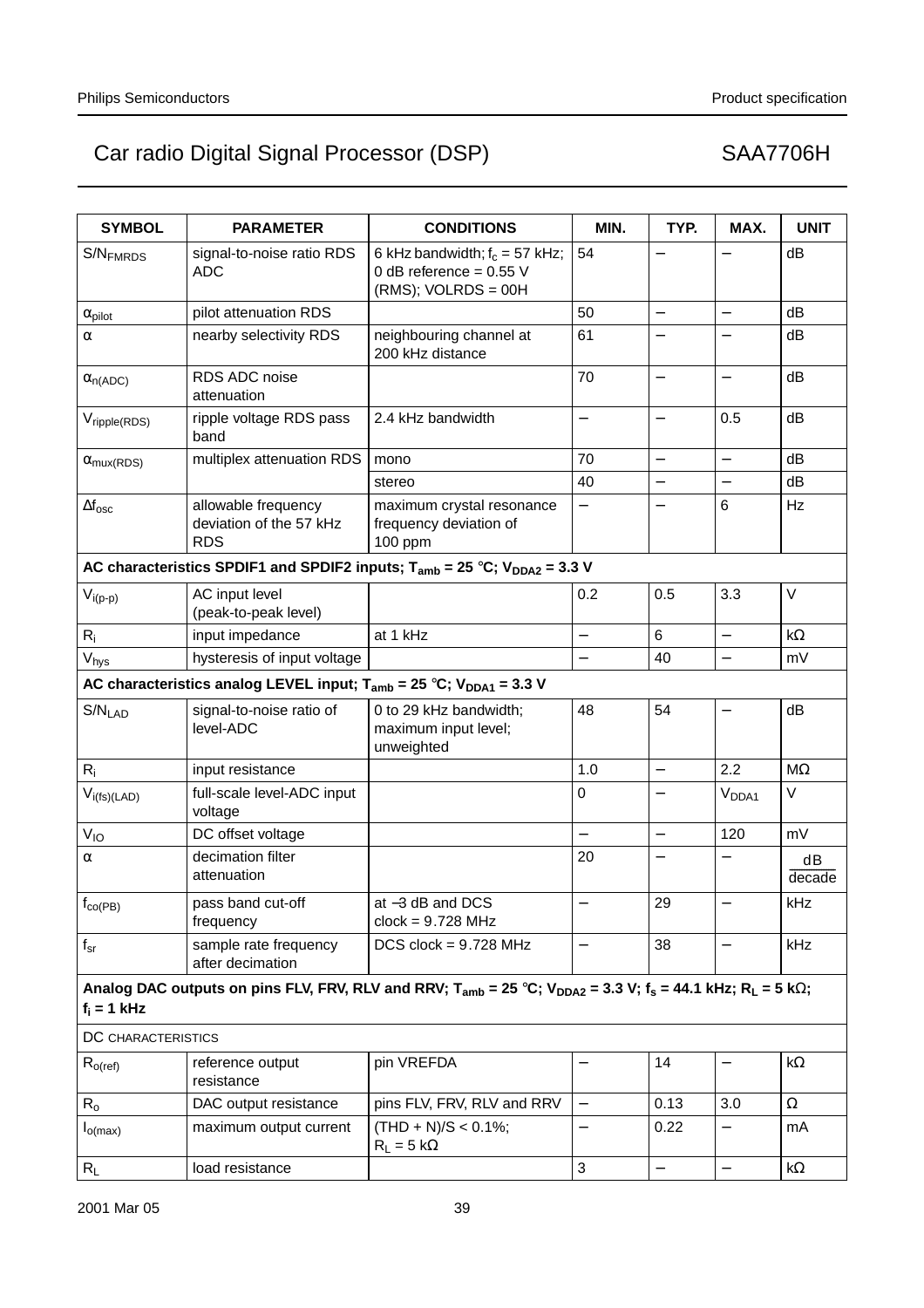| SYMBOL | PARAMETER | CONDITIONS | MIN. | TYP. | MAX. | UNIT |
|---|---|---|---|---|---|---|
| $S/N_{FMRDS}$ | signal-to-noise ratio RDS ADC | 6 kHz bandwidth; $f_c$ = 57 kHz; 0 dB reference = 0.55 V (RMS); VOLRDS = 00H | 54 | − | − | dB |
| $\alpha_{pilot}$ | pilot attenuation RDS | | 50 | − | − | dB |
| $\alpha$ | nearby selectivity RDS | neighbouring channel at 200 kHz distance | 61 | − | − | dB |
| $\alpha_{n(ADC)}$ | RDS ADC noise attenuation | | 70 | − | − | dB |
| $V_{ripple(RDS)}$ | ripple voltage RDS pass band | 2.4 kHz bandwidth | − | − | 0.5 | dB |
| $\alpha_{mux(RDS)}$ | multiplex attenuation RDS | mono | 70 | − | − | dB |
| | | stereo | 40 | − | − | dB |
| $\Delta f_{osc}$ | allowable frequency deviation of the 57 kHz RDS | maximum crystal resonance frequency deviation of 100 ppm | − | − | 6 | Hz |
| **AC characteristics SPDIF1 and SPDIF2 inputs; $T_{amb}$ = 25 °C; $V_{DDA2}$ = 3.3 V** | | | | | | |
| $V_{i(p-p)}$ | AC input level (peak-to-peak level) | | 0.2 | 0.5 | 3.3 | V |
| $R_i$ | input impedance | at 1 kHz | − | 6 | − | kΩ |
| $V_{hys}$ | hysteresis of input voltage | | − | 40 | − | mV |
| **AC characteristics analog LEVEL input; $T_{amb}$ = 25 °C; $V_{DDA1}$ = 3.3 V** | | | | | | |
| $S/N_{LAD}$ | signal-to-noise ratio of level-ADC | 0 to 29 kHz bandwidth; maximum input level; unweighted | 48 | 54 | − | dB |
| $R_i$ | input resistance | | 1.0 | − | 2.2 | MΩ |
| $V_{i(fs)(LAD)}$ | full-scale level-ADC input voltage | | 0 | − | $V_{DDA1}$ | V |
| $V_{IO}$ | DC offset voltage | | − | − | 120 | mV |
| $\alpha$ | decimation filter attenuation | | 20 | − | − | $\frac{dB}{decade}$ |
| $f_{co(PB)}$ | pass band cut-off frequency | at −3 dB and DCS clock = 9.728 MHz | − | 29 | − | kHz |
| $f_{sr}$ | sample rate frequency after decimation | DCS clock = 9.728 MHz | − | 38 | − | kHz |
| **Analog DAC outputs on pins FLV, FRV, RLV and RRV; $T_{amb}$ = 25 °C; $V_{DDA2}$ = 3.3 V; $f_s$ = 44.1 kHz; $R_L$ = 5 kΩ; $f_i$ = 1 kHz** | | | | | | |
| DC CHARACTERISTICS | | | | | | |
| $R_{o(ref)}$ | reference output resistance | pin VREFDA | − | 14 | − | kΩ |
| $R_o$ | DAC output resistance | pins FLV, FRV, RLV and RRV | − | 0.13 | 3.0 | Ω |
| $I_{o(max)}$ | maximum output current | (THD + N)/S < 0.1%; $R_L$ = 5 kΩ | − | 0.22 | − | mA |
| $R_L$ | load resistance | | 3 | − | − | kΩ |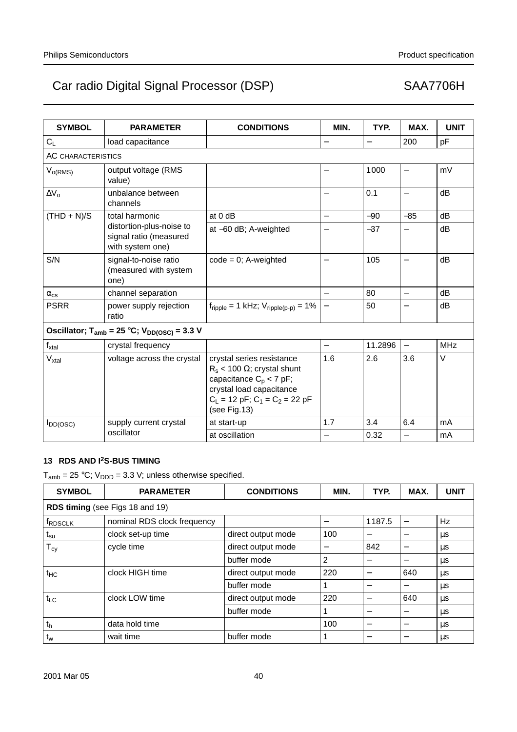| SYMBOL | PARAMETER | CONDITIONS | MIN. | TYP. | MAX. | UNIT |
|---|---|---|---|---|---|---|
| $C_L$ | load capacitance | | − | − | 200 | pF |
| AC CHARACTERISTICS | | | | | | |
| $V_{o(RMS)}$ | output voltage (RMS value) | | − | 1000 | − | mV |
| $\Delta V_o$ | unbalance between channels | | − | 0.1 | − | dB |
| (THD + N)/S | total harmonic distortion-plus-noise to signal ratio (measured with system one) | at 0 dB | − | −90 | −85 | dB |
| | | at −60 dB; A-weighted | − | −37 | − | dB |
| S/N | signal-to-noise ratio (measured with system one) | code = 0; A-weighted | − | 105 | − | dB |
| $\alpha_{cs}$ | channel separation | | − | 80 | − | dB |
| PSRR | power supply rejection ratio | $f_{ripple}$ = 1 kHz; $V_{ripple(p-p)}$ = 1% | − | 50 | − | dB |
| **Oscillator; $T_{amb}$ = 25 °C; $V_{DD(OSC)}$ = 3.3 V** | | | | | | |
| $f_{xtal}$ | crystal frequency | | − | 11.2896 | − | MHz |
| $V_{xtal}$ | voltage across the crystal | crystal series resistance $R_s$ < 100 Ω; crystal shunt capacitance $C_p$ < 7 pF; crystal load capacitance $C_L$ = 12 pF; $C_1 = C_2$ = 22 pF (see Fig.13) | 1.6 | 2.6 | 3.6 | V |
| $I_{DD(OSC)}$ | supply current crystal oscillator | at start-up | 1.7 | 3.4 | 6.4 | mA |
| | | at oscillation | − | 0.32 | − | mA |

## 13 RDS AND I²S-BUS TIMING

$T_{amb}$ = 25 °C; $V_{DDD}$ = 3.3 V; unless otherwise specified.

| SYMBOL | PARAMETER | CONDITIONS | MIN. | TYP. | MAX. | UNIT |
|---|---|---|---|---|---|---|
| **RDS timing** (see Figs 18 and 19) | | | | | | |
| $f_{RDSCLK}$ | nominal RDS clock frequency | | − | 1187.5 | − | Hz |
| $t_{su}$ | clock set-up time | direct output mode | 100 | − | − | µs |
| $T_{cy}$ | cycle time | direct output mode | − | 842 | − | µs |
| | | buffer mode | 2 | − | − | µs |
| $t_{HC}$ | clock HIGH time | direct output mode | 220 | − | 640 | µs |
| | | buffer mode | 1 | − | − | µs |
| $t_{LC}$ | clock LOW time | direct output mode | 220 | − | 640 | µs |
| | | buffer mode | 1 | − | − | µs |
| $t_h$ | data hold time | | 100 | − | − | µs |
| $t_w$ | wait time | buffer mode | 1 | − | − | µs |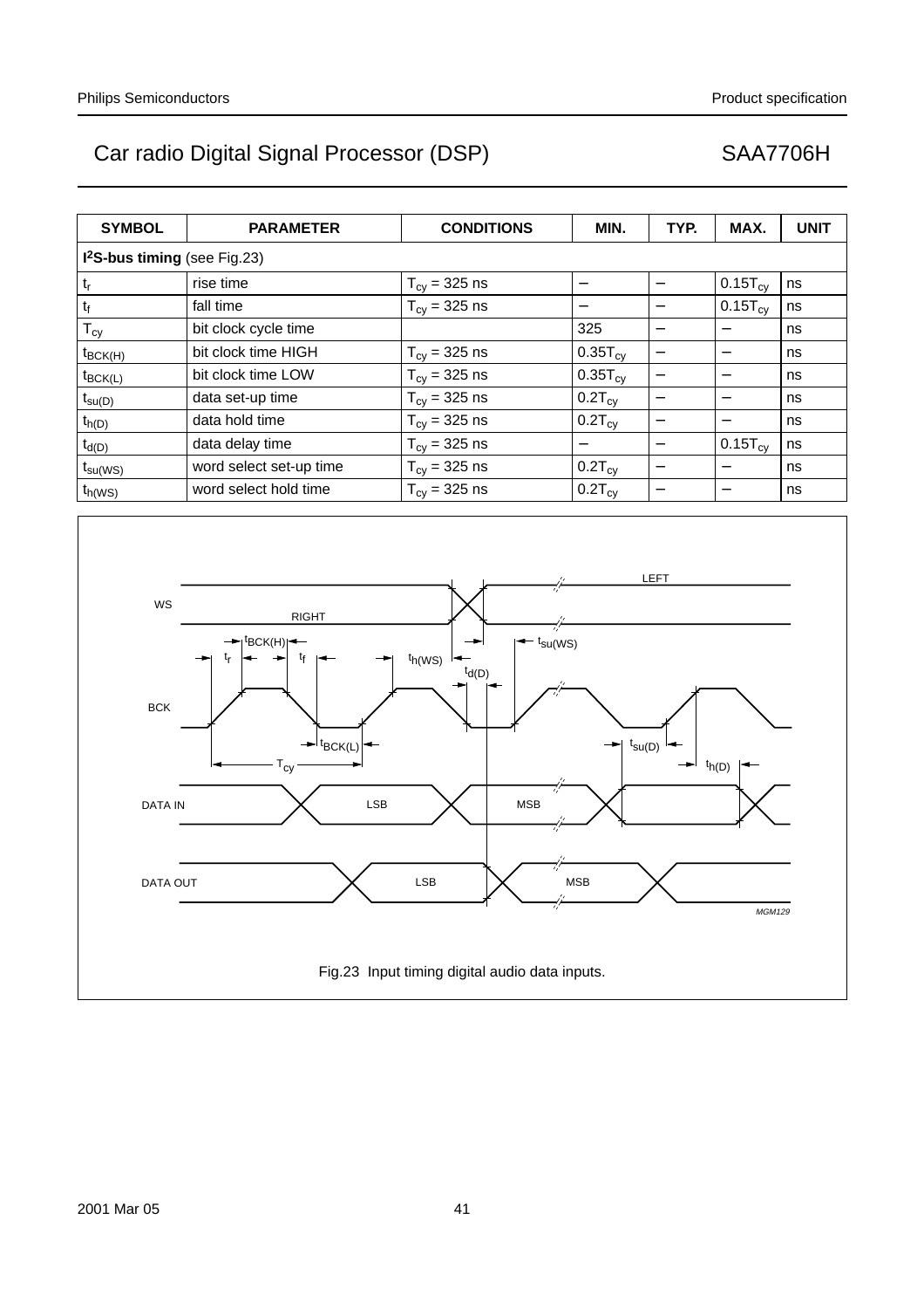| SYMBOL | PARAMETER | CONDITIONS | MIN. | TYP. | MAX. | UNIT |
|---|---|---|---|---|---|---|
| **$I^2S$-bus timing** (see Fig.23) | | | | | | |
| $t_r$ | rise time | $T_{cy}$ = 325 ns | – | – | $0.15T_{cy}$ | ns |
| $t_f$ | fall time | $T_{cy}$ = 325 ns | – | – | $0.15T_{cy}$ | ns |
| $T_{cy}$ | bit clock cycle time | | 325 | – | – | ns |
| $t_{BCK(H)}$ | bit clock time HIGH | $T_{cy}$ = 325 ns | $0.35T_{cy}$ | – | – | ns |
| $t_{BCK(L)}$ | bit clock time LOW | $T_{cy}$ = 325 ns | $0.35T_{cy}$ | – | – | ns |
| $t_{su(D)}$ | data set-up time | $T_{cy}$ = 325 ns | $0.2T_{cy}$ | – | – | ns |
| $t_{h(D)}$ | data hold time | $T_{cy}$ = 325 ns | $0.2T_{cy}$ | – | – | ns |
| $t_{d(D)}$ | data delay time | $T_{cy}$ = 325 ns | – | – | $0.15T_{cy}$ | ns |
| $t_{su(WS)}$ | word select set-up time | $T_{cy}$ = 325 ns | $0.2T_{cy}$ | – | – | ns |
| $t_{h(WS)}$ | word select hold time | $T_{cy}$ = 325 ns | $0.2T_{cy}$ | – | – | ns |

Fig.23 Input timing digital audio data inputs.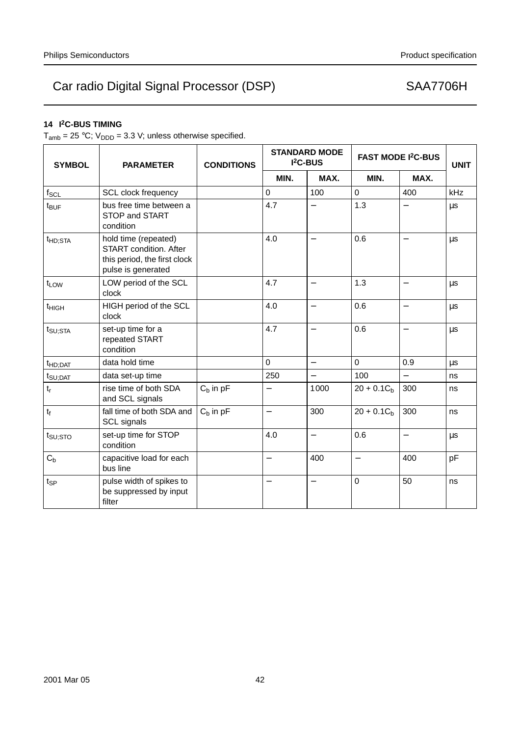## 14 I²C-BUS TIMING

$T_{amb}$ = 25 °C; $V_{DDD}$ = 3.3 V; unless otherwise specified.

| SYMBOL | PARAMETER | CONDITIONS | STANDARD MODE I²C-BUS | | FAST MODE I²C-BUS | | UNIT |
|---|---|---|---|---|---|---|---|
| | | | MIN. | MAX. | MIN. | MAX. | |
| $f_{SCL}$ | SCL clock frequency | | 0 | 100 | 0 | 400 | kHz |
| $t_{BUF}$ | bus free time between a STOP and START condition | | 4.7 | − | 1.3 | − | μs |
| $t_{HD;STA}$ | hold time (repeated) START condition. After this period, the first clock pulse is generated | | 4.0 | − | 0.6 | − | μs |
| $t_{LOW}$ | LOW period of the SCL clock | | 4.7 | − | 1.3 | − | μs |
| $t_{HIGH}$ | HIGH period of the SCL clock | | 4.0 | − | 0.6 | − | μs |
| $t_{SU;STA}$ | set-up time for a repeated START condition | | 4.7 | − | 0.6 | − | μs |
| $t_{HD;DAT}$ | data hold time | | 0 | − | 0 | 0.9 | μs |
| $t_{SU;DAT}$ | data set-up time | | 250 | − | 100 | − | ns |
| $t_r$ | rise time of both SDA and SCL signals | $C_b$ in pF | − | 1000 | $20 + 0.1C_b$ | 300 | ns |
| $t_f$ | fall time of both SDA and SCL signals | $C_b$ in pF | − | 300 | $20 + 0.1C_b$ | 300 | ns |
| $t_{SU;STO}$ | set-up time for STOP condition | | 4.0 | − | 0.6 | − | μs |
| $C_b$ | capacitive load for each bus line | | − | 400 | − | 400 | pF |
| $t_{SP}$ | pulse width of spikes to be suppressed by input filter | | − | − | 0 | 50 | ns |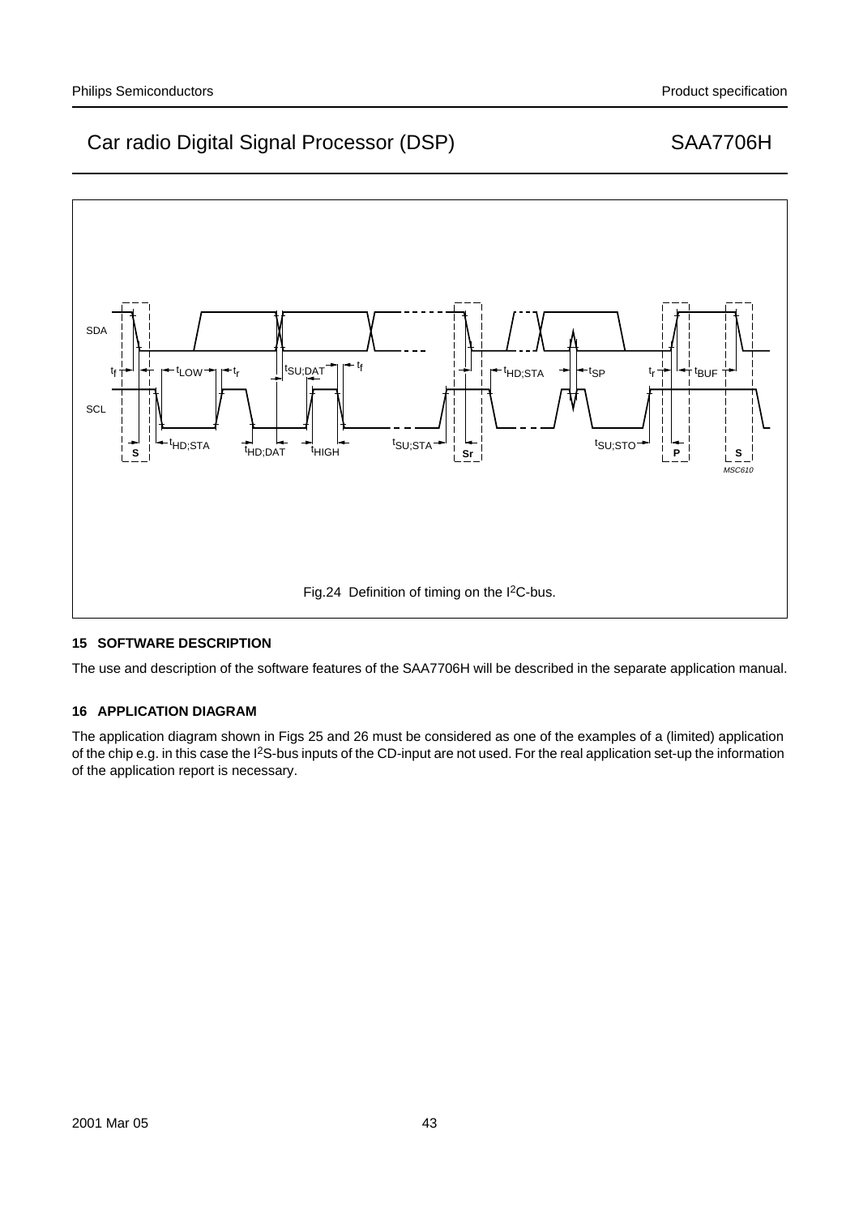Fig.24 Definition of timing on the I²C-bus.

## 15 SOFTWARE DESCRIPTION

The use and description of the software features of the SAA7706H will be described in the separate application manual.

## 16 APPLICATION DIAGRAM

The application diagram shown in Figs 25 and 26 must be considered as one of the examples of a (limited) application of the chip e.g. in this case the I²S-bus inputs of the CD-input are not used. For the real application set-up the information of the application report is necessary.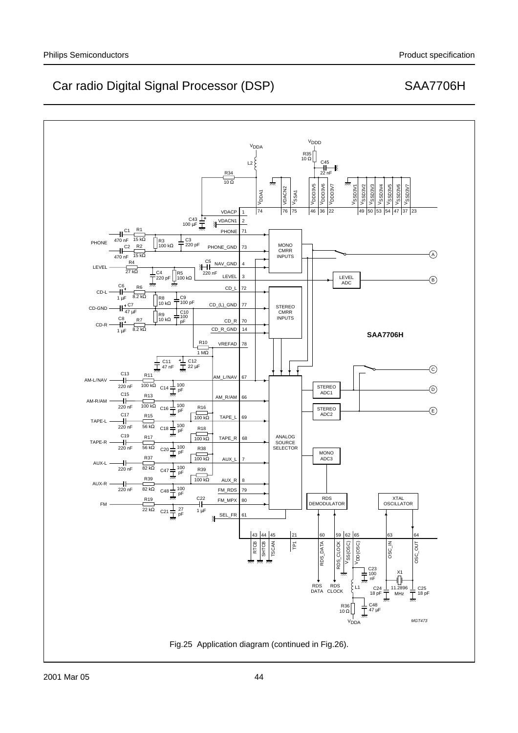Fig.25 Application diagram (continued in Fig.26).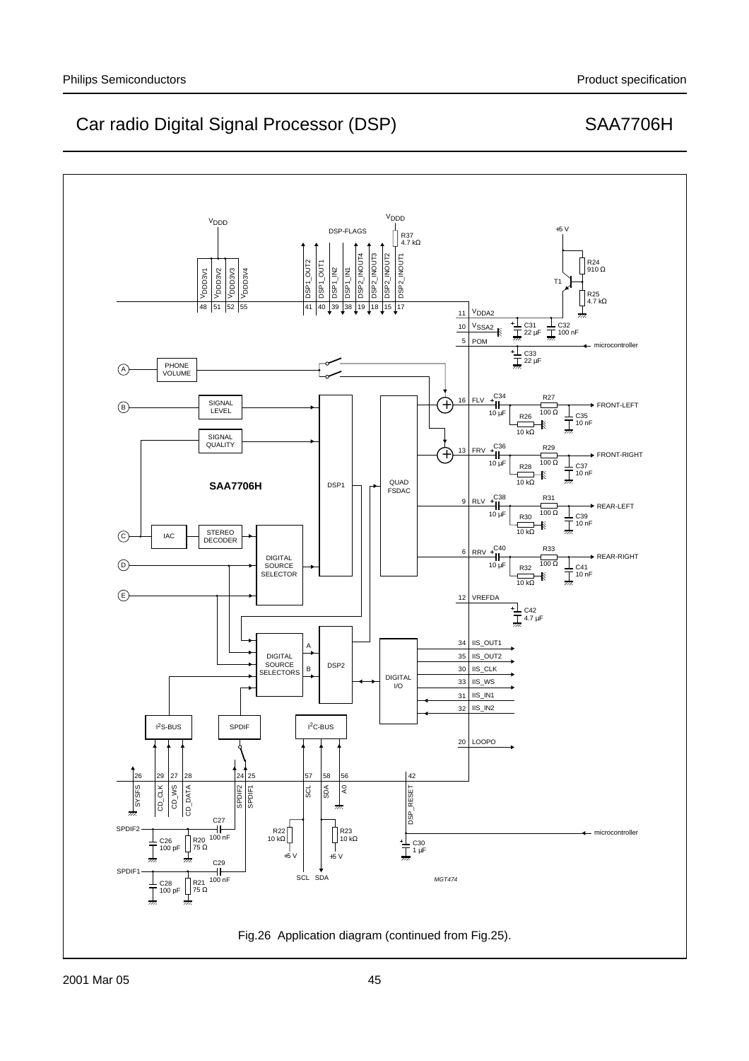# Car radio Digital Signal Processor (DSP) SAA7706H

Fig.26 Application diagram (continued from Fig.25).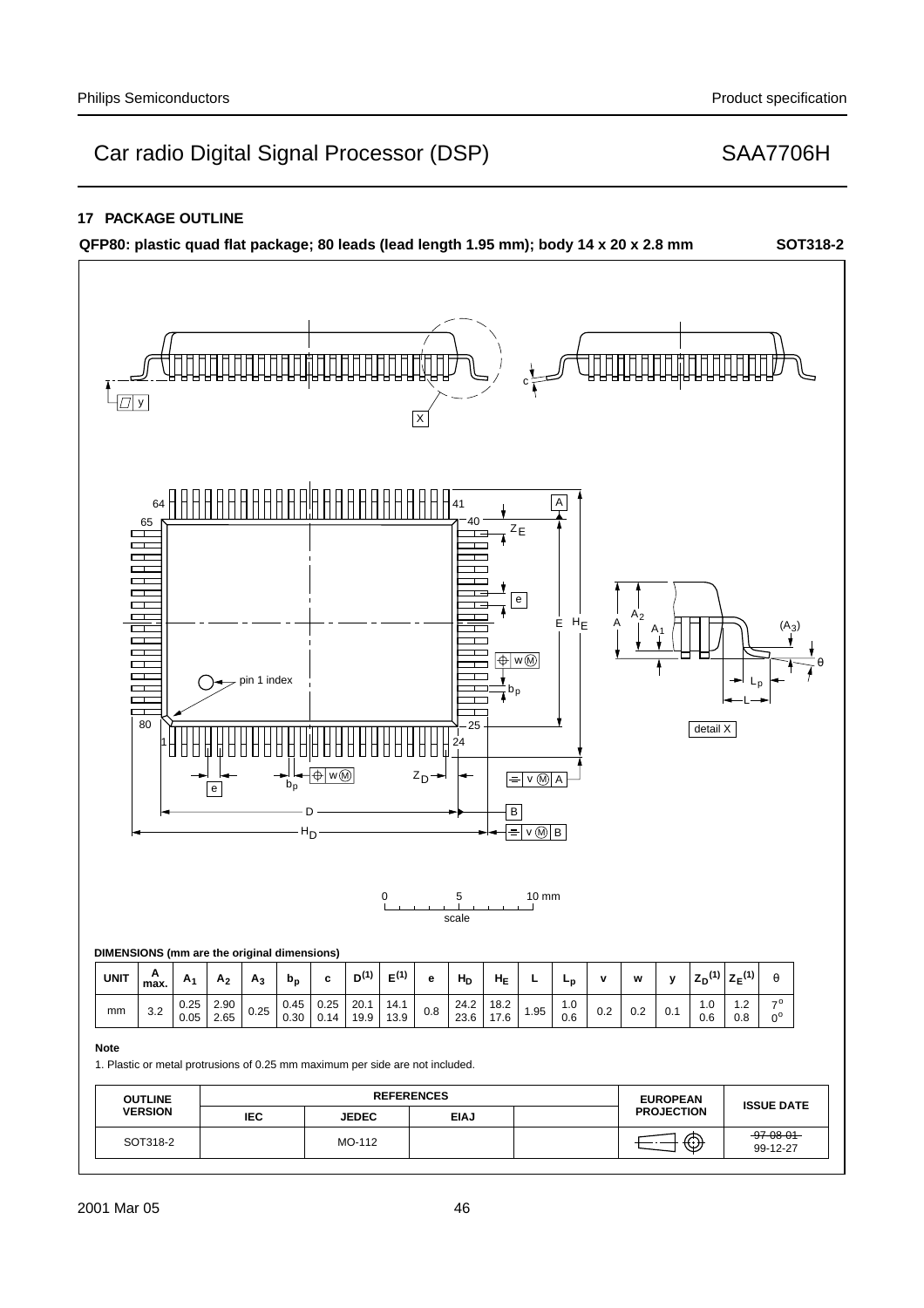## 17 PACKAGE OUTLINE

**QFP80: plastic quad flat package; 80 leads (lead length 1.95 mm); body 14 x 20 x 2.8 mm** **SOT318-2**

**DIMENSIONS (mm are the original dimensions)**

| UNIT | A max. | $A_1$ | $A_2$ | $A_3$ | $b_p$ | c | $D^{(1)}$ | $E^{(1)}$ | e | $H_D$ | $H_E$ | L | $L_p$ | v | w | y | $Z_D^{(1)}$ | $Z_E^{(1)}$ | θ |
|---|---|---|---|---|---|---|---|---|---|---|---|---|---|---|---|---|---|---|---|
| mm | 3.2 | 0.25<br>0.05 | 2.90<br>2.65 | 0.25 | 0.45<br>0.30 | 0.25<br>0.14 | 20.1<br>19.9 | 14.1<br>13.9 | 0.8 | 24.2<br>23.6 | 18.2<br>17.6 | 1.95 | 1.0<br>0.6 | 0.2 | 0.2 | 0.1 | 1.0<br>0.6 | 1.2<br>0.8 | 7°<br>0° |

**Note**

1. Plastic or metal protrusions of 0.25 mm maximum per side are not included.

| OUTLINE VERSION | REFERENCES IEC | REFERENCES JEDEC | REFERENCES EIAJ | | EUROPEAN PROJECTION | ISSUE DATE |
|---|---|---|---|---|---|---|
| SOT318-2 | | MO-112 | | | | ~~97-08-01~~<br>99-12-27 |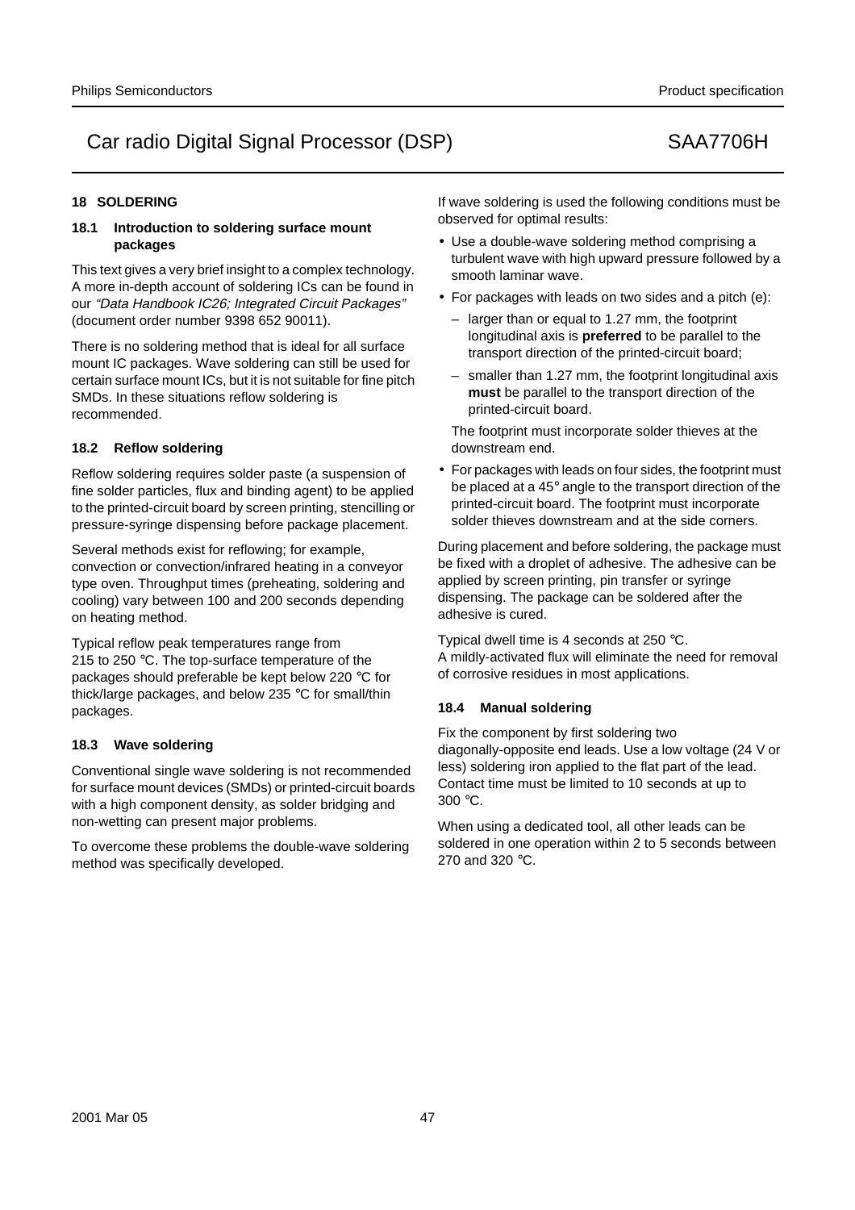## 18 SOLDERING

### 18.1 Introduction to soldering surface mount packages

This text gives a very brief insight to a complex technology. A more in-depth account of soldering ICs can be found in our *"Data Handbook IC26; Integrated Circuit Packages"* (document order number 9398 652 90011).

There is no soldering method that is ideal for all surface mount IC packages. Wave soldering can still be used for certain surface mount ICs, but it is not suitable for fine pitch SMDs. In these situations reflow soldering is recommended.

### 18.2 Reflow soldering

Reflow soldering requires solder paste (a suspension of fine solder particles, flux and binding agent) to be applied to the printed-circuit board by screen printing, stencilling or pressure-syringe dispensing before package placement.

Several methods exist for reflowing; for example, convection or convection/infrared heating in a conveyor type oven. Throughput times (preheating, soldering and cooling) vary between 100 and 200 seconds depending on heating method.

Typical reflow peak temperatures range from 215 to 250 °C. The top-surface temperature of the packages should preferable be kept below 220 °C for thick/large packages, and below 235 °C for small/thin packages.

### 18.3 Wave soldering

Conventional single wave soldering is not recommended for surface mount devices (SMDs) or printed-circuit boards with a high component density, as solder bridging and non-wetting can present major problems.

To overcome these problems the double-wave soldering method was specifically developed.

If wave soldering is used the following conditions must be observed for optimal results:

- Use a double-wave soldering method comprising a turbulent wave with high upward pressure followed by a smooth laminar wave.
- For packages with leads on two sides and a pitch (e):
  - larger than or equal to 1.27 mm, the footprint longitudinal axis is **preferred** to be parallel to the transport direction of the printed-circuit board;
  - smaller than 1.27 mm, the footprint longitudinal axis **must** be parallel to the transport direction of the printed-circuit board.

  The footprint must incorporate solder thieves at the downstream end.
- For packages with leads on four sides, the footprint must be placed at a 45° angle to the transport direction of the printed-circuit board. The footprint must incorporate solder thieves downstream and at the side corners.

During placement and before soldering, the package must be fixed with a droplet of adhesive. The adhesive can be applied by screen printing, pin transfer or syringe dispensing. The package can be soldered after the adhesive is cured.

Typical dwell time is 4 seconds at 250 °C.
A mildly-activated flux will eliminate the need for removal of corrosive residues in most applications.

### 18.4 Manual soldering

Fix the component by first soldering two diagonally-opposite end leads. Use a low voltage (24 V or less) soldering iron applied to the flat part of the lead. Contact time must be limited to 10 seconds at up to 300 °C.

When using a dedicated tool, all other leads can be soldered in one operation within 2 to 5 seconds between 270 and 320 °C.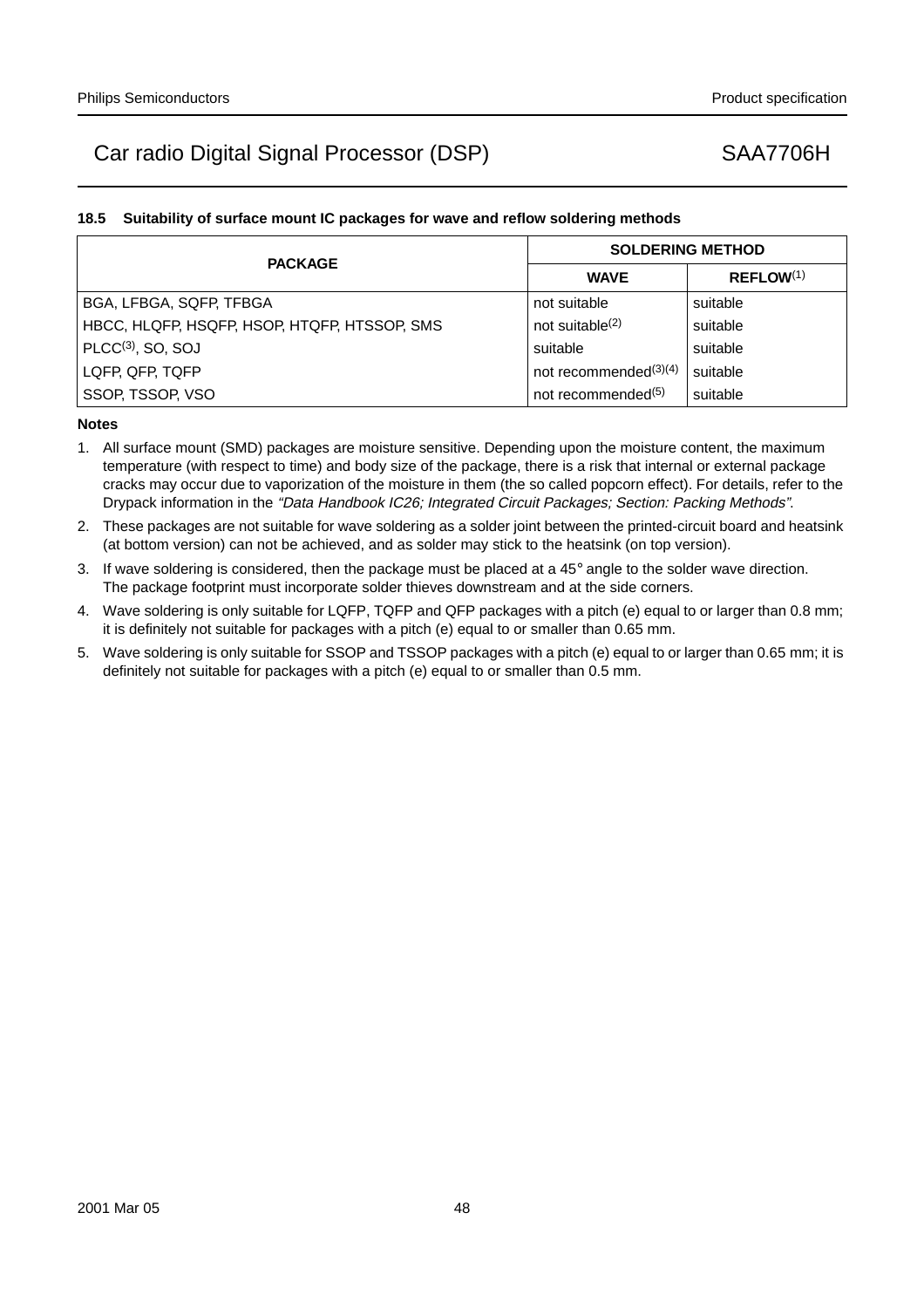### 18.5 Suitability of surface mount IC packages for wave and reflow soldering methods

| PACKAGE | SOLDERING METHOD | |
|---|---|---|
| | WAVE | REFLOW[1] |
| BGA, LFBGA, SQFP, TFBGA | not suitable | suitable |
| HBCC, HLQFP, HSQFP, HSOP, HTQFP, HTSSOP, SMS | not suitable[2] | suitable |
| PLCC[3], SO, SOJ | suitable | suitable |
| LQFP, QFP, TQFP | not recommended[3][4] | suitable |
| SSOP, TSSOP, VSO | not recommended[5] | suitable |

**Notes**

1. All surface mount (SMD) packages are moisture sensitive. Depending upon the moisture content, the maximum temperature (with respect to time) and body size of the package, there is a risk that internal or external package cracks may occur due to vaporization of the moisture in them (the so called popcorn effect). For details, refer to the Drypack information in the *“Data Handbook IC26; Integrated Circuit Packages; Section: Packing Methods”*.
2. These packages are not suitable for wave soldering as a solder joint between the printed-circuit board and heatsink (at bottom version) can not be achieved, and as solder may stick to the heatsink (on top version).
3. If wave soldering is considered, then the package must be placed at a 45° angle to the solder wave direction. The package footprint must incorporate solder thieves downstream and at the side corners.
4. Wave soldering is only suitable for LQFP, TQFP and QFP packages with a pitch (e) equal to or larger than 0.8 mm; it is definitely not suitable for packages with a pitch (e) equal to or smaller than 0.65 mm.
5. Wave soldering is only suitable for SSOP and TSSOP packages with a pitch (e) equal to or larger than 0.65 mm; it is definitely not suitable for packages with a pitch (e) equal to or smaller than 0.5 mm.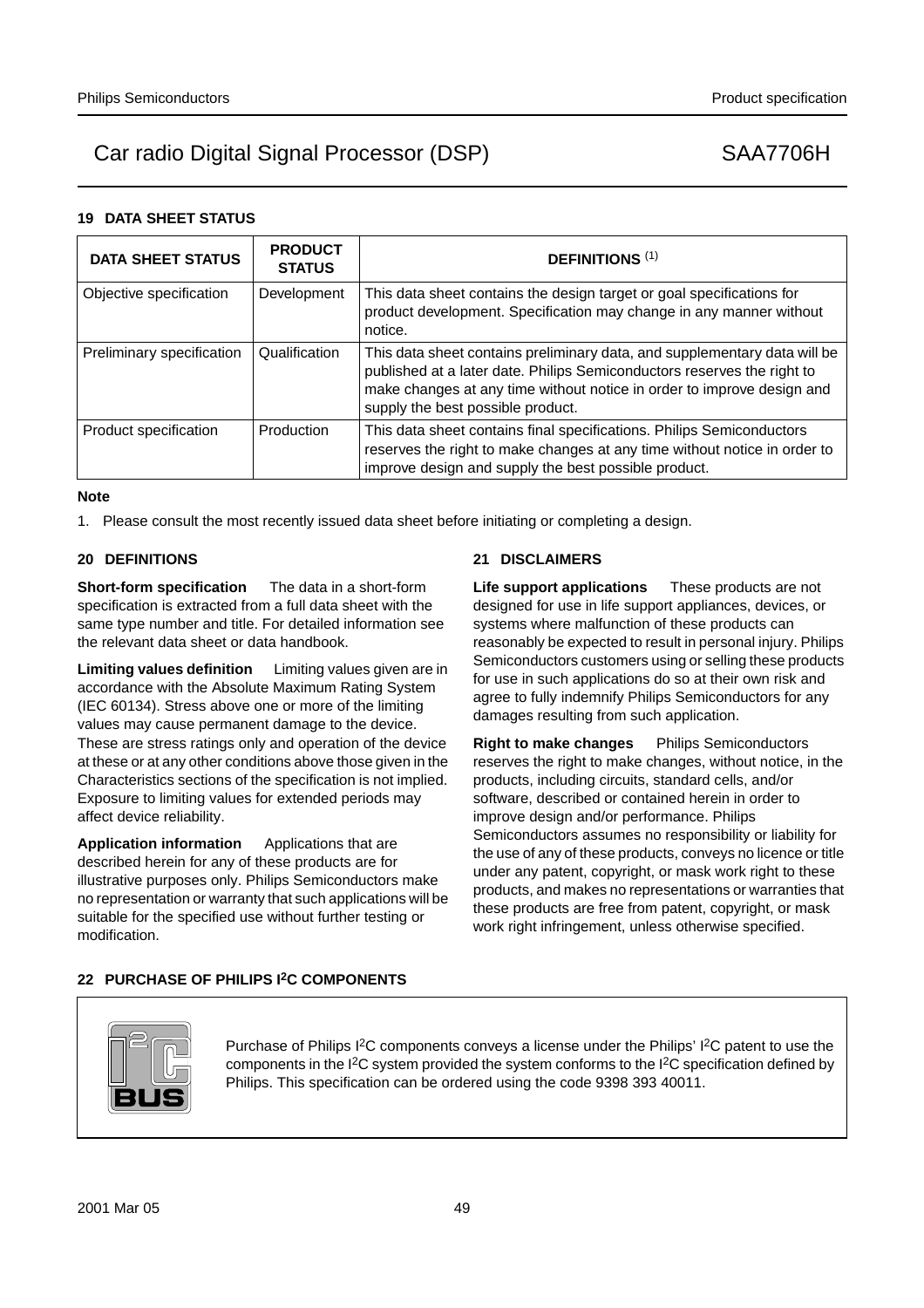## 19 DATA SHEET STATUS

| DATA SHEET STATUS | PRODUCT STATUS | DEFINITIONS [(1)] |
|---|---|---|
| Objective specification | Development | This data sheet contains the design target or goal specifications for product development. Specification may change in any manner without notice. |
| Preliminary specification | Qualification | This data sheet contains preliminary data, and supplementary data will be published at a later date. Philips Semiconductors reserves the right to make changes at any time without notice in order to improve design and supply the best possible product. |
| Product specification | Production | This data sheet contains final specifications. Philips Semiconductors reserves the right to make changes at any time without notice in order to improve design and supply the best possible product. |

**Note**

1. Please consult the most recently issued data sheet before initiating or completing a design.

## 20 DEFINITIONS

**Short-form specification** The data in a short-form specification is extracted from a full data sheet with the same type number and title. For detailed information see the relevant data sheet or data handbook.

**Limiting values definition** Limiting values given are in accordance with the Absolute Maximum Rating System (IEC 60134). Stress above one or more of the limiting values may cause permanent damage to the device. These are stress ratings only and operation of the device at these or at any other conditions above those given in the Characteristics sections of the specification is not implied. Exposure to limiting values for extended periods may affect device reliability.

**Application information** Applications that are described herein for any of these products are for illustrative purposes only. Philips Semiconductors make no representation or warranty that such applications will be suitable for the specified use without further testing or modification.

## 21 DISCLAIMERS

**Life support applications** These products are not designed for use in life support appliances, devices, or systems where malfunction of these products can reasonably be expected to result in personal injury. Philips Semiconductors customers using or selling these products for use in such applications do so at their own risk and agree to fully indemnify Philips Semiconductors for any damages resulting from such application.

**Right to make changes** Philips Semiconductors reserves the right to make changes, without notice, in the products, including circuits, standard cells, and/or software, described or contained herein in order to improve design and/or performance. Philips Semiconductors assumes no responsibility or liability for the use of any of these products, conveys no licence or title under any patent, copyright, or mask work right to these products, and makes no representations or warranties that these products are free from patent, copyright, or mask work right infringement, unless otherwise specified.

## 22 PURCHASE OF PHILIPS I$^2$C COMPONENTS

Purchase of Philips I$^2$C components conveys a license under the Philips' I$^2$C patent to use the components in the I$^2$C system provided the system conforms to the I$^2$C specification defined by Philips. This specification can be ordered using the code 9398 393 40011.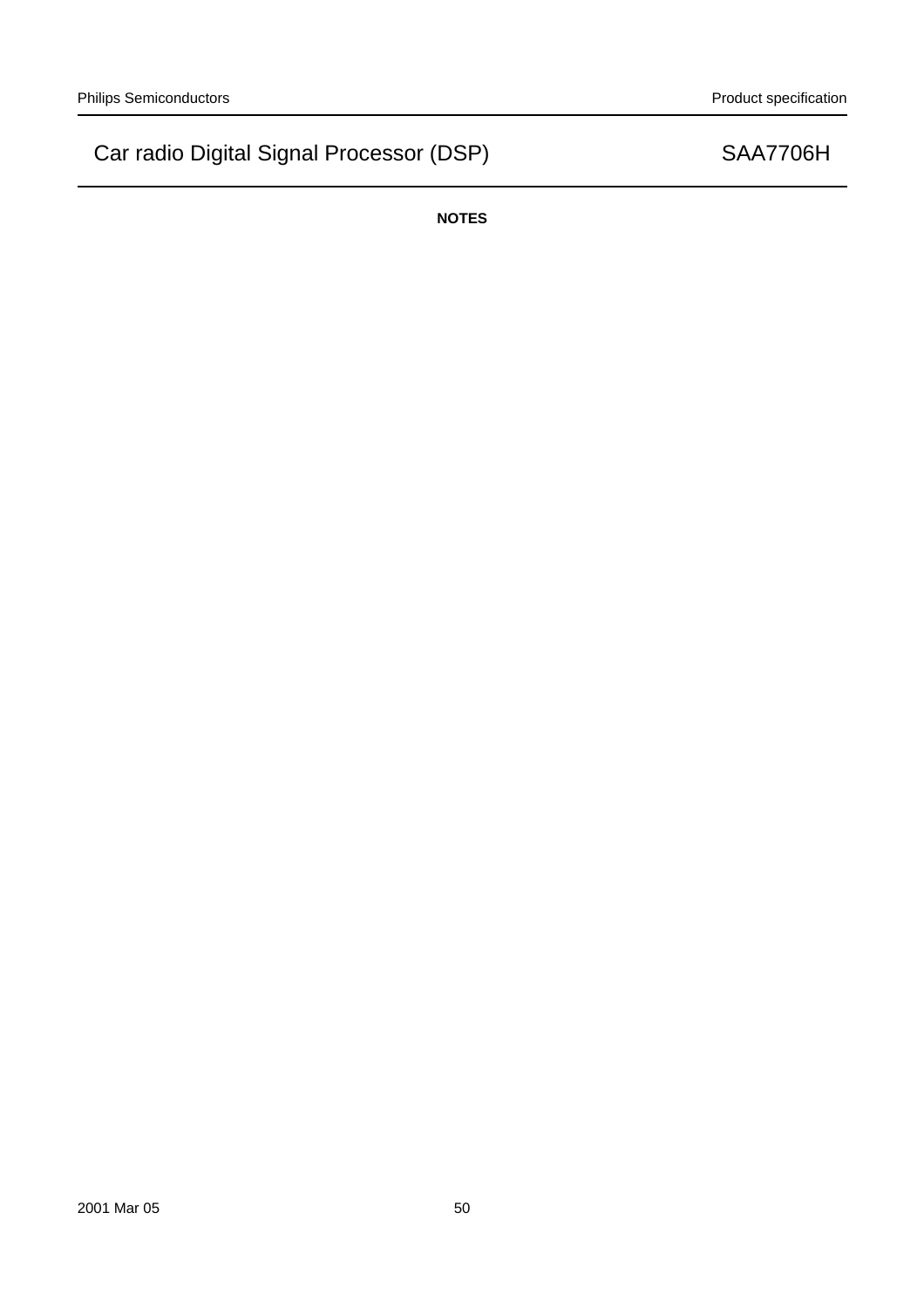**NOTES**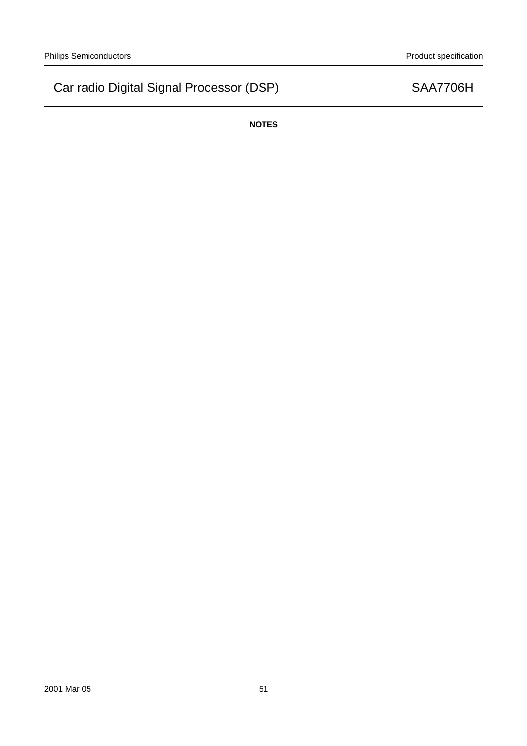**NOTES**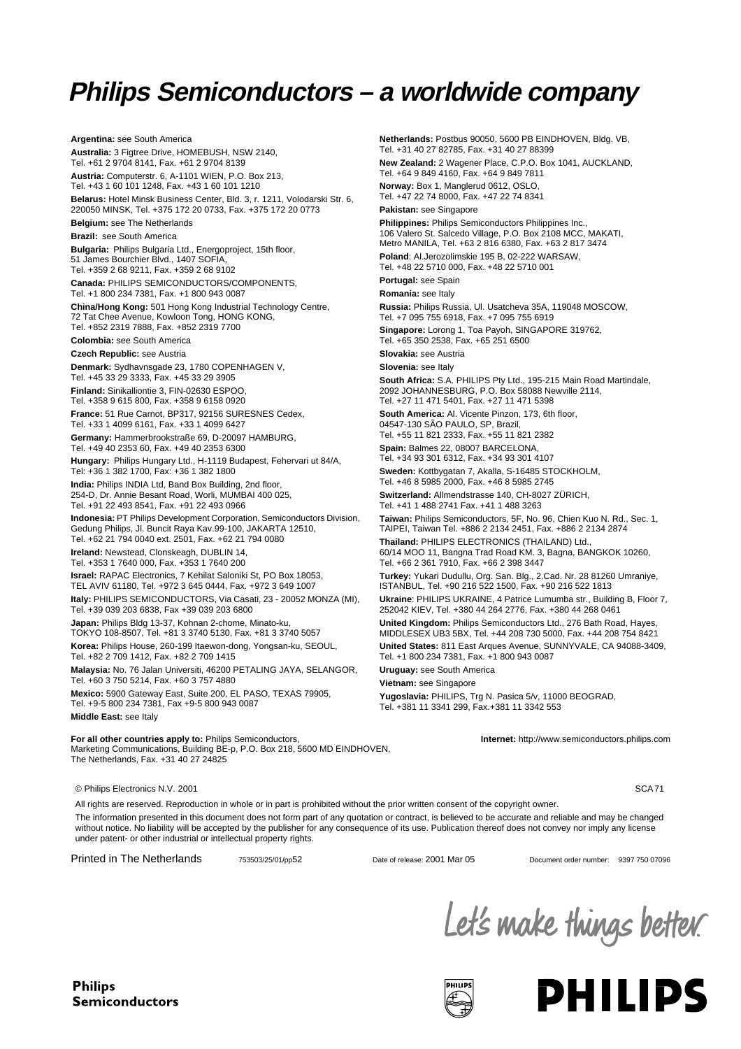# Philips Semiconductors – a worldwide company

**Argentina:** see South America

**Australia:** 3 Figtree Drive, HOMEBUSH, NSW 2140, Tel. +61 2 9704 8141, Fax. +61 2 9704 8139

**Austria:** Computerstr. 6, A-1101 WIEN, P.O. Box 213, Tel. +43 1 60 101 1248, Fax. +43 1 60 101 1210

**Belarus:** Hotel Minsk Business Center, Bld. 3, r. 1211, Volodarski Str. 6, 220050 MINSK, Tel. +375 172 20 0733, Fax. +375 172 20 0773

**Belgium:** see The Netherlands

**Brazil:** see South America

**Bulgaria:** Philips Bulgaria Ltd., Energoproject, 15th floor, 51 James Bourchier Blvd., 1407 SOFIA, Tel. +359 2 68 9211, Fax. +359 2 68 9102

**Canada:** PHILIPS SEMICONDUCTORS/COMPONENTS, Tel. +1 800 234 7381, Fax. +1 800 943 0087

**China/Hong Kong:** 501 Hong Kong Industrial Technology Centre, 72 Tat Chee Avenue, Kowloon Tong, HONG KONG, Tel. +852 2319 7888, Fax. +852 2319 7700

**Colombia:** see South America

**Czech Republic:** see Austria

**Denmark:** Sydhavnsgade 23, 1780 COPENHAGEN V, Tel. +45 33 29 3333, Fax. +45 33 29 3905

**Finland:** Sinikalliontie 3, FIN-02630 ESPOO, Tel. +358 9 615 800, Fax. +358 9 6158 0920

**France:** 51 Rue Carnot, BP317, 92156 SURESNES Cedex, Tel. +33 1 4099 6161, Fax. +33 1 4099 6427

**Germany:** Hammerbrookstraße 69, D-20097 HAMBURG, Tel. +49 40 2353 60, Fax. +49 40 2353 6300

**Hungary:** Philips Hungary Ltd., H-1119 Budapest, Fehervari ut 84/A, Tel: +36 1 382 1700, Fax: +36 1 382 1800

**India:** Philips INDIA Ltd, Band Box Building, 2nd floor, 254-D, Dr. Annie Besant Road, Worli, MUMBAI 400 025, Tel. +91 22 493 8541, Fax. +91 22 493 0966

**Indonesia:** PT Philips Development Corporation, Semiconductors Division, Gedung Philips, Jl. Buncit Raya Kav.99-100, JAKARTA 12510, Tel. +62 21 794 0040 ext. 2501, Fax. +62 21 794 0080

**Ireland:** Newstead, Clonskeagh, DUBLIN 14, Tel. +353 1 7640 000, Fax. +353 1 7640 200

**Israel:** RAPAC Electronics, 7 Kehilat Saloniki St, PO Box 18053, TEL AVIV 61180, Tel. +972 3 645 0444, Fax. +972 3 649 1007

**Italy:** PHILIPS SEMICONDUCTORS, Via Casati, 23 - 20052 MONZA (MI), Tel. +39 039 203 6838, Fax +39 039 203 6800

**Japan:** Philips Bldg 13-37, Kohnan 2-chome, Minato-ku, TOKYO 108-8507, Tel. +81 3 3740 5130, Fax. +81 3 3740 5057

**Korea:** Philips House, 260-199 Itaewon-dong, Yongsan-ku, SEOUL, Tel. +82 2 709 1412, Fax. +82 2 709 1415

**Malaysia:** No. 76 Jalan Universiti, 46200 PETALING JAYA, SELANGOR, Tel. +60 3 750 5214, Fax. +60 3 757 4880

**Mexico:** 5900 Gateway East, Suite 200, EL PASO, TEXAS 79905, Tel. +9-5 800 234 7381, Fax +9-5 800 943 0087

**Middle East:** see Italy

**Netherlands:** Postbus 90050, 5600 PB EINDHOVEN, Bldg. VB, Tel. +31 40 27 82785, Fax. +31 40 27 88399

**New Zealand:** 2 Wagener Place, C.P.O. Box 1041, AUCKLAND, Tel. +64 9 849 4160, Fax. +64 9 849 7811

**Norway:** Box 1, Manglerud 0612, OSLO, Tel. +47 22 74 8000, Fax. +47 22 74 8341

**Pakistan:** see Singapore

**Philippines:** Philips Semiconductors Philippines Inc., 106 Valero St. Salcedo Village, P.O. Box 2108 MCC, MAKATI, Metro MANILA, Tel. +63 2 816 6380, Fax. +63 2 817 3474

**Poland**: Al.Jerozolimskie 195 B, 02-222 WARSAW, Tel. +48 22 5710 000, Fax. +48 22 5710 001

**Portugal:** see Spain

**Romania:** see Italy

**Russia:** Philips Russia, Ul. Usatcheva 35A, 119048 MOSCOW, Tel. +7 095 755 6918, Fax. +7 095 755 6919

**Singapore:** Lorong 1, Toa Payoh, SINGAPORE 319762, Tel. +65 350 2538, Fax. +65 251 6500

**Slovakia:** see Austria

**Slovenia:** see Italy

**South Africa:** S.A. PHILIPS Pty Ltd., 195-215 Main Road Martindale, 2092 JOHANNESBURG, P.O. Box 58088 Newville 2114, Tel. +27 11 471 5401, Fax. +27 11 471 5398

**South America:** Al. Vicente Pinzon, 173, 6th floor, 04547-130 SÃO PAULO, SP, Brazil, Tel. +55 11 821 2333, Fax. +55 11 821 2382

**Spain:** Balmes 22, 08007 BARCELONA, Tel. +34 93 301 6312, Fax. +34 93 301 4107

**Sweden:** Kottbygatan 7, Akalla, S-16485 STOCKHOLM, Tel. +46 8 5985 2000, Fax. +46 8 5985 2745

**Switzerland:** Allmendstrasse 140, CH-8027 ZÜRICH, Tel. +41 1 488 2741 Fax. +41 1 488 3263

**Taiwan:** Philips Semiconductors, 5F, No. 96, Chien Kuo N. Rd., Sec. 1, TAIPEI, Taiwan Tel. +886 2 2134 2451, Fax. +886 2 2134 2874

**Thailand:** PHILIPS ELECTRONICS (THAILAND) Ltd., 60/14 MOO 11, Bangna Trad Road KM. 3, Bagna, BANGKOK 10260, Tel. +66 2 361 7910, Fax. +66 2 398 3447

**Turkey:** Yukari Dudullu, Org. San. Blg., 2.Cad. Nr. 28 81260 Umraniye, ISTANBUL, Tel. +90 216 522 1500, Fax. +90 216 522 1813

**Ukraine**: PHILIPS UKRAINE, 4 Patrice Lumumba str., Building B, Floor 7, 252042 KIEV, Tel. +380 44 264 2776, Fax. +380 44 268 0461

**United Kingdom:** Philips Semiconductors Ltd., 276 Bath Road, Hayes, MIDDLESEX UB3 5BX, Tel. +44 208 730 5000, Fax. +44 208 754 8421

**United States:** 811 East Arques Avenue, SUNNYVALE, CA 94088-3409, Tel. +1 800 234 7381, Fax. +1 800 943 0087

**Uruguay:** see South America

**Vietnam:** see Singapore

**Yugoslavia:** PHILIPS, Trg N. Pasica 5/v, 11000 BEOGRAD, Tel. +381 11 3341 299, Fax.+381 11 3342 553

**For all other countries apply to:** Philips Semiconductors, Marketing Communications, Building BE-p, P.O. Box 218, 5600 MD EINDHOVEN, The Netherlands, Fax. +31 40 27 24825

**Internet:** http://www.semiconductors.philips.com

© Philips Electronics N.V. 2001 SCA71

All rights are reserved. Reproduction in whole or in part is prohibited without the prior written consent of the copyright owner.

The information presented in this document does not form part of any quotation or contract, is believed to be accurate and reliable and may be changed without notice. No liability will be accepted by the publisher for any consequence of its use. Publication thereof does not convey nor imply any license under patent- or other industrial or intellectual property rights.

Printed in The Netherlands 753503/25/01/pp52 Date of release: 2001 Mar 05 Document order number: 9397 750 07096

Let's make things better.

**Philips Semiconductors**

PHILIPS